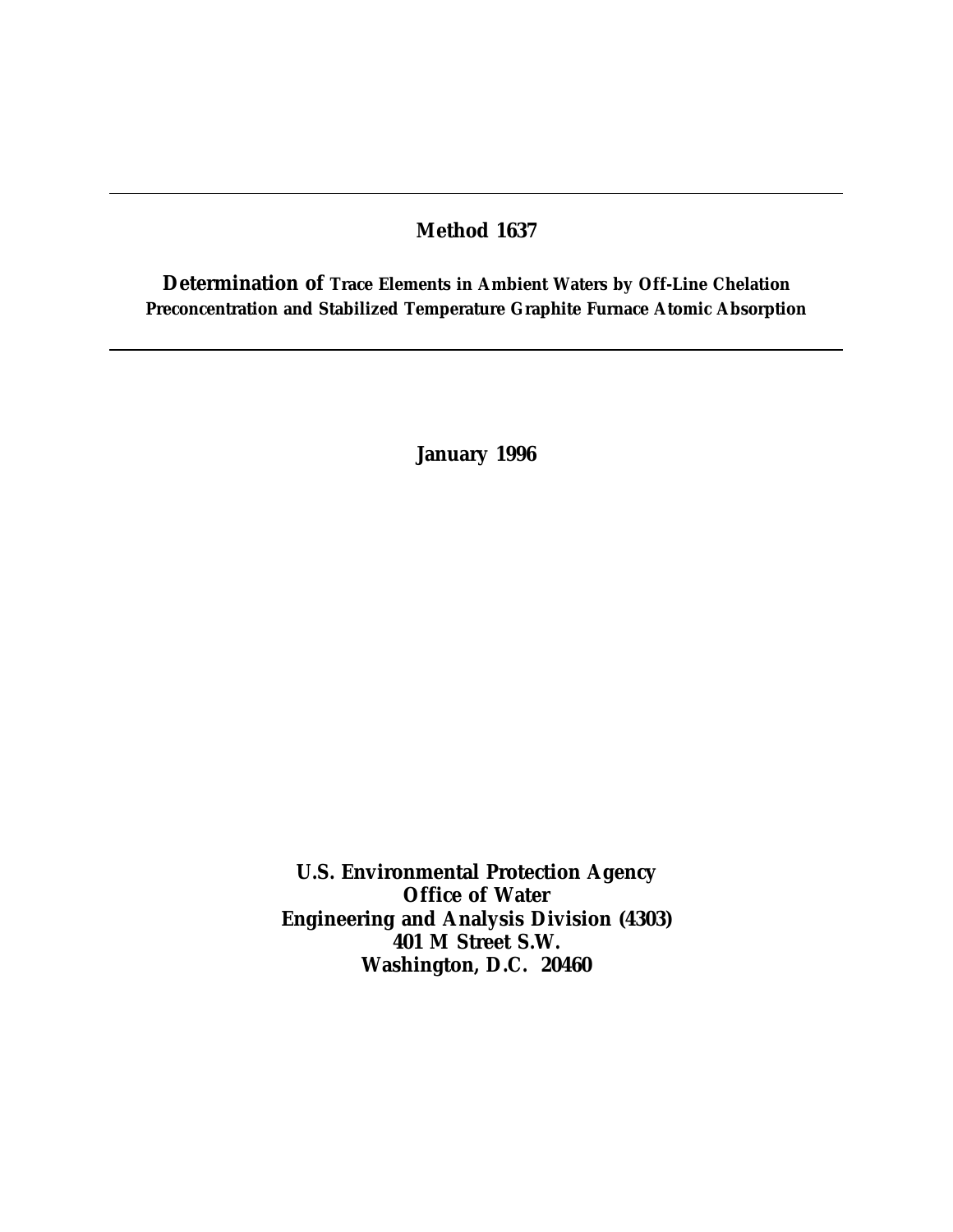# Method 1637

## Determination of Trace Elements in Ambient Waters by Off-Line Chelation Preconcentration and Stabilized Temperature Graphite Furnace Atomic Absorption

**January 1996**

**U.S. Environmental Protection Agency**
**Office of Water**
**Engineering and Analysis Division (4303)**
**401 M Street S.W.**
**Washington, D.C. 20460**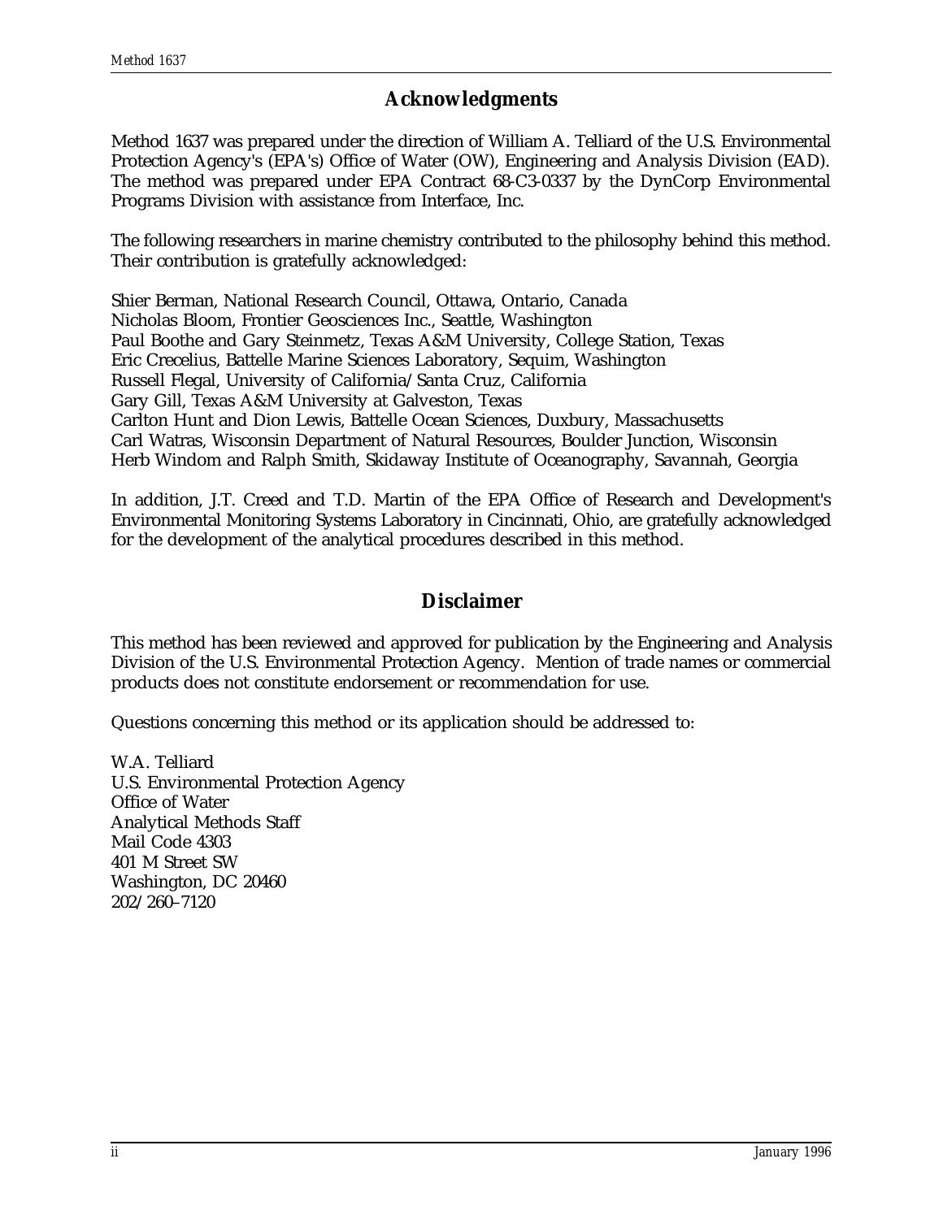## Acknowledgments

Method 1637 was prepared under the direction of William A. Telliard of the U.S. Environmental Protection Agency's (EPA's) Office of Water (OW), Engineering and Analysis Division (EAD). The method was prepared under EPA Contract 68-C3-0337 by the DynCorp Environmental Programs Division with assistance from Interface, Inc.

The following researchers in marine chemistry contributed to the philosophy behind this method. Their contribution is gratefully acknowledged:

Shier Berman, National Research Council, Ottawa, Ontario, Canada
Nicholas Bloom, Frontier Geosciences Inc., Seattle, Washington
Paul Boothe and Gary Steinmetz, Texas A&M University, College Station, Texas
Eric Crecelius, Battelle Marine Sciences Laboratory, Sequim, Washington
Russell Flegal, University of California/Santa Cruz, California
Gary Gill, Texas A&M University at Galveston, Texas
Carlton Hunt and Dion Lewis, Battelle Ocean Sciences, Duxbury, Massachusetts
Carl Watras, Wisconsin Department of Natural Resources, Boulder Junction, Wisconsin
Herb Windom and Ralph Smith, Skidaway Institute of Oceanography, Savannah, Georgia

In addition, J.T. Creed and T.D. Martin of the EPA Office of Research and Development's Environmental Monitoring Systems Laboratory in Cincinnati, Ohio, are gratefully acknowledged for the development of the analytical procedures described in this method.

## Disclaimer

This method has been reviewed and approved for publication by the Engineering and Analysis Division of the U.S. Environmental Protection Agency. Mention of trade names or commercial products does not constitute endorsement or recommendation for use.

Questions concerning this method or its application should be addressed to:

W.A. Telliard
U.S. Environmental Protection Agency
Office of Water
Analytical Methods Staff
Mail Code 4303
401 M Street SW
Washington, DC 20460
202/260–7120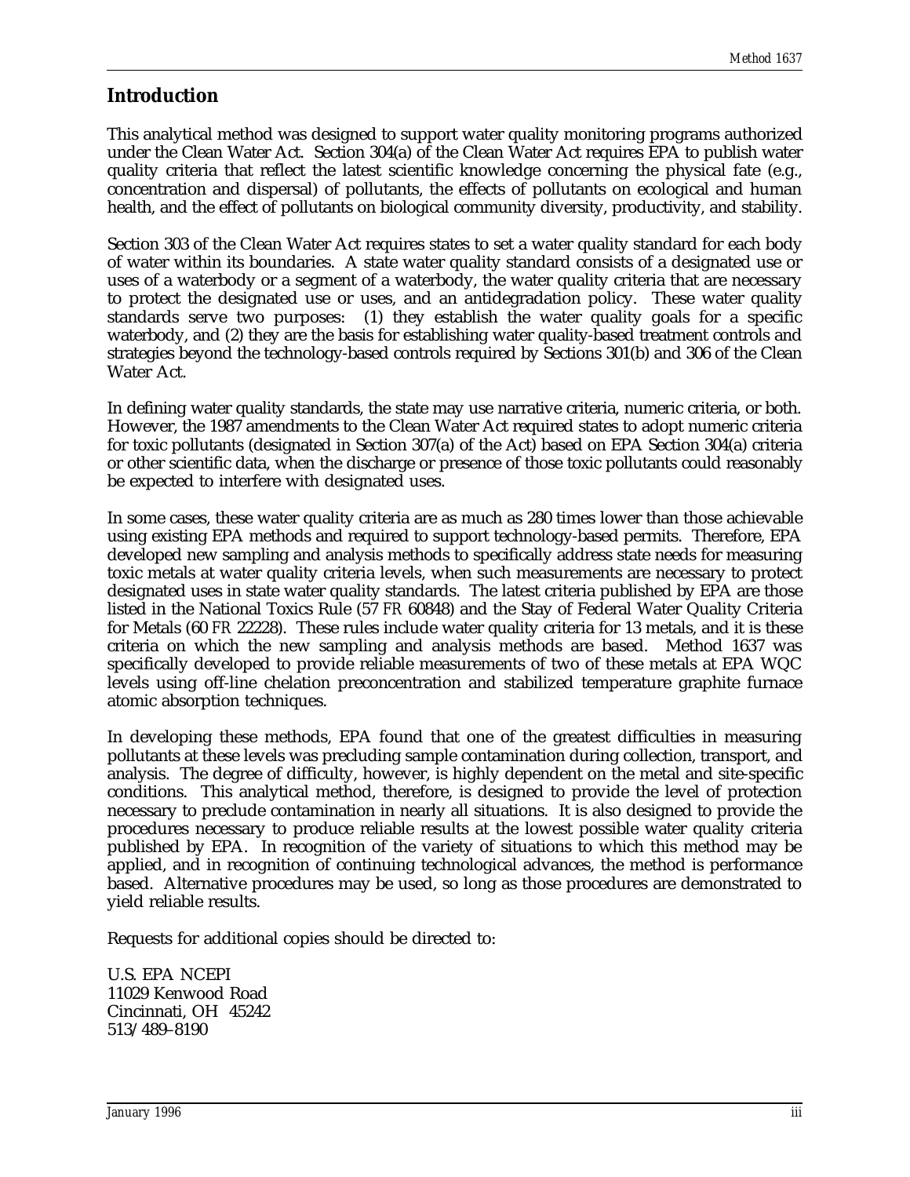## Introduction

This analytical method was designed to support water quality monitoring programs authorized under the Clean Water Act. Section 304(a) of the Clean Water Act requires EPA to publish water quality criteria that reflect the latest scientific knowledge concerning the physical fate (e.g., concentration and dispersal) of pollutants, the effects of pollutants on ecological and human health, and the effect of pollutants on biological community diversity, productivity, and stability.

Section 303 of the Clean Water Act requires states to set a water quality standard for each body of water within its boundaries. A state water quality standard consists of a designated use or uses of a waterbody or a segment of a waterbody, the water quality criteria that are necessary to protect the designated use or uses, and an antidegradation policy. These water quality standards serve two purposes: (1) they establish the water quality goals for a specific waterbody, and (2) they are the basis for establishing water quality-based treatment controls and strategies beyond the technology-based controls required by Sections 301(b) and 306 of the Clean Water Act.

In defining water quality standards, the state may use narrative criteria, numeric criteria, or both. However, the 1987 amendments to the Clean Water Act required states to adopt numeric criteria for toxic pollutants (designated in Section 307(a) of the Act) based on EPA Section 304(a) criteria or other scientific data, when the discharge or presence of those toxic pollutants could reasonably be expected to interfere with designated uses.

In some cases, these water quality criteria are as much as 280 times lower than those achievable using existing EPA methods and required to support technology-based permits. Therefore, EPA developed new sampling and analysis methods to specifically address state needs for measuring toxic metals at water quality criteria levels, when such measurements are necessary to protect designated uses in state water quality standards. The latest criteria published by EPA are those listed in the National Toxics Rule (57 *FR* 60848) and the Stay of Federal Water Quality Criteria for Metals (60 *FR* 22228). These rules include water quality criteria for 13 metals, and it is these criteria on which the new sampling and analysis methods are based. Method 1637 was specifically developed to provide reliable measurements of two of these metals at EPA WQC levels using off-line chelation preconcentration and stabilized temperature graphite furnace atomic absorption techniques.

In developing these methods, EPA found that one of the greatest difficulties in measuring pollutants at these levels was precluding sample contamination during collection, transport, and analysis. The degree of difficulty, however, is highly dependent on the metal and site-specific conditions. This analytical method, therefore, is designed to provide the level of protection necessary to preclude contamination in nearly all situations. It is also designed to provide the procedures necessary to produce reliable results at the lowest possible water quality criteria published by EPA. In recognition of the variety of situations to which this method may be applied, and in recognition of continuing technological advances, the method is performance based. Alternative procedures may be used, so long as those procedures are demonstrated to yield reliable results.

Requests for additional copies should be directed to:

U.S. EPA NCEPI
11029 Kenwood Road
Cincinnati, OH 45242
513/489-8190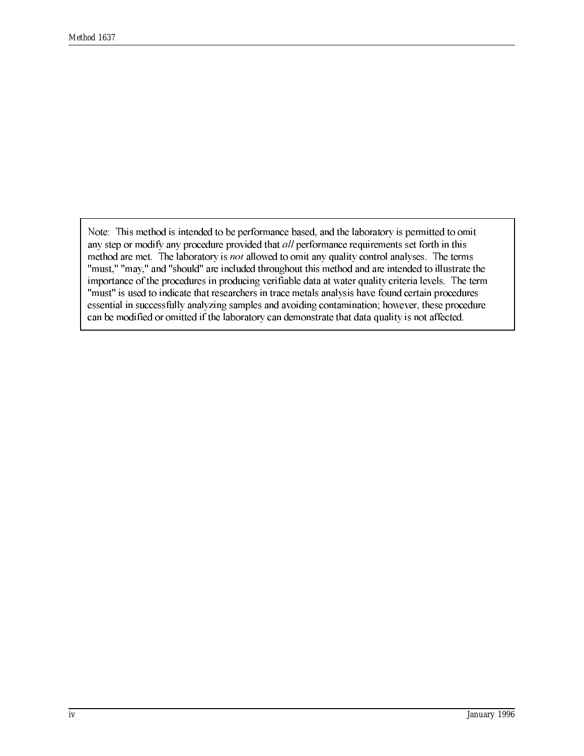Note: This method is intended to be performance based, and the laboratory is permitted to omit any step or modify any procedure provided that *all* performance requirements set forth in this method are met. The laboratory is *not* allowed to omit any quality control analyses. The terms "must," "may," and "should" are included throughout this method and are intended to illustrate the importance of the procedures in producing verifiable data at water quality criteria levels. The term "must" is used to indicate that researchers in trace metals analysis have found certain procedures essential in successfully analyzing samples and avoiding contamination; however, these procedure can be modified or omitted if the laboratory can demonstrate that data quality is not affected.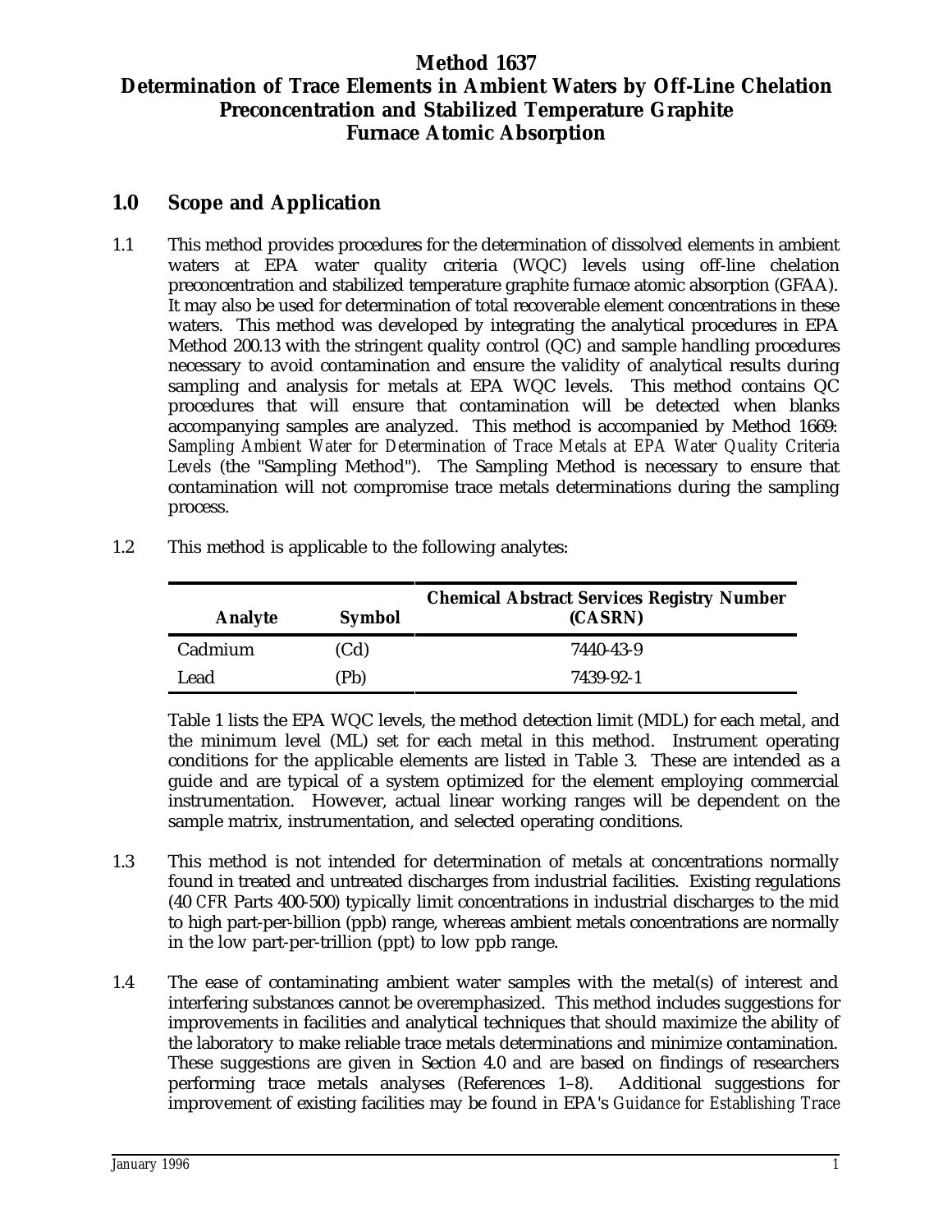# Method 1637
# Determination of Trace Elements in Ambient Waters by Off-Line Chelation Preconcentration and Stabilized Temperature Graphite Furnace Atomic Absorption

## 1.0 Scope and Application

1.1 This method provides procedures for the determination of dissolved elements in ambient waters at EPA water quality criteria (WQC) levels using off-line chelation preconcentration and stabilized temperature graphite furnace atomic absorption (GFAA). It may also be used for determination of total recoverable element concentrations in these waters. This method was developed by integrating the analytical procedures in EPA Method 200.13 with the stringent quality control (QC) and sample handling procedures necessary to avoid contamination and ensure the validity of analytical results during sampling and analysis for metals at EPA WQC levels. This method contains QC procedures that will ensure that contamination will be detected when blanks accompanying samples are analyzed. This method is accompanied by Method 1669: *Sampling Ambient Water for Determination of Trace Metals at EPA Water Quality Criteria Levels* (the "Sampling Method"). The Sampling Method is necessary to ensure that contamination will not compromise trace metals determinations during the sampling process.

1.2 This method is applicable to the following analytes:

| Analyte | Symbol | Chemical Abstract Services Registry Number (CASRN) |
|---|---|---|
| Cadmium | (Cd) | 7440-43-9 |
| Lead | (Pb) | 7439-92-1 |

Table 1 lists the EPA WQC levels, the method detection limit (MDL) for each metal, and the minimum level (ML) set for each metal in this method. Instrument operating conditions for the applicable elements are listed in Table 3. These are intended as a guide and are typical of a system optimized for the element employing commercial instrumentation. However, actual linear working ranges will be dependent on the sample matrix, instrumentation, and selected operating conditions.

1.3 This method is not intended for determination of metals at concentrations normally found in treated and untreated discharges from industrial facilities. Existing regulations (40 *CFR* Parts 400-500) typically limit concentrations in industrial discharges to the mid to high part-per-billion (ppb) range, whereas ambient metals concentrations are normally in the low part-per-trillion (ppt) to low ppb range.

1.4 The ease of contaminating ambient water samples with the metal(s) of interest and interfering substances cannot be overemphasized. This method includes suggestions for improvements in facilities and analytical techniques that should maximize the ability of the laboratory to make reliable trace metals determinations and minimize contamination. These suggestions are given in Section 4.0 and are based on findings of researchers performing trace metals analyses (References 1–8). Additional suggestions for improvement of existing facilities may be found in EPA's *Guidance for Establishing Trace*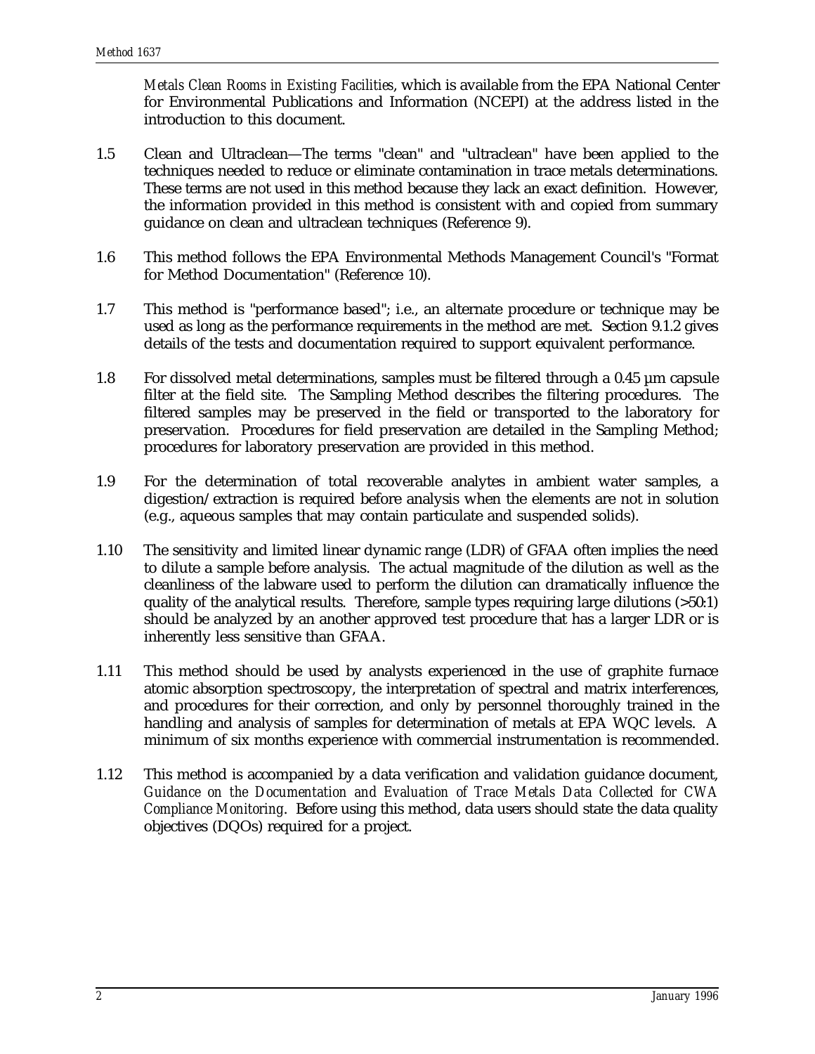*Metals Clean Rooms in Existing Facilities*, which is available from the EPA National Center for Environmental Publications and Information (NCEPI) at the address listed in the introduction to this document.

1.5 Clean and Ultraclean—The terms "clean" and "ultraclean" have been applied to the techniques needed to reduce or eliminate contamination in trace metals determinations. These terms are not used in this method because they lack an exact definition. However, the information provided in this method is consistent with and copied from summary guidance on clean and ultraclean techniques (Reference 9).

1.6 This method follows the EPA Environmental Methods Management Council's "Format for Method Documentation" (Reference 10).

1.7 This method is "performance based"; i.e., an alternate procedure or technique may be used as long as the performance requirements in the method are met. Section 9.1.2 gives details of the tests and documentation required to support equivalent performance.

1.8 For dissolved metal determinations, samples must be filtered through a 0.45 µm capsule filter at the field site. The Sampling Method describes the filtering procedures. The filtered samples may be preserved in the field or transported to the laboratory for preservation. Procedures for field preservation are detailed in the Sampling Method; procedures for laboratory preservation are provided in this method.

1.9 For the determination of total recoverable analytes in ambient water samples, a digestion/extraction is required before analysis when the elements are not in solution (e.g., aqueous samples that may contain particulate and suspended solids).

1.10 The sensitivity and limited linear dynamic range (LDR) of GFAA often implies the need to dilute a sample before analysis. The actual magnitude of the dilution as well as the cleanliness of the labware used to perform the dilution can dramatically influence the quality of the analytical results. Therefore, sample types requiring large dilutions (>50:1) should be analyzed by an another approved test procedure that has a larger LDR or is inherently less sensitive than GFAA.

1.11 This method should be used by analysts experienced in the use of graphite furnace atomic absorption spectroscopy, the interpretation of spectral and matrix interferences, and procedures for their correction, and only by personnel thoroughly trained in the handling and analysis of samples for determination of metals at EPA WQC levels. A minimum of six months experience with commercial instrumentation is recommended.

1.12 This method is accompanied by a data verification and validation guidance document, *Guidance on the Documentation and Evaluation of Trace Metals Data Collected for CWA Compliance Monitoring*. Before using this method, data users should state the data quality objectives (DQOs) required for a project.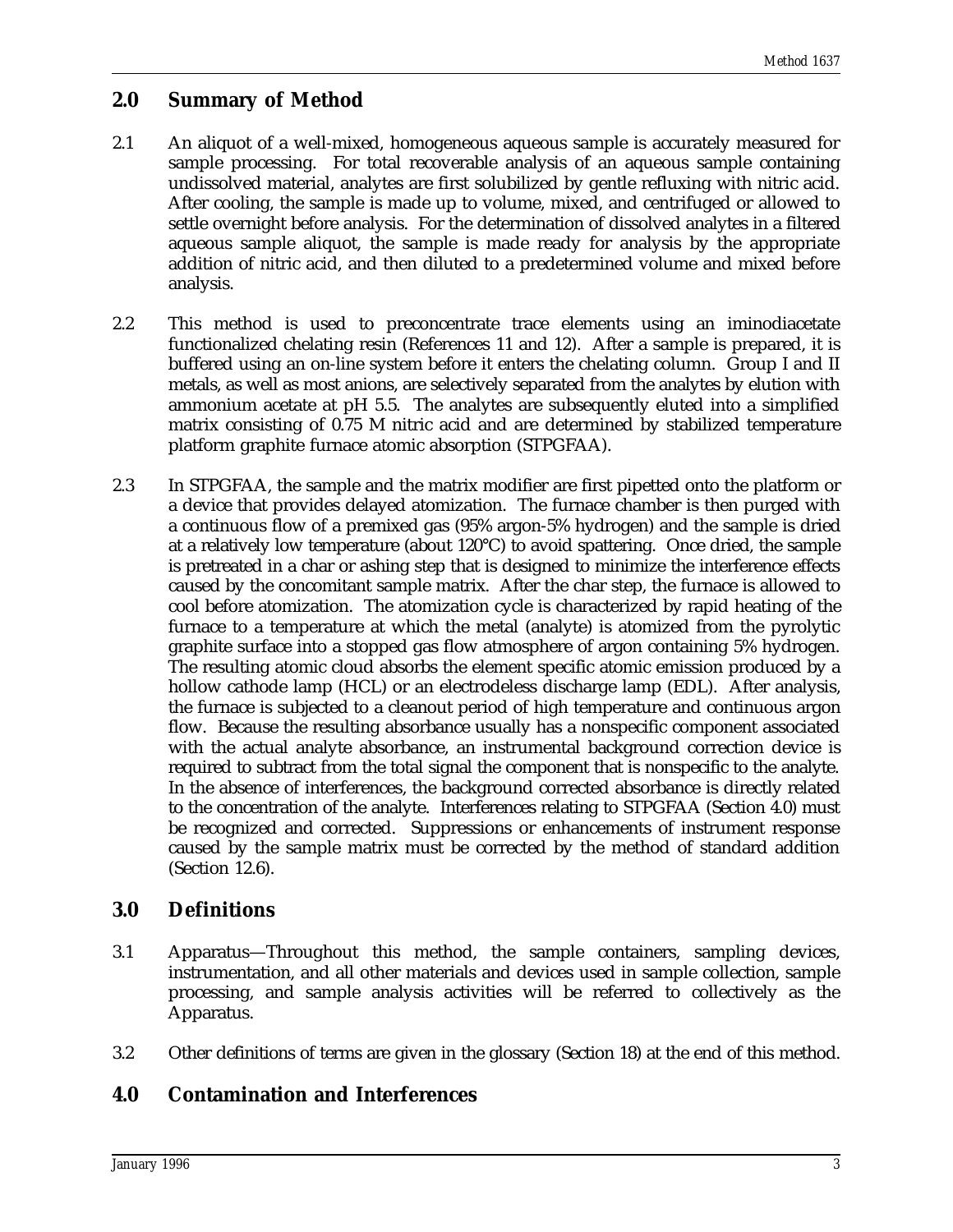## 2.0 Summary of Method

2.1 An aliquot of a well-mixed, homogeneous aqueous sample is accurately measured for sample processing. For total recoverable analysis of an aqueous sample containing undissolved material, analytes are first solubilized by gentle refluxing with nitric acid. After cooling, the sample is made up to volume, mixed, and centrifuged or allowed to settle overnight before analysis. For the determination of dissolved analytes in a filtered aqueous sample aliquot, the sample is made ready for analysis by the appropriate addition of nitric acid, and then diluted to a predetermined volume and mixed before analysis.

2.2 This method is used to preconcentrate trace elements using an iminodiacetate functionalized chelating resin (References 11 and 12). After a sample is prepared, it is buffered using an on-line system before it enters the chelating column. Group I and II metals, as well as most anions, are selectively separated from the analytes by elution with ammonium acetate at pH 5.5. The analytes are subsequently eluted into a simplified matrix consisting of 0.75 M nitric acid and are determined by stabilized temperature platform graphite furnace atomic absorption (STPGFAA).

2.3 In STPGFAA, the sample and the matrix modifier are first pipetted onto the platform or a device that provides delayed atomization. The furnace chamber is then purged with a continuous flow of a premixed gas (95% argon-5% hydrogen) and the sample is dried at a relatively low temperature (about 120°C) to avoid spattering. Once dried, the sample is pretreated in a char or ashing step that is designed to minimize the interference effects caused by the concomitant sample matrix. After the char step, the furnace is allowed to cool before atomization. The atomization cycle is characterized by rapid heating of the furnace to a temperature at which the metal (analyte) is atomized from the pyrolytic graphite surface into a stopped gas flow atmosphere of argon containing 5% hydrogen. The resulting atomic cloud absorbs the element specific atomic emission produced by a hollow cathode lamp (HCL) or an electrodeless discharge lamp (EDL). After analysis, the furnace is subjected to a cleanout period of high temperature and continuous argon flow. Because the resulting absorbance usually has a nonspecific component associated with the actual analyte absorbance, an instrumental background correction device is required to subtract from the total signal the component that is nonspecific to the analyte. In the absence of interferences, the background corrected absorbance is directly related to the concentration of the analyte. Interferences relating to STPGFAA (Section 4.0) must be recognized and corrected. Suppressions or enhancements of instrument response caused by the sample matrix must be corrected by the method of standard addition (Section 12.6).

## 3.0 Definitions

3.1 Apparatus—Throughout this method, the sample containers, sampling devices, instrumentation, and all other materials and devices used in sample collection, sample processing, and sample analysis activities will be referred to collectively as the Apparatus.

3.2 Other definitions of terms are given in the glossary (Section 18) at the end of this method.

## 4.0 Contamination and Interferences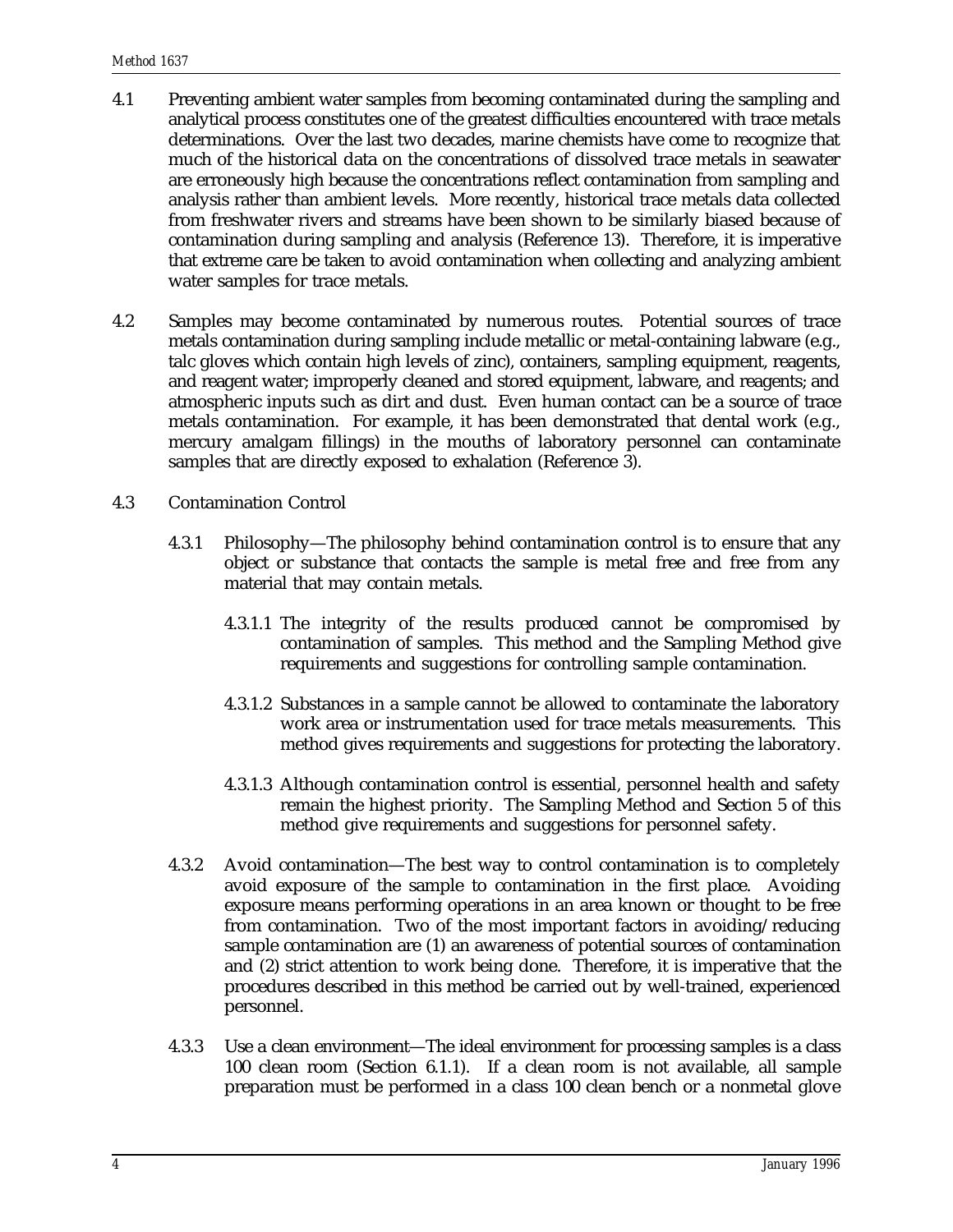4.1 Preventing ambient water samples from becoming contaminated during the sampling and analytical process constitutes one of the greatest difficulties encountered with trace metals determinations. Over the last two decades, marine chemists have come to recognize that much of the historical data on the concentrations of dissolved trace metals in seawater are erroneously high because the concentrations reflect contamination from sampling and analysis rather than ambient levels. More recently, historical trace metals data collected from freshwater rivers and streams have been shown to be similarly biased because of contamination during sampling and analysis (Reference 13). Therefore, it is imperative that extreme care be taken to avoid contamination when collecting and analyzing ambient water samples for trace metals.

4.2 Samples may become contaminated by numerous routes. Potential sources of trace metals contamination during sampling include metallic or metal-containing labware (e.g., talc gloves which contain high levels of zinc), containers, sampling equipment, reagents, and reagent water; improperly cleaned and stored equipment, labware, and reagents; and atmospheric inputs such as dirt and dust. Even human contact can be a source of trace metals contamination. For example, it has been demonstrated that dental work (e.g., mercury amalgam fillings) in the mouths of laboratory personnel can contaminate samples that are directly exposed to exhalation (Reference 3).

4.3 Contamination Control

4.3.1 Philosophy—The philosophy behind contamination control is to ensure that any object or substance that contacts the sample is metal free and free from any material that may contain metals.

4.3.1.1 The integrity of the results produced cannot be compromised by contamination of samples. This method and the Sampling Method give requirements and suggestions for controlling sample contamination.

4.3.1.2 Substances in a sample cannot be allowed to contaminate the laboratory work area or instrumentation used for trace metals measurements. This method gives requirements and suggestions for protecting the laboratory.

4.3.1.3 Although contamination control is essential, personnel health and safety remain the highest priority. The Sampling Method and Section 5 of this method give requirements and suggestions for personnel safety.

4.3.2 Avoid contamination—The best way to control contamination is to completely avoid exposure of the sample to contamination in the first place. Avoiding exposure means performing operations in an area known or thought to be free from contamination. Two of the most important factors in avoiding/reducing sample contamination are (1) an awareness of potential sources of contamination and (2) strict attention to work being done. Therefore, it is imperative that the procedures described in this method be carried out by well-trained, experienced personnel.

4.3.3 Use a clean environment—The ideal environment for processing samples is a class 100 clean room (Section 6.1.1). If a clean room is not available, all sample preparation must be performed in a class 100 clean bench or a nonmetal glove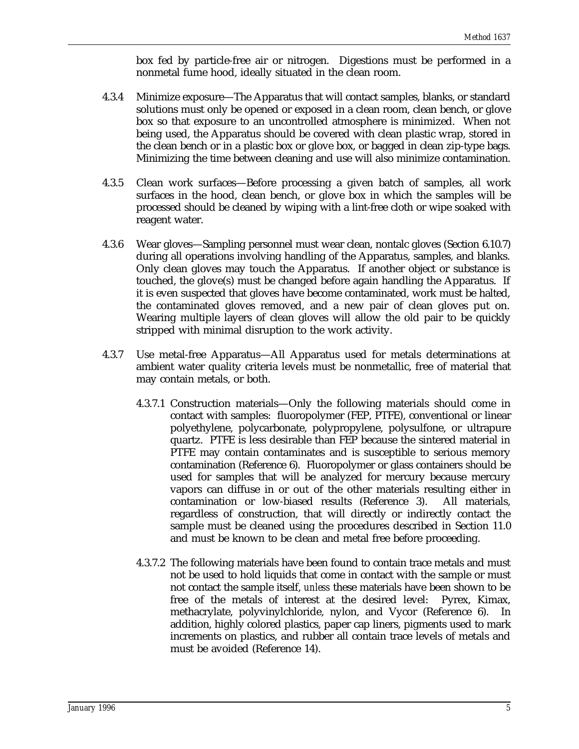box fed by particle-free air or nitrogen. Digestions must be performed in a nonmetal fume hood, ideally situated in the clean room.

4.3.4 Minimize exposure—The Apparatus that will contact samples, blanks, or standard solutions must only be opened or exposed in a clean room, clean bench, or glove box so that exposure to an uncontrolled atmosphere is minimized. When not being used, the Apparatus should be covered with clean plastic wrap, stored in the clean bench or in a plastic box or glove box, or bagged in clean zip-type bags. Minimizing the time between cleaning and use will also minimize contamination.

4.3.5 Clean work surfaces—Before processing a given batch of samples, all work surfaces in the hood, clean bench, or glove box in which the samples will be processed should be cleaned by wiping with a lint-free cloth or wipe soaked with reagent water.

4.3.6 Wear gloves—Sampling personnel must wear clean, nontalc gloves (Section 6.10.7) during all operations involving handling of the Apparatus, samples, and blanks. Only clean gloves may touch the Apparatus. If another object or substance is touched, the glove(s) must be changed before again handling the Apparatus. If it is even suspected that gloves have become contaminated, work must be halted, the contaminated gloves removed, and a new pair of clean gloves put on. Wearing multiple layers of clean gloves will allow the old pair to be quickly stripped with minimal disruption to the work activity.

4.3.7 Use metal-free Apparatus—All Apparatus used for metals determinations at ambient water quality criteria levels must be nonmetallic, free of material that may contain metals, or both.

4.3.7.1 Construction materials—Only the following materials should come in contact with samples: fluoropolymer (FEP, PTFE), conventional or linear polyethylene, polycarbonate, polypropylene, polysulfone, or ultrapure quartz. PTFE is less desirable than FEP because the sintered material in PTFE may contain contaminates and is susceptible to serious memory contamination (Reference 6). Fluoropolymer or glass containers should be used for samples that will be analyzed for mercury because mercury vapors can diffuse in or out of the other materials resulting either in contamination or low-biased results (Reference 3). All materials, regardless of construction, that will directly or indirectly contact the sample must be cleaned using the procedures described in Section 11.0 and must be known to be clean and metal free before proceeding.

4.3.7.2 The following materials have been found to contain trace metals and must not be used to hold liquids that come in contact with the sample or must not contact the sample itself, *unless* these materials have been shown to be free of the metals of interest at the desired level: Pyrex, Kimax, methacrylate, polyvinylchloride, nylon, and Vycor (Reference 6). In addition, highly colored plastics, paper cap liners, pigments used to mark increments on plastics, and rubber all contain trace levels of metals and must be avoided (Reference 14).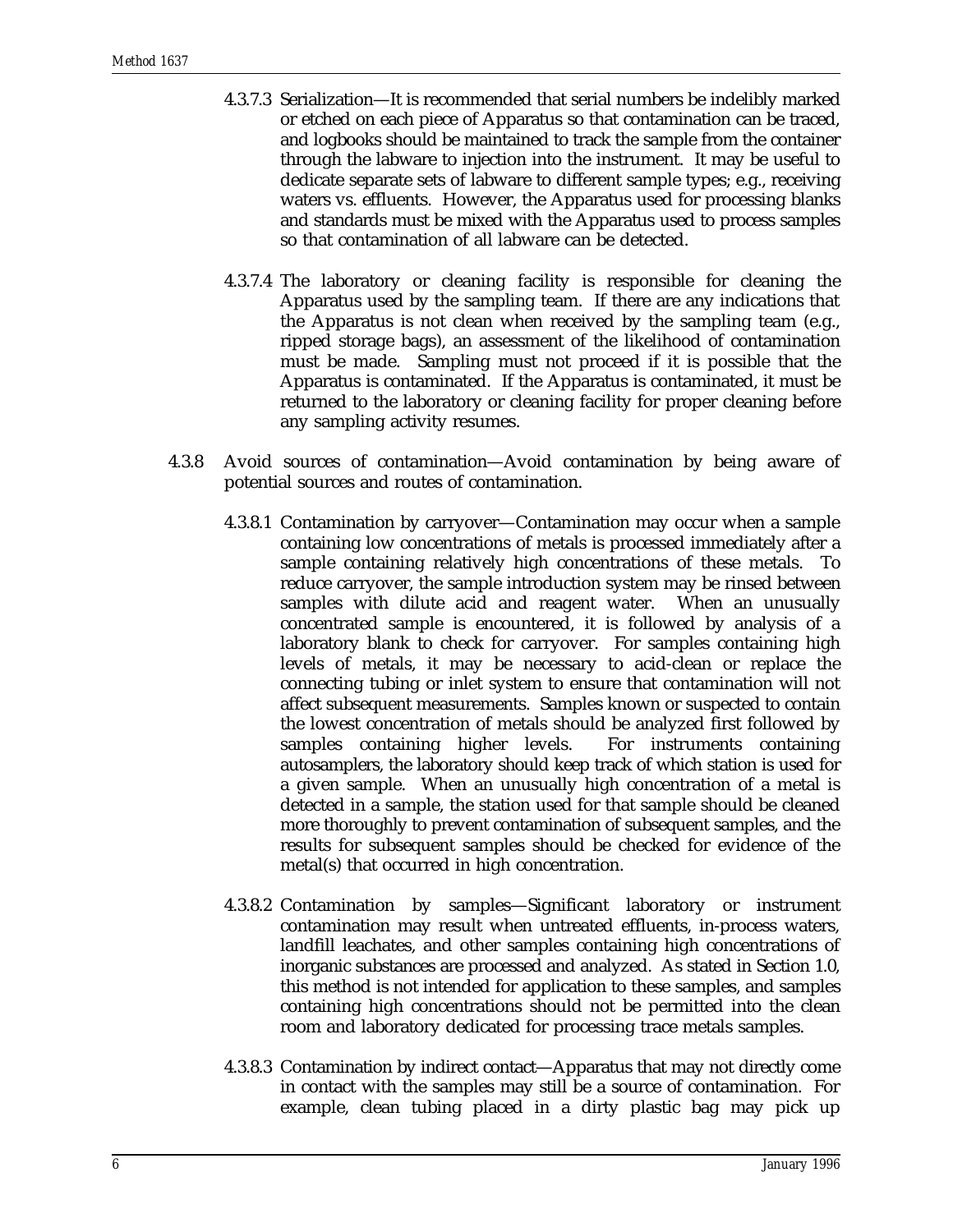4.3.7.3 Serialization—It is recommended that serial numbers be indelibly marked or etched on each piece of Apparatus so that contamination can be traced, and logbooks should be maintained to track the sample from the container through the labware to injection into the instrument. It may be useful to dedicate separate sets of labware to different sample types; e.g., receiving waters vs. effluents. However, the Apparatus used for processing blanks and standards must be mixed with the Apparatus used to process samples so that contamination of all labware can be detected.

4.3.7.4 The laboratory or cleaning facility is responsible for cleaning the Apparatus used by the sampling team. If there are any indications that the Apparatus is not clean when received by the sampling team (e.g., ripped storage bags), an assessment of the likelihood of contamination must be made. Sampling must not proceed if it is possible that the Apparatus is contaminated. If the Apparatus is contaminated, it must be returned to the laboratory or cleaning facility for proper cleaning before any sampling activity resumes.

4.3.8 Avoid sources of contamination—Avoid contamination by being aware of potential sources and routes of contamination.

4.3.8.1 Contamination by carryover—Contamination may occur when a sample containing low concentrations of metals is processed immediately after a sample containing relatively high concentrations of these metals. To reduce carryover, the sample introduction system may be rinsed between samples with dilute acid and reagent water. When an unusually concentrated sample is encountered, it is followed by analysis of a laboratory blank to check for carryover. For samples containing high levels of metals, it may be necessary to acid-clean or replace the connecting tubing or inlet system to ensure that contamination will not affect subsequent measurements. Samples known or suspected to contain the lowest concentration of metals should be analyzed first followed by samples containing higher levels. For instruments containing autosamplers, the laboratory should keep track of which station is used for a given sample. When an unusually high concentration of a metal is detected in a sample, the station used for that sample should be cleaned more thoroughly to prevent contamination of subsequent samples, and the results for subsequent samples should be checked for evidence of the metal(s) that occurred in high concentration.

4.3.8.2 Contamination by samples—Significant laboratory or instrument contamination may result when untreated effluents, in-process waters, landfill leachates, and other samples containing high concentrations of inorganic substances are processed and analyzed. As stated in Section 1.0, this method is not intended for application to these samples, and samples containing high concentrations should not be permitted into the clean room and laboratory dedicated for processing trace metals samples.

4.3.8.3 Contamination by indirect contact—Apparatus that may not directly come in contact with the samples may still be a source of contamination. For example, clean tubing placed in a dirty plastic bag may pick up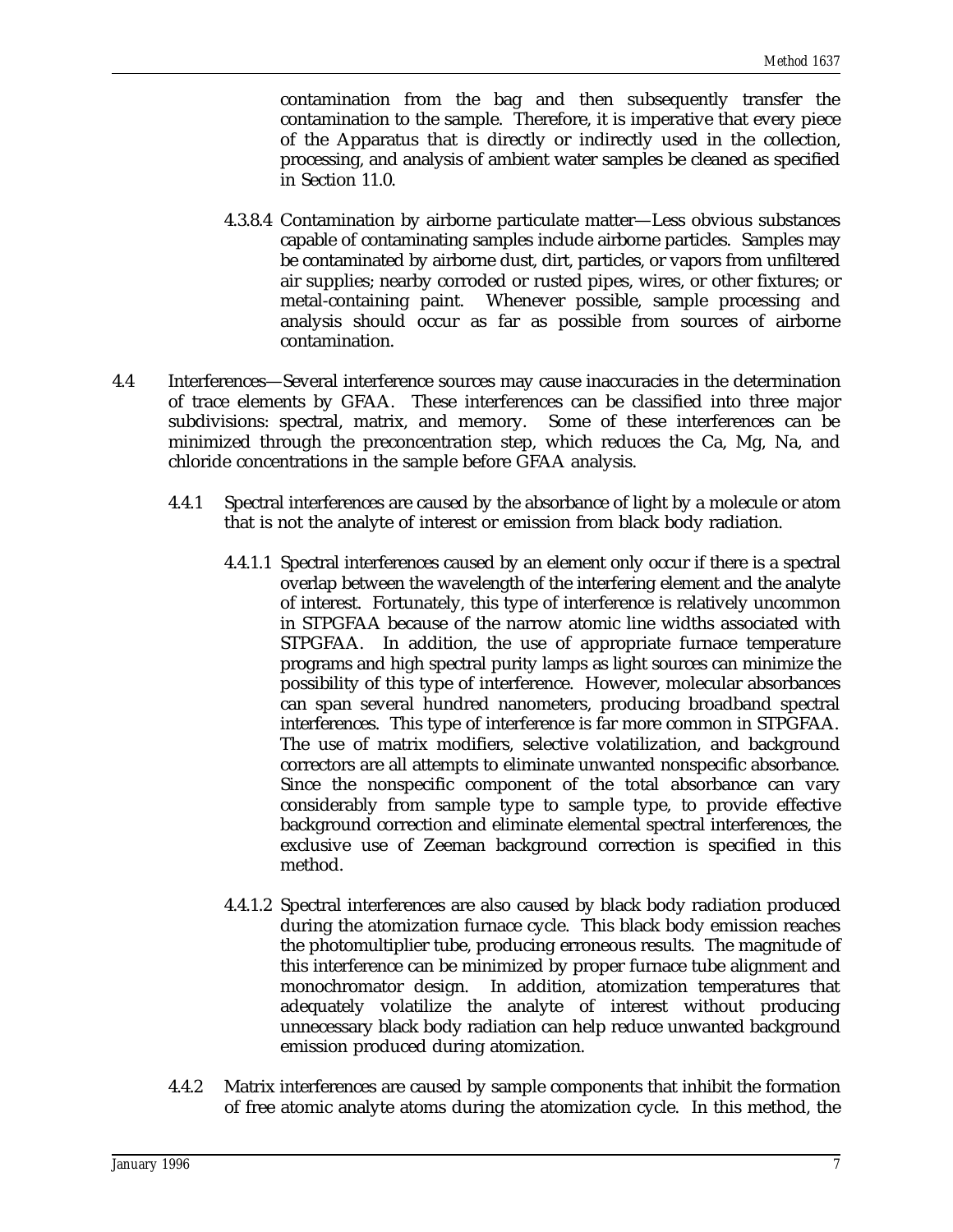contamination from the bag and then subsequently transfer the contamination to the sample. Therefore, it is imperative that every piece of the Apparatus that is directly or indirectly used in the collection, processing, and analysis of ambient water samples be cleaned as specified in Section 11.0.

4.3.8.4 Contamination by airborne particulate matter—Less obvious substances capable of contaminating samples include airborne particles. Samples may be contaminated by airborne dust, dirt, particles, or vapors from unfiltered air supplies; nearby corroded or rusted pipes, wires, or other fixtures; or metal-containing paint. Whenever possible, sample processing and analysis should occur as far as possible from sources of airborne contamination.

4.4 Interferences—Several interference sources may cause inaccuracies in the determination of trace elements by GFAA. These interferences can be classified into three major subdivisions: spectral, matrix, and memory. Some of these interferences can be minimized through the preconcentration step, which reduces the Ca, Mg, Na, and chloride concentrations in the sample before GFAA analysis.

4.4.1 Spectral interferences are caused by the absorbance of light by a molecule or atom that is not the analyte of interest or emission from black body radiation.

4.4.1.1 Spectral interferences caused by an element only occur if there is a spectral overlap between the wavelength of the interfering element and the analyte of interest. Fortunately, this type of interference is relatively uncommon in STPGFAA because of the narrow atomic line widths associated with STPGFAA. In addition, the use of appropriate furnace temperature programs and high spectral purity lamps as light sources can minimize the possibility of this type of interference. However, molecular absorbances can span several hundred nanometers, producing broadband spectral interferences. This type of interference is far more common in STPGFAA. The use of matrix modifiers, selective volatilization, and background correctors are all attempts to eliminate unwanted nonspecific absorbance. Since the nonspecific component of the total absorbance can vary considerably from sample type to sample type, to provide effective background correction and eliminate elemental spectral interferences, the exclusive use of Zeeman background correction is specified in this method.

4.4.1.2 Spectral interferences are also caused by black body radiation produced during the atomization furnace cycle. This black body emission reaches the photomultiplier tube, producing erroneous results. The magnitude of this interference can be minimized by proper furnace tube alignment and monochromator design. In addition, atomization temperatures that adequately volatilize the analyte of interest without producing unnecessary black body radiation can help reduce unwanted background emission produced during atomization.

4.4.2 Matrix interferences are caused by sample components that inhibit the formation of free atomic analyte atoms during the atomization cycle. In this method, the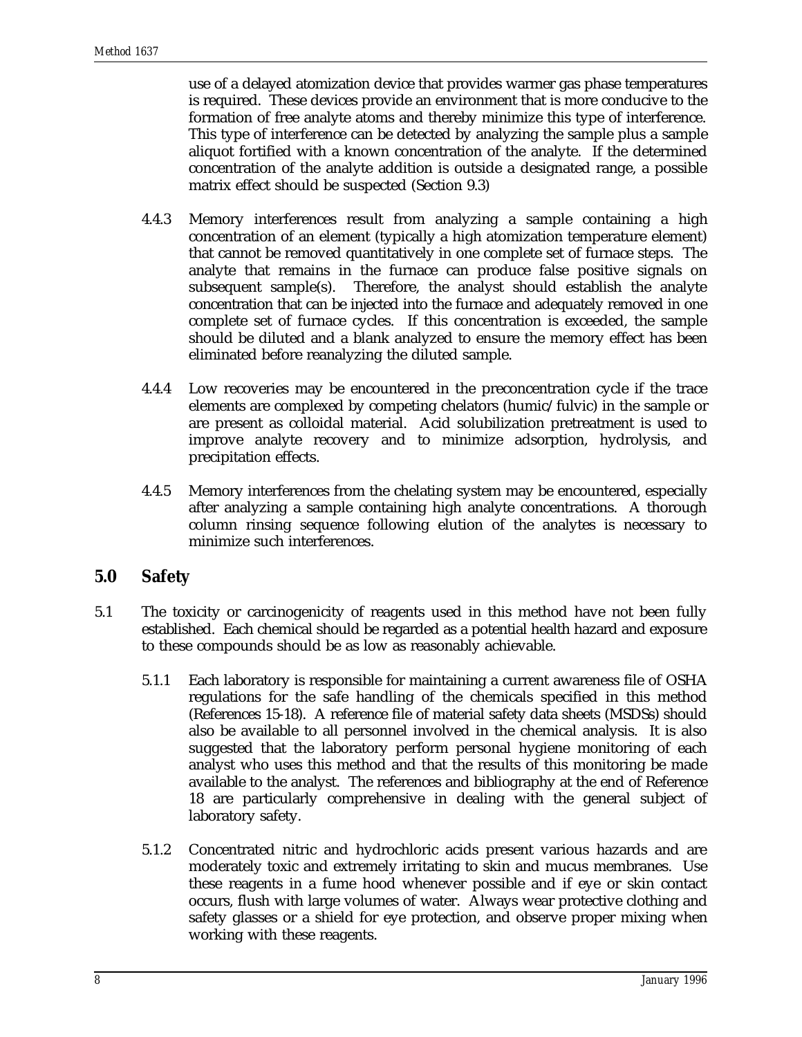use of a delayed atomization device that provides warmer gas phase temperatures is required. These devices provide an environment that is more conducive to the formation of free analyte atoms and thereby minimize this type of interference. This type of interference can be detected by analyzing the sample plus a sample aliquot fortified with a known concentration of the analyte. If the determined concentration of the analyte addition is outside a designated range, a possible matrix effect should be suspected (Section 9.3)

4.4.3 Memory interferences result from analyzing a sample containing a high concentration of an element (typically a high atomization temperature element) that cannot be removed quantitatively in one complete set of furnace steps. The analyte that remains in the furnace can produce false positive signals on subsequent sample(s). Therefore, the analyst should establish the analyte concentration that can be injected into the furnace and adequately removed in one complete set of furnace cycles. If this concentration is exceeded, the sample should be diluted and a blank analyzed to ensure the memory effect has been eliminated before reanalyzing the diluted sample.

4.4.4 Low recoveries may be encountered in the preconcentration cycle if the trace elements are complexed by competing chelators (humic/fulvic) in the sample or are present as colloidal material. Acid solubilization pretreatment is used to improve analyte recovery and to minimize adsorption, hydrolysis, and precipitation effects.

4.4.5 Memory interferences from the chelating system may be encountered, especially after analyzing a sample containing high analyte concentrations. A thorough column rinsing sequence following elution of the analytes is necessary to minimize such interferences.

## 5.0 Safety

5.1 The toxicity or carcinogenicity of reagents used in this method have not been fully established. Each chemical should be regarded as a potential health hazard and exposure to these compounds should be as low as reasonably achievable.

5.1.1 Each laboratory is responsible for maintaining a current awareness file of OSHA regulations for the safe handling of the chemicals specified in this method (References 15-18). A reference file of material safety data sheets (MSDSs) should also be available to all personnel involved in the chemical analysis. It is also suggested that the laboratory perform personal hygiene monitoring of each analyst who uses this method and that the results of this monitoring be made available to the analyst. The references and bibliography at the end of Reference 18 are particularly comprehensive in dealing with the general subject of laboratory safety.

5.1.2 Concentrated nitric and hydrochloric acids present various hazards and are moderately toxic and extremely irritating to skin and mucus membranes. Use these reagents in a fume hood whenever possible and if eye or skin contact occurs, flush with large volumes of water. Always wear protective clothing and safety glasses or a shield for eye protection, and observe proper mixing when working with these reagents.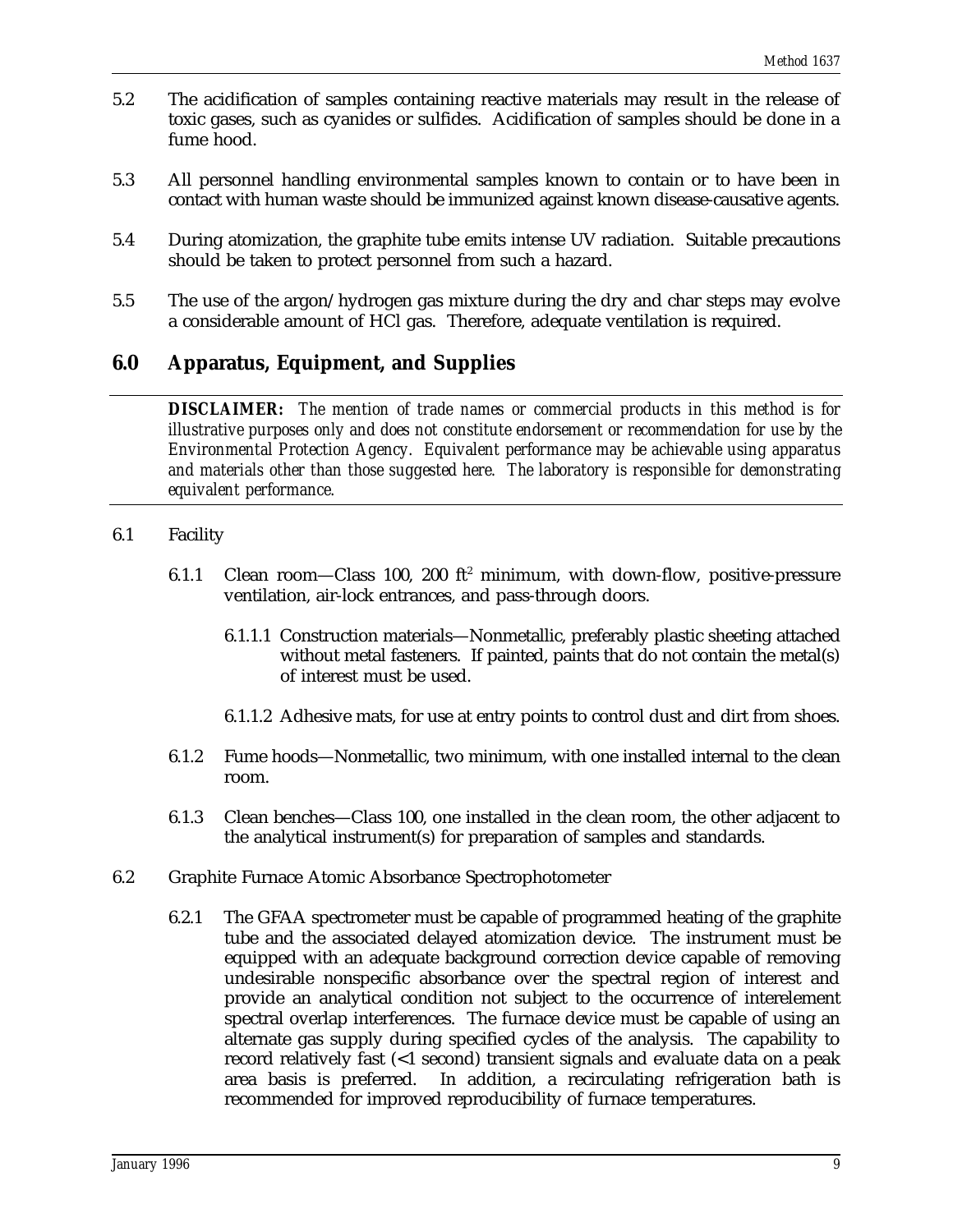5.2 The acidification of samples containing reactive materials may result in the release of toxic gases, such as cyanides or sulfides. Acidification of samples should be done in a fume hood.

5.3 All personnel handling environmental samples known to contain or to have been in contact with human waste should be immunized against known disease-causative agents.

5.4 During atomization, the graphite tube emits intense UV radiation. Suitable precautions should be taken to protect personnel from such a hazard.

5.5 The use of the argon/hydrogen gas mixture during the dry and char steps may evolve a considerable amount of HCl gas. Therefore, adequate ventilation is required.

## 6.0 Apparatus, Equipment, and Supplies

***DISCLAIMER:*** *The mention of trade names or commercial products in this method is for illustrative purposes only and does not constitute endorsement or recommendation for use by the Environmental Protection Agency. Equivalent performance may be achievable using apparatus and materials other than those suggested here. The laboratory is responsible for demonstrating equivalent performance.*

6.1 Facility

6.1.1 Clean room—Class 100, 200 $ft^2$ minimum, with down-flow, positive-pressure ventilation, air-lock entrances, and pass-through doors.

6.1.1.1 Construction materials—Nonmetallic, preferably plastic sheeting attached without metal fasteners. If painted, paints that do not contain the metal(s) of interest must be used.

6.1.1.2 Adhesive mats, for use at entry points to control dust and dirt from shoes.

6.1.2 Fume hoods—Nonmetallic, two minimum, with one installed internal to the clean room.

6.1.3 Clean benches—Class 100, one installed in the clean room, the other adjacent to the analytical instrument(s) for preparation of samples and standards.

6.2 Graphite Furnace Atomic Absorbance Spectrophotometer

6.2.1 The GFAA spectrometer must be capable of programmed heating of the graphite tube and the associated delayed atomization device. The instrument must be equipped with an adequate background correction device capable of removing undesirable nonspecific absorbance over the spectral region of interest and provide an analytical condition not subject to the occurrence of interelement spectral overlap interferences. The furnace device must be capable of using an alternate gas supply during specified cycles of the analysis. The capability to record relatively fast (<1 second) transient signals and evaluate data on a peak area basis is preferred. In addition, a recirculating refrigeration bath is recommended for improved reproducibility of furnace temperatures.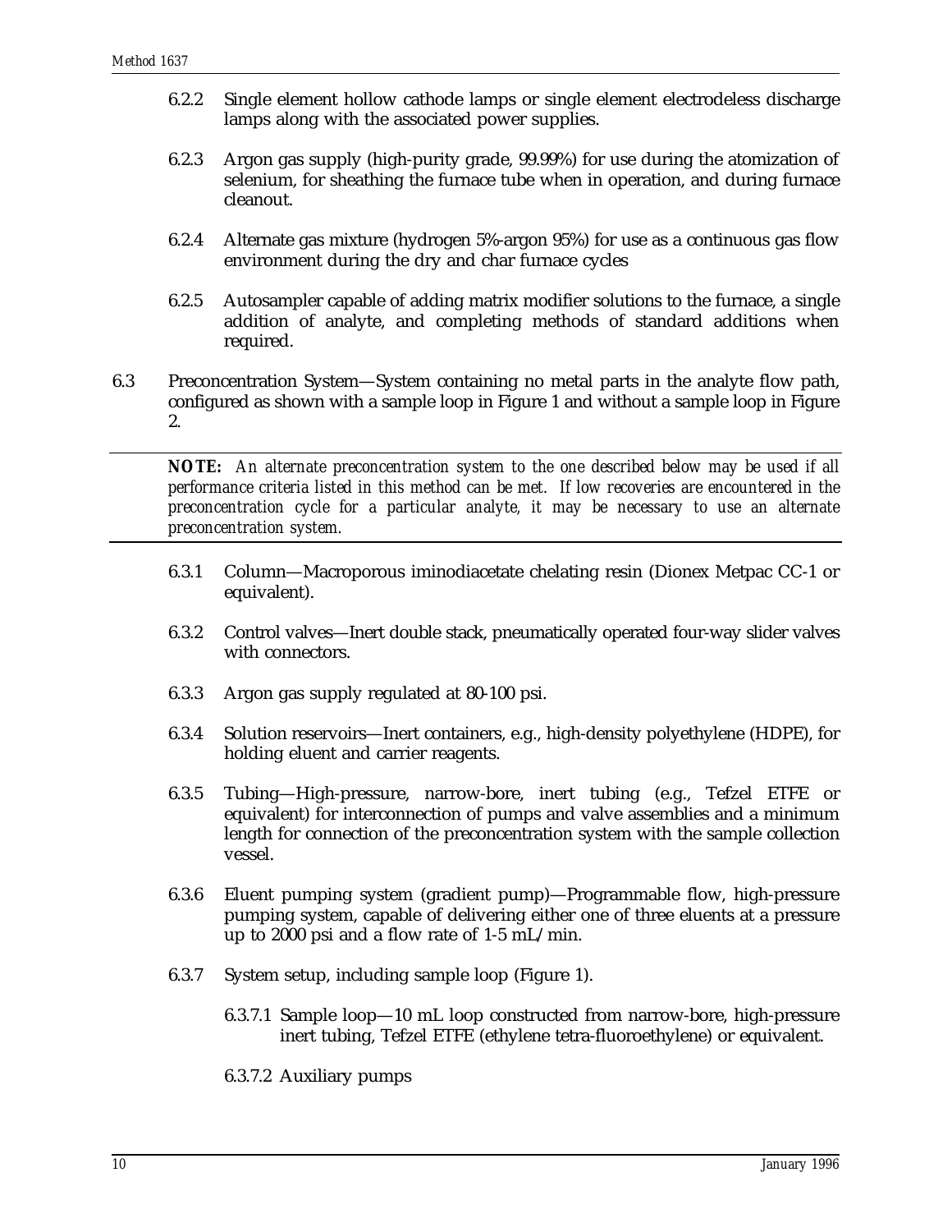6.2.2 Single element hollow cathode lamps or single element electrodeless discharge lamps along with the associated power supplies.

6.2.3 Argon gas supply (high-purity grade, 99.99%) for use during the atomization of selenium, for sheathing the furnace tube when in operation, and during furnace cleanout.

6.2.4 Alternate gas mixture (hydrogen 5%-argon 95%) for use as a continuous gas flow environment during the dry and char furnace cycles

6.2.5 Autosampler capable of adding matrix modifier solutions to the furnace, a single addition of analyte, and completing methods of standard additions when required.

6.3 Preconcentration System—System containing no metal parts in the analyte flow path, configured as shown with a sample loop in Figure 1 and without a sample loop in Figure 2.

---

***NOTE:*** *An alternate preconcentration system to the one described below may be used if all performance criteria listed in this method can be met. If low recoveries are encountered in the preconcentration cycle for a particular analyte, it may be necessary to use an alternate preconcentration system.*

---

6.3.1 Column—Macroporous iminodiacetate chelating resin (Dionex Metpac CC-1 or equivalent).

6.3.2 Control valves—Inert double stack, pneumatically operated four-way slider valves with connectors.

6.3.3 Argon gas supply regulated at 80-100 psi.

6.3.4 Solution reservoirs—Inert containers, e.g., high-density polyethylene (HDPE), for holding eluent and carrier reagents.

6.3.5 Tubing—High-pressure, narrow-bore, inert tubing (e.g., Tefzel ETFE or equivalent) for interconnection of pumps and valve assemblies and a minimum length for connection of the preconcentration system with the sample collection vessel.

6.3.6 Eluent pumping system (gradient pump)—Programmable flow, high-pressure pumping system, capable of delivering either one of three eluents at a pressure up to 2000 psi and a flow rate of 1-5 mL/min.

6.3.7 System setup, including sample loop (Figure 1).

6.3.7.1 Sample loop—10 mL loop constructed from narrow-bore, high-pressure inert tubing, Tefzel ETFE (ethylene tetra-fluoroethylene) or equivalent.

6.3.7.2 Auxiliary pumps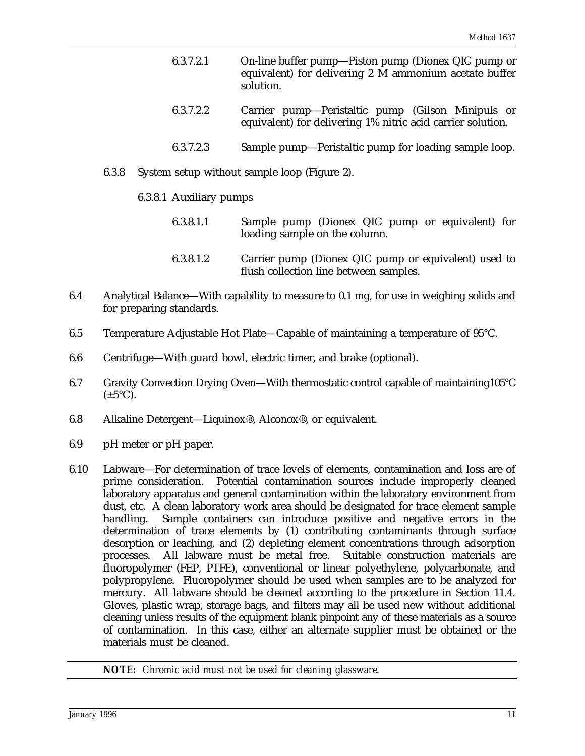6.3.7.2.1 On-line buffer pump—Piston pump (Dionex QIC pump or equivalent) for delivering 2 M ammonium acetate buffer solution.

6.3.7.2.2 Carrier pump—Peristaltic pump (Gilson Minipuls or equivalent) for delivering 1% nitric acid carrier solution.

6.3.7.2.3 Sample pump—Peristaltic pump for loading sample loop.

6.3.8 System setup without sample loop (Figure 2).

6.3.8.1 Auxiliary pumps

6.3.8.1.1 Sample pump (Dionex QIC pump or equivalent) for loading sample on the column.

6.3.8.1.2 Carrier pump (Dionex QIC pump or equivalent) used to flush collection line between samples.

6.4 Analytical Balance—With capability to measure to 0.1 mg, for use in weighing solids and for preparing standards.

6.5 Temperature Adjustable Hot Plate—Capable of maintaining a temperature of 95°C.

6.6 Centrifuge—With guard bowl, electric timer, and brake (optional).

6.7 Gravity Convection Drying Oven—With thermostatic control capable of maintaining105°C (±5°C).

6.8 Alkaline Detergent—Liquinox®, Alconox®, or equivalent.

6.9 pH meter or pH paper.

6.10 Labware—For determination of trace levels of elements, contamination and loss are of prime consideration. Potential contamination sources include improperly cleaned laboratory apparatus and general contamination within the laboratory environment from dust, etc. A clean laboratory work area should be designated for trace element sample handling. Sample containers can introduce positive and negative errors in the determination of trace elements by (1) contributing contaminants through surface desorption or leaching, and (2) depleting element concentrations through adsorption processes. All labware must be metal free. Suitable construction materials are fluoropolymer (FEP, PTFE), conventional or linear polyethylene, polycarbonate, and polypropylene. Fluoropolymer should be used when samples are to be analyzed for mercury. All labware should be cleaned according to the procedure in Section 11.4. Gloves, plastic wrap, storage bags, and filters may all be used new without additional cleaning unless results of the equipment blank pinpoint any of these materials as a source of contamination. In this case, either an alternate supplier must be obtained or the materials must be cleaned.

**NOTE:** *Chromic acid must not be used for cleaning glassware.*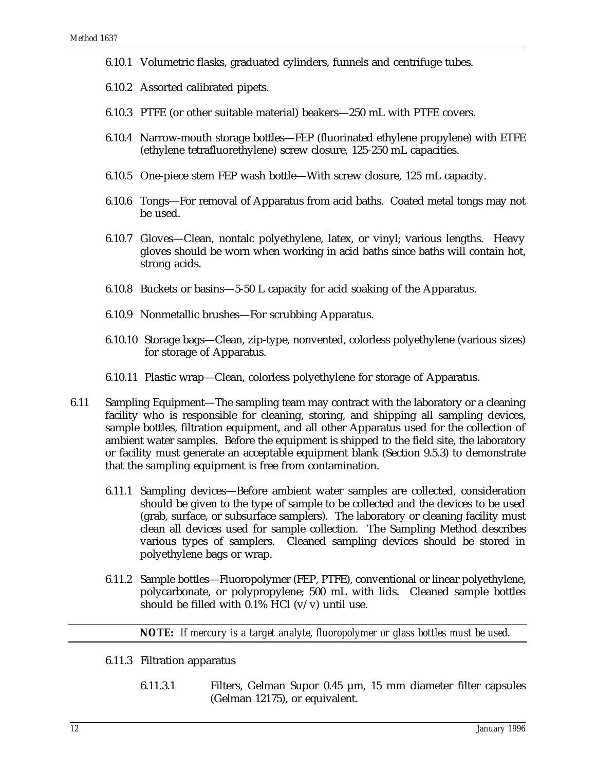6.10.1 Volumetric flasks, graduated cylinders, funnels and centrifuge tubes.

6.10.2 Assorted calibrated pipets.

6.10.3 PTFE (or other suitable material) beakers—250 mL with PTFE covers.

6.10.4 Narrow-mouth storage bottles—FEP (fluorinated ethylene propylene) with ETFE (ethylene tetrafluorethylene) screw closure, 125-250 mL capacities.

6.10.5 One-piece stem FEP wash bottle—With screw closure, 125 mL capacity.

6.10.6 Tongs—For removal of Apparatus from acid baths. Coated metal tongs may not be used.

6.10.7 Gloves—Clean, nontalc polyethylene, latex, or vinyl; various lengths. Heavy gloves should be worn when working in acid baths since baths will contain hot, strong acids.

6.10.8 Buckets or basins—5-50 L capacity for acid soaking of the Apparatus.

6.10.9 Nonmetallic brushes—For scrubbing Apparatus.

6.10.10 Storage bags—Clean, zip-type, nonvented, colorless polyethylene (various sizes) for storage of Apparatus.

6.10.11 Plastic wrap—Clean, colorless polyethylene for storage of Apparatus.

6.11 Sampling Equipment—The sampling team may contract with the laboratory or a cleaning facility who is responsible for cleaning, storing, and shipping all sampling devices, sample bottles, filtration equipment, and all other Apparatus used for the collection of ambient water samples. Before the equipment is shipped to the field site, the laboratory or facility must generate an acceptable equipment blank (Section 9.5.3) to demonstrate that the sampling equipment is free from contamination.

6.11.1 Sampling devices—Before ambient water samples are collected, consideration should be given to the type of sample to be collected and the devices to be used (grab, surface, or subsurface samplers). The laboratory or cleaning facility must clean all devices used for sample collection. The Sampling Method describes various types of samplers. Cleaned sampling devices should be stored in polyethylene bags or wrap.

6.11.2 Sample bottles—Fluoropolymer (FEP, PTFE), conventional or linear polyethylene, polycarbonate, or polypropylene; 500 mL with lids. Cleaned sample bottles should be filled with 0.1% HCl (v/v) until use.

**NOTE:** *If mercury is a target analyte, fluoropolymer or glass bottles must be used.*

6.11.3 Filtration apparatus

6.11.3.1 Filters, Gelman Supor 0.45 µm, 15 mm diameter filter capsules (Gelman 12175), or equivalent.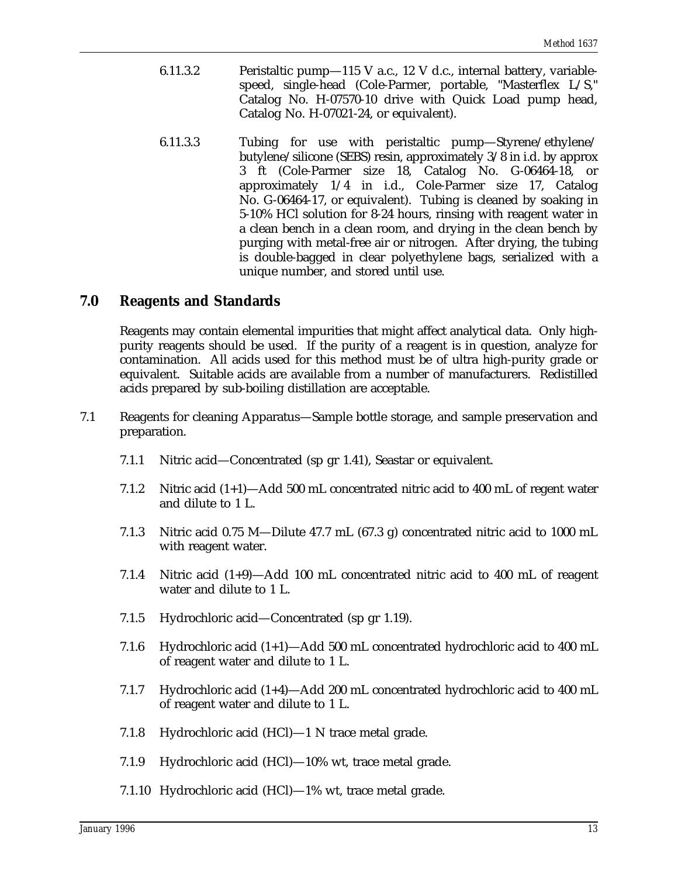6.11.3.2 Peristaltic pump—115 V a.c., 12 V d.c., internal battery, variable-speed, single-head (Cole-Parmer, portable, "Masterflex L/S," Catalog No. H-07570-10 drive with Quick Load pump head, Catalog No. H-07021-24, or equivalent).

6.11.3.3 Tubing for use with peristaltic pump—Styrene/ethylene/butylene/silicone (SEBS) resin, approximately 3/8 in i.d. by approx 3 ft (Cole-Parmer size 18, Catalog No. G-06464-18, or approximately 1/4 in i.d., Cole-Parmer size 17, Catalog No. G-06464-17, or equivalent). Tubing is cleaned by soaking in 5-10% HCl solution for 8-24 hours, rinsing with reagent water in a clean bench in a clean room, and drying in the clean bench by purging with metal-free air or nitrogen. After drying, the tubing is double-bagged in clear polyethylene bags, serialized with a unique number, and stored until use.

## 7.0 Reagents and Standards

Reagents may contain elemental impurities that might affect analytical data. Only high-purity reagents should be used. If the purity of a reagent is in question, analyze for contamination. All acids used for this method must be of ultra high-purity grade or equivalent. Suitable acids are available from a number of manufacturers. Redistilled acids prepared by sub-boiling distillation are acceptable.

7.1 Reagents for cleaning Apparatus—Sample bottle storage, and sample preservation and preparation.

7.1.1 Nitric acid—Concentrated (sp gr 1.41), Seastar or equivalent.

7.1.2 Nitric acid (1+1)—Add 500 mL concentrated nitric acid to 400 mL of regent water and dilute to 1 L.

7.1.3 Nitric acid 0.75 M—Dilute 47.7 mL (67.3 g) concentrated nitric acid to 1000 mL with reagent water.

7.1.4 Nitric acid (1+9)—Add 100 mL concentrated nitric acid to 400 mL of reagent water and dilute to 1 L.

7.1.5 Hydrochloric acid—Concentrated (sp gr 1.19).

7.1.6 Hydrochloric acid (1+1)—Add 500 mL concentrated hydrochloric acid to 400 mL of reagent water and dilute to 1 L.

7.1.7 Hydrochloric acid (1+4)—Add 200 mL concentrated hydrochloric acid to 400 mL of reagent water and dilute to 1 L.

7.1.8 Hydrochloric acid (HCl)—1 N trace metal grade.

7.1.9 Hydrochloric acid (HCl)—10% wt, trace metal grade.

7.1.10 Hydrochloric acid (HCl)—1% wt, trace metal grade.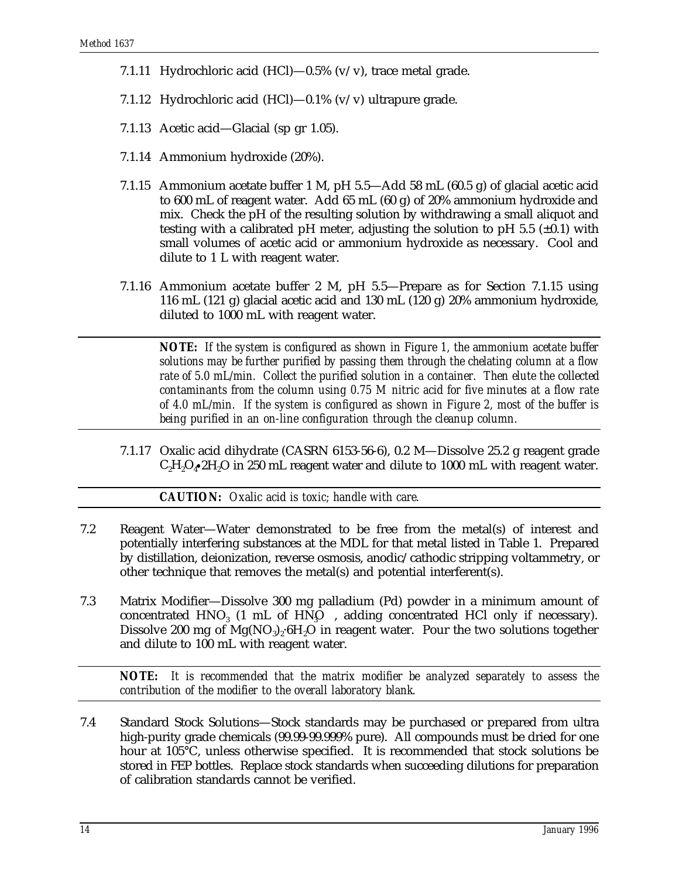7.1.11 Hydrochloric acid (HCl)—0.5% (v/v), trace metal grade.

7.1.12 Hydrochloric acid (HCl)—0.1% (v/v) ultrapure grade.

7.1.13 Acetic acid—Glacial (sp gr 1.05).

7.1.14 Ammonium hydroxide (20%).

7.1.15 Ammonium acetate buffer 1 M, pH 5.5—Add 58 mL (60.5 g) of glacial acetic acid to 600 mL of reagent water. Add 65 mL (60 g) of 20% ammonium hydroxide and mix. Check the pH of the resulting solution by withdrawing a small aliquot and testing with a calibrated pH meter, adjusting the solution to pH 5.5 (±0.1) with small volumes of acetic acid or ammonium hydroxide as necessary. Cool and dilute to 1 L with reagent water.

7.1.16 Ammonium acetate buffer 2 M, pH 5.5—Prepare as for Section 7.1.15 using 116 mL (121 g) glacial acetic acid and 130 mL (120 g) 20% ammonium hydroxide, diluted to 1000 mL with reagent water.

---

**NOTE:** *If the system is configured as shown in Figure 1, the ammonium acetate buffer solutions may be further purified by passing them through the chelating column at a flow rate of 5.0 mL/min. Collect the purified solution in a container. Then elute the collected contaminants from the column using 0.75 M nitric acid for five minutes at a flow rate of 4.0 mL/min. If the system is configured as shown in Figure 2, most of the buffer is being purified in an on-line configuration through the cleanup column.*

---

7.1.17 Oxalic acid dihydrate (CASRN 6153-56-6), 0.2 M—Dissolve 25.2 g reagent grade $C_2H_2O_4 \bullet 2H_2O$ in 250 mL reagent water and dilute to 1000 mL with reagent water.

---

**CAUTION:** *Oxalic acid is toxic; handle with care.*

---

7.2 Reagent Water—Water demonstrated to be free from the metal(s) of interest and potentially interfering substances at the MDL for that metal listed in Table 1. Prepared by distillation, deionization, reverse osmosis, anodic/cathodic stripping voltammetry, or other technique that removes the metal(s) and potential interferent(s).

7.3 Matrix Modifier—Dissolve 300 mg palladium (Pd) powder in a minimum amount of concentrated $HNO_3$ (1 mL of $HNO_3$, adding concentrated HCl only if necessary). Dissolve 200 mg of $Mg(NO_3)_2 \cdot 6H_2O$ in reagent water. Pour the two solutions together and dilute to 100 mL with reagent water.

---

**NOTE:** *It is recommended that the matrix modifier be analyzed separately to assess the contribution of the modifier to the overall laboratory blank.*

---

7.4 Standard Stock Solutions—Stock standards may be purchased or prepared from ultra high-purity grade chemicals (99.99-99.999% pure). All compounds must be dried for one hour at 105°C, unless otherwise specified. It is recommended that stock solutions be stored in FEP bottles. Replace stock standards when succeeding dilutions for preparation of calibration standards cannot be verified.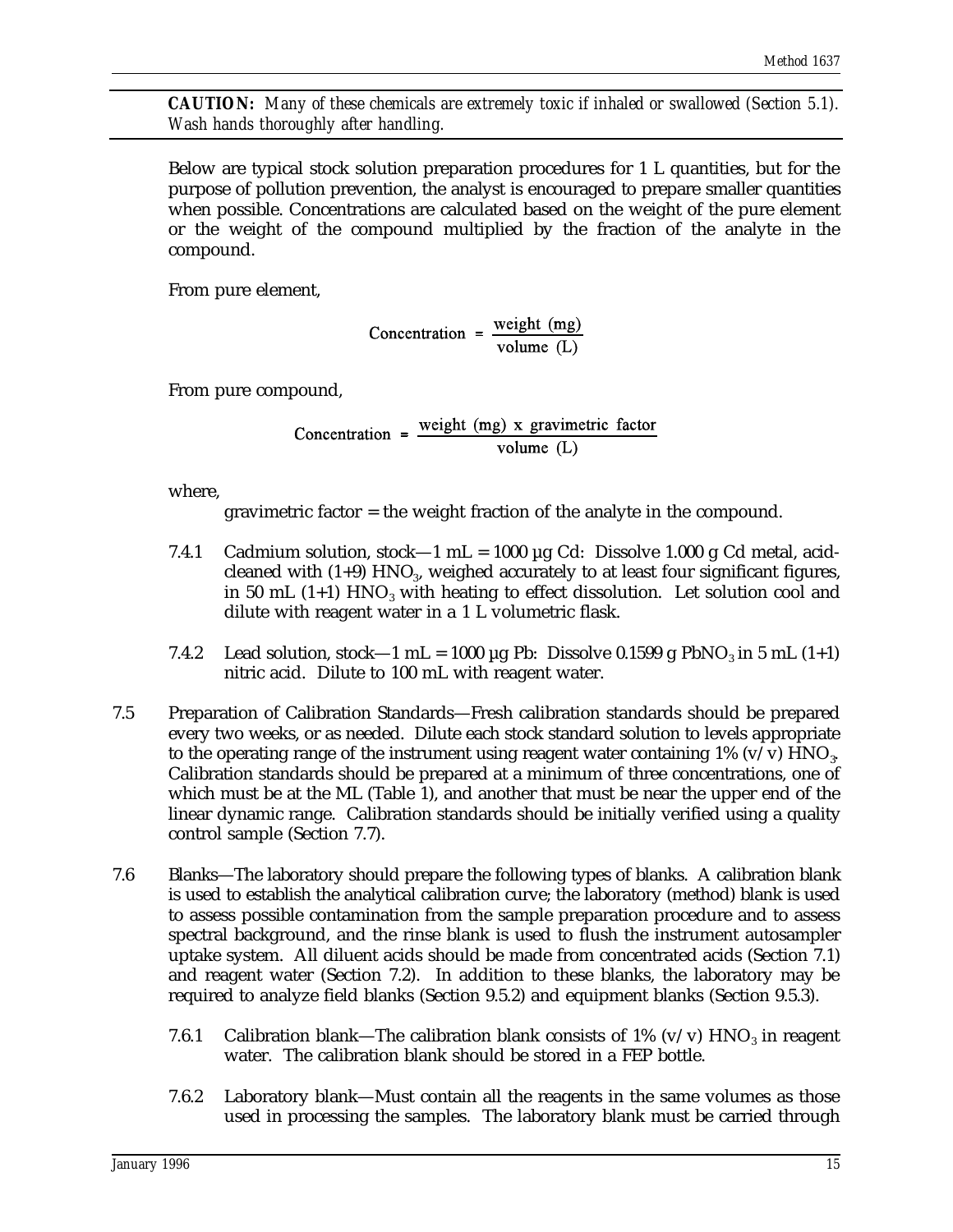> ***CAUTION:*** *Many of these chemicals are extremely toxic if inhaled or swallowed (Section 5.1). Wash hands thoroughly after handling.*

Below are typical stock solution preparation procedures for 1 L quantities, but for the purpose of pollution prevention, the analyst is encouraged to prepare smaller quantities when possible. Concentrations are calculated based on the weight of the pure element or the weight of the compound multiplied by the fraction of the analyte in the compound.

From pure element,

$$\text{Concentration} = \frac{\text{weight (mg)}}{\text{volume (L)}}$$

From pure compound,

$$\text{Concentration} = \frac{\text{weight (mg) x gravimetric factor}}{\text{volume (L)}}$$

where,

gravimetric factor = the weight fraction of the analyte in the compound.

7.4.1 Cadmium solution, stock—1 mL = 1000 µg Cd: Dissolve 1.000 g Cd metal, acid-cleaned with (1+9) $HNO_3$, weighed accurately to at least four significant figures, in 50 mL (1+1) $HNO_3$ with heating to effect dissolution. Let solution cool and dilute with reagent water in a 1 L volumetric flask.

7.4.2 Lead solution, stock—1 mL = 1000 µg Pb: Dissolve 0.1599 g $PbNO_3$ in 5 mL (1+1) nitric acid. Dilute to 100 mL with reagent water.

7.5 Preparation of Calibration Standards—Fresh calibration standards should be prepared every two weeks, or as needed. Dilute each stock standard solution to levels appropriate to the operating range of the instrument using reagent water containing 1% (v/v) $HNO_3$. Calibration standards should be prepared at a minimum of three concentrations, one of which must be at the ML (Table 1), and another that must be near the upper end of the linear dynamic range. Calibration standards should be initially verified using a quality control sample (Section 7.7).

7.6 Blanks—The laboratory should prepare the following types of blanks. A calibration blank is used to establish the analytical calibration curve; the laboratory (method) blank is used to assess possible contamination from the sample preparation procedure and to assess spectral background, and the rinse blank is used to flush the instrument autosampler uptake system. All diluent acids should be made from concentrated acids (Section 7.1) and reagent water (Section 7.2). In addition to these blanks, the laboratory may be required to analyze field blanks (Section 9.5.2) and equipment blanks (Section 9.5.3).

7.6.1 Calibration blank—The calibration blank consists of 1% (v/v) $HNO_3$ in reagent water. The calibration blank should be stored in a FEP bottle.

7.6.2 Laboratory blank—Must contain all the reagents in the same volumes as those used in processing the samples. The laboratory blank must be carried through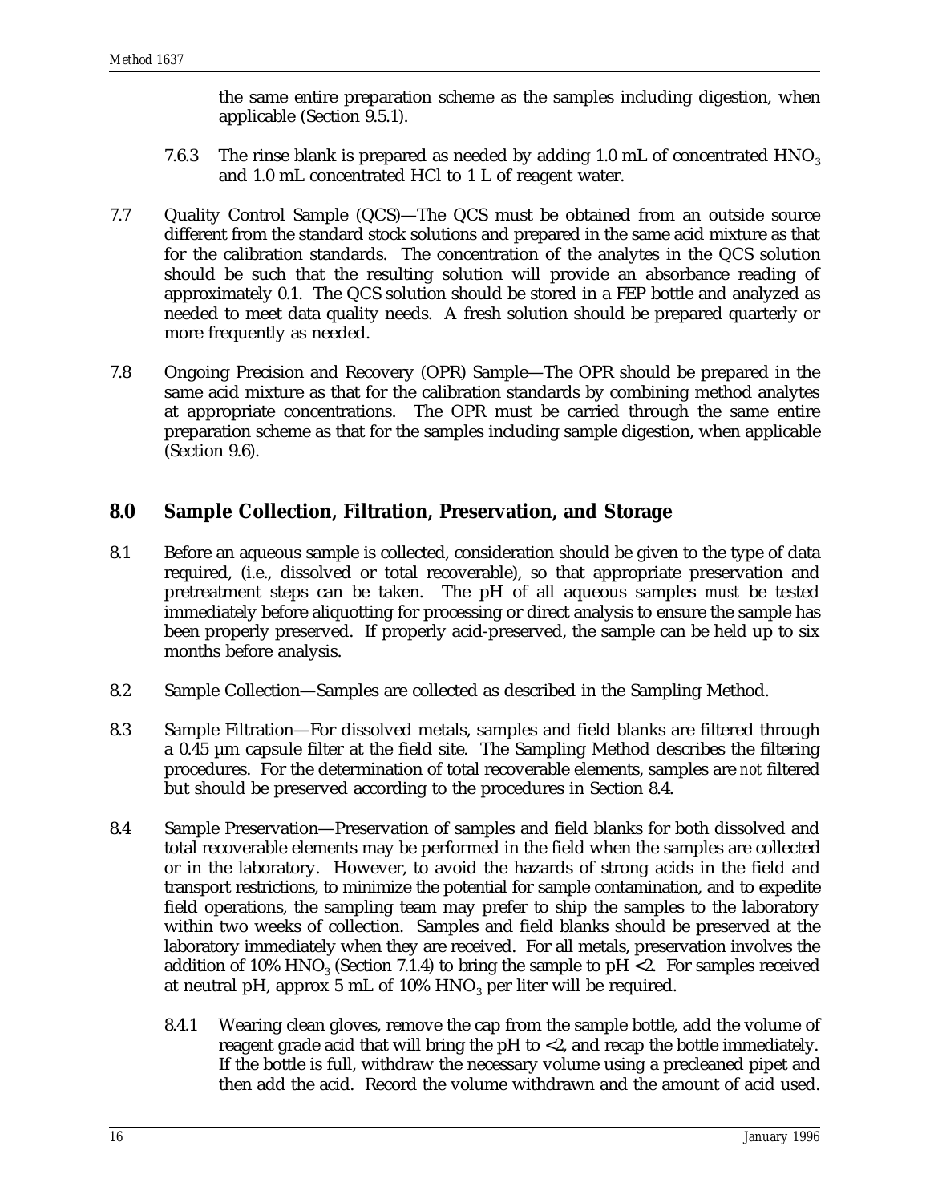the same entire preparation scheme as the samples including digestion, when applicable (Section 9.5.1).

7.6.3 The rinse blank is prepared as needed by adding 1.0 mL of concentrated $HNO_3$ and 1.0 mL concentrated HCl to 1 L of reagent water.

7.7 Quality Control Sample (QCS)—The QCS must be obtained from an outside source different from the standard stock solutions and prepared in the same acid mixture as that for the calibration standards. The concentration of the analytes in the QCS solution should be such that the resulting solution will provide an absorbance reading of approximately 0.1. The QCS solution should be stored in a FEP bottle and analyzed as needed to meet data quality needs. A fresh solution should be prepared quarterly or more frequently as needed.

7.8 Ongoing Precision and Recovery (OPR) Sample—The OPR should be prepared in the same acid mixture as that for the calibration standards by combining method analytes at appropriate concentrations. The OPR must be carried through the same entire preparation scheme as that for the samples including sample digestion, when applicable (Section 9.6).

## 8.0 Sample Collection, Filtration, Preservation, and Storage

8.1 Before an aqueous sample is collected, consideration should be given to the type of data required, (i.e., dissolved or total recoverable), so that appropriate preservation and pretreatment steps can be taken. The pH of all aqueous samples *must* be tested immediately before aliquotting for processing or direct analysis to ensure the sample has been properly preserved. If properly acid-preserved, the sample can be held up to six months before analysis.

8.2 Sample Collection—Samples are collected as described in the Sampling Method.

8.3 Sample Filtration—For dissolved metals, samples and field blanks are filtered through a 0.45 µm capsule filter at the field site. The Sampling Method describes the filtering procedures. For the determination of total recoverable elements, samples are *not* filtered but should be preserved according to the procedures in Section 8.4.

8.4 Sample Preservation—Preservation of samples and field blanks for both dissolved and total recoverable elements may be performed in the field when the samples are collected or in the laboratory. However, to avoid the hazards of strong acids in the field and transport restrictions, to minimize the potential for sample contamination, and to expedite field operations, the sampling team may prefer to ship the samples to the laboratory within two weeks of collection. Samples and field blanks should be preserved at the laboratory immediately when they are received. For all metals, preservation involves the addition of 10% $HNO_3$ (Section 7.1.4) to bring the sample to pH <2. For samples received at neutral pH, approx 5 mL of 10% $HNO_3$ per liter will be required.

8.4.1 Wearing clean gloves, remove the cap from the sample bottle, add the volume of reagent grade acid that will bring the pH to <2, and recap the bottle immediately. If the bottle is full, withdraw the necessary volume using a precleaned pipet and then add the acid. Record the volume withdrawn and the amount of acid used.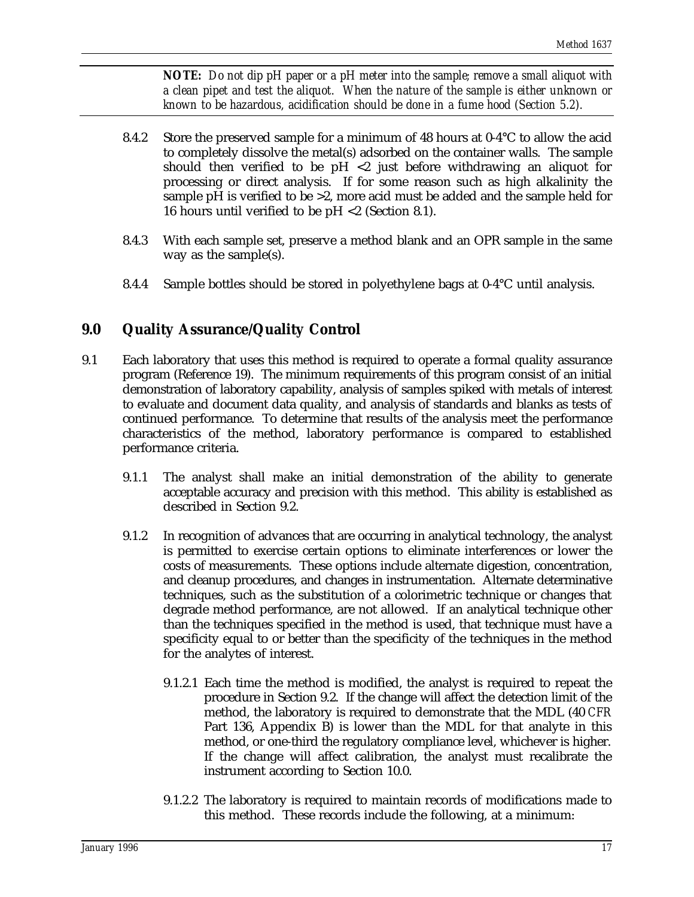**NOTE:** *Do not dip pH paper or a pH meter into the sample; remove a small aliquot with a clean pipet and test the aliquot. When the nature of the sample is either unknown or known to be hazardous, acidification should be done in a fume hood (Section 5.2).*

8.4.2 Store the preserved sample for a minimum of 48 hours at 0-4°C to allow the acid to completely dissolve the metal(s) adsorbed on the container walls. The sample should then verified to be pH <2 just before withdrawing an aliquot for processing or direct analysis. If for some reason such as high alkalinity the sample pH is verified to be >2, more acid must be added and the sample held for 16 hours until verified to be pH <2 (Section 8.1).

8.4.3 With each sample set, preserve a method blank and an OPR sample in the same way as the sample(s).

8.4.4 Sample bottles should be stored in polyethylene bags at 0-4°C until analysis.

## 9.0 Quality Assurance/Quality Control

9.1 Each laboratory that uses this method is required to operate a formal quality assurance program (Reference 19). The minimum requirements of this program consist of an initial demonstration of laboratory capability, analysis of samples spiked with metals of interest to evaluate and document data quality, and analysis of standards and blanks as tests of continued performance. To determine that results of the analysis meet the performance characteristics of the method, laboratory performance is compared to established performance criteria.

9.1.1 The analyst shall make an initial demonstration of the ability to generate acceptable accuracy and precision with this method. This ability is established as described in Section 9.2.

9.1.2 In recognition of advances that are occurring in analytical technology, the analyst is permitted to exercise certain options to eliminate interferences or lower the costs of measurements. These options include alternate digestion, concentration, and cleanup procedures, and changes in instrumentation. Alternate determinative techniques, such as the substitution of a colorimetric technique or changes that degrade method performance, are not allowed. If an analytical technique other than the techniques specified in the method is used, that technique must have a specificity equal to or better than the specificity of the techniques in the method for the analytes of interest.

9.1.2.1 Each time the method is modified, the analyst is required to repeat the procedure in Section 9.2. If the change will affect the detection limit of the method, the laboratory is required to demonstrate that the MDL (40 *CFR* Part 136, Appendix B) is lower than the MDL for that analyte in this method, or one-third the regulatory compliance level, whichever is higher. If the change will affect calibration, the analyst must recalibrate the instrument according to Section 10.0.

9.1.2.2 The laboratory is required to maintain records of modifications made to this method. These records include the following, at a minimum: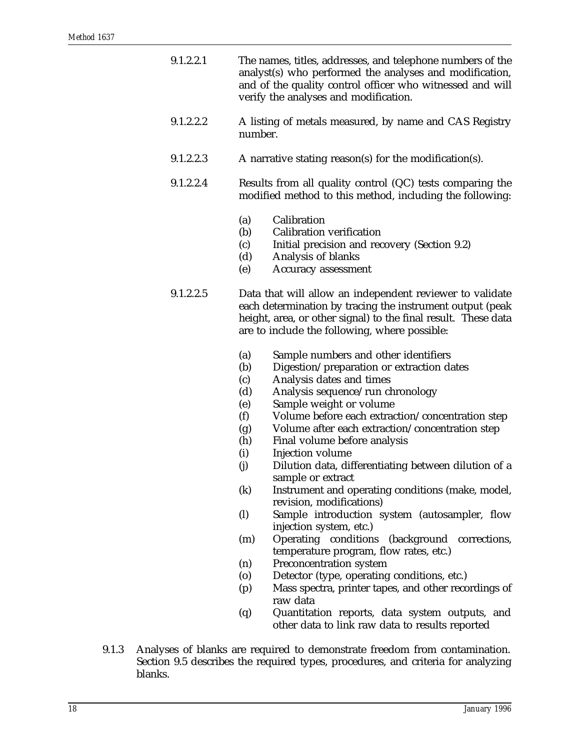9.1.2.2.1 The names, titles, addresses, and telephone numbers of the analyst(s) who performed the analyses and modification, and of the quality control officer who witnessed and will verify the analyses and modification.

9.1.2.2.2 A listing of metals measured, by name and CAS Registry number.

9.1.2.2.3 A narrative stating reason(s) for the modification(s).

9.1.2.2.4 Results from all quality control (QC) tests comparing the modified method to this method, including the following:

- (a) Calibration
- (b) Calibration verification
- (c) Initial precision and recovery (Section 9.2)
- (d) Analysis of blanks
- (e) Accuracy assessment

9.1.2.2.5 Data that will allow an independent reviewer to validate each determination by tracing the instrument output (peak height, area, or other signal) to the final result. These data are to include the following, where possible:

- (a) Sample numbers and other identifiers
- (b) Digestion/preparation or extraction dates
- (c) Analysis dates and times
- (d) Analysis sequence/run chronology
- (e) Sample weight or volume
- (f) Volume before each extraction/concentration step
- (g) Volume after each extraction/concentration step
- (h) Final volume before analysis
- (i) Injection volume
- (j) Dilution data, differentiating between dilution of a sample or extract
- (k) Instrument and operating conditions (make, model, revision, modifications)
- (l) Sample introduction system (autosampler, flow injection system, etc.)
- (m) Operating conditions (background corrections, temperature program, flow rates, etc.)
- (n) Preconcentration system
- (o) Detector (type, operating conditions, etc.)
- (p) Mass spectra, printer tapes, and other recordings of raw data
- (q) Quantitation reports, data system outputs, and other data to link raw data to results reported

9.1.3 Analyses of blanks are required to demonstrate freedom from contamination. Section 9.5 describes the required types, procedures, and criteria for analyzing blanks.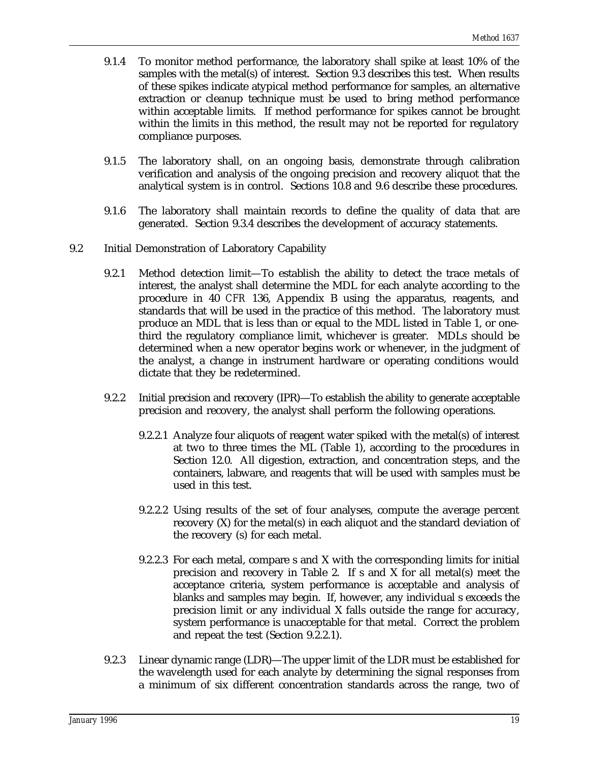9.1.4 To monitor method performance, the laboratory shall spike at least 10% of the samples with the metal(s) of interest. Section 9.3 describes this test. When results of these spikes indicate atypical method performance for samples, an alternative extraction or cleanup technique must be used to bring method performance within acceptable limits. If method performance for spikes cannot be brought within the limits in this method, the result may not be reported for regulatory compliance purposes.

9.1.5 The laboratory shall, on an ongoing basis, demonstrate through calibration verification and analysis of the ongoing precision and recovery aliquot that the analytical system is in control. Sections 10.8 and 9.6 describe these procedures.

9.1.6 The laboratory shall maintain records to define the quality of data that are generated. Section 9.3.4 describes the development of accuracy statements.

9.2 Initial Demonstration of Laboratory Capability

9.2.1 Method detection limit—To establish the ability to detect the trace metals of interest, the analyst shall determine the MDL for each analyte according to the procedure in 40 *CFR* 136, Appendix B using the apparatus, reagents, and standards that will be used in the practice of this method. The laboratory must produce an MDL that is less than or equal to the MDL listed in Table 1, or one-third the regulatory compliance limit, whichever is greater. MDLs should be determined when a new operator begins work or whenever, in the judgment of the analyst, a change in instrument hardware or operating conditions would dictate that they be redetermined.

9.2.2 Initial precision and recovery (IPR)—To establish the ability to generate acceptable precision and recovery, the analyst shall perform the following operations.

9.2.2.1 Analyze four aliquots of reagent water spiked with the metal(s) of interest at two to three times the ML (Table 1), according to the procedures in Section 12.0. All digestion, extraction, and concentration steps, and the containers, labware, and reagents that will be used with samples must be used in this test.

9.2.2.2 Using results of the set of four analyses, compute the average percent recovery (X) for the metal(s) in each aliquot and the standard deviation of the recovery (s) for each metal.

9.2.2.3 For each metal, compare s and X with the corresponding limits for initial precision and recovery in Table 2. If s and X for all metal(s) meet the acceptance criteria, system performance is acceptable and analysis of blanks and samples may begin. If, however, any individual s exceeds the precision limit or any individual X falls outside the range for accuracy, system performance is unacceptable for that metal. Correct the problem and repeat the test (Section 9.2.2.1).

9.2.3 Linear dynamic range (LDR)—The upper limit of the LDR must be established for the wavelength used for each analyte by determining the signal responses from a minimum of six different concentration standards across the range, two of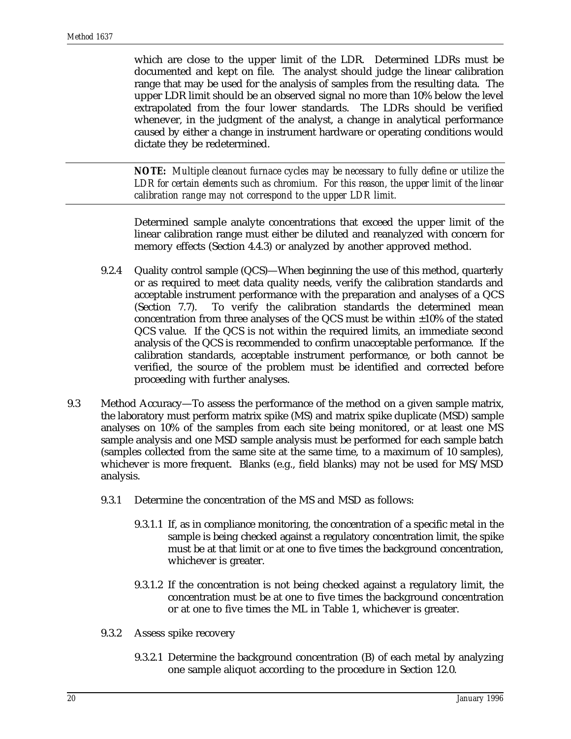which are close to the upper limit of the LDR. Determined LDRs must be documented and kept on file. The analyst should judge the linear calibration range that may be used for the analysis of samples from the resulting data. The upper LDR limit should be an observed signal no more than 10% below the level extrapolated from the four lower standards. The LDRs should be verified whenever, in the judgment of the analyst, a change in analytical performance caused by either a change in instrument hardware or operating conditions would dictate they be redetermined.

---

***NOTE:*** *Multiple cleanout furnace cycles may be necessary to fully define or utilize the LDR for certain elements such as chromium. For this reason, the upper limit of the linear calibration range may not correspond to the upper LDR limit.*

---

Determined sample analyte concentrations that exceed the upper limit of the linear calibration range must either be diluted and reanalyzed with concern for memory effects (Section 4.4.3) or analyzed by another approved method.

9.2.4 Quality control sample (QCS)—When beginning the use of this method, quarterly or as required to meet data quality needs, verify the calibration standards and acceptable instrument performance with the preparation and analyses of a QCS (Section 7.7). To verify the calibration standards the determined mean concentration from three analyses of the QCS must be within ±10% of the stated QCS value. If the QCS is not within the required limits, an immediate second analysis of the QCS is recommended to confirm unacceptable performance. If the calibration standards, acceptable instrument performance, or both cannot be verified, the source of the problem must be identified and corrected before proceeding with further analyses.

9.3 Method Accuracy—To assess the performance of the method on a given sample matrix, the laboratory must perform matrix spike (MS) and matrix spike duplicate (MSD) sample analyses on 10% of the samples from each site being monitored, or at least one MS sample analysis and one MSD sample analysis must be performed for each sample batch (samples collected from the same site at the same time, to a maximum of 10 samples), whichever is more frequent. Blanks (e.g., field blanks) may not be used for MS/MSD analysis.

9.3.1 Determine the concentration of the MS and MSD as follows:

9.3.1.1 If, as in compliance monitoring, the concentration of a specific metal in the sample is being checked against a regulatory concentration limit, the spike must be at that limit or at one to five times the background concentration, whichever is greater.

9.3.1.2 If the concentration is not being checked against a regulatory limit, the concentration must be at one to five times the background concentration or at one to five times the ML in Table 1, whichever is greater.

9.3.2 Assess spike recovery

9.3.2.1 Determine the background concentration (B) of each metal by analyzing one sample aliquot according to the procedure in Section 12.0.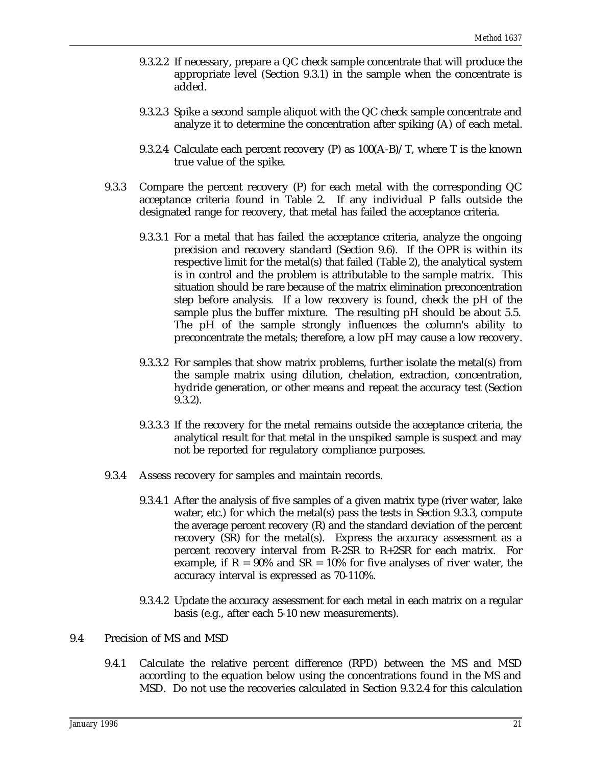9.3.2.2 If necessary, prepare a QC check sample concentrate that will produce the appropriate level (Section 9.3.1) in the sample when the concentrate is added.

9.3.2.3 Spike a second sample aliquot with the QC check sample concentrate and analyze it to determine the concentration after spiking (A) of each metal.

9.3.2.4 Calculate each percent recovery (P) as 100(A-B)/T, where T is the known true value of the spike.

9.3.3 Compare the percent recovery (P) for each metal with the corresponding QC acceptance criteria found in Table 2. If any individual P falls outside the designated range for recovery, that metal has failed the acceptance criteria.

9.3.3.1 For a metal that has failed the acceptance criteria, analyze the ongoing precision and recovery standard (Section 9.6). If the OPR is within its respective limit for the metal(s) that failed (Table 2), the analytical system is in control and the problem is attributable to the sample matrix. This situation should be rare because of the matrix elimination preconcentration step before analysis. If a low recovery is found, check the pH of the sample plus the buffer mixture. The resulting pH should be about 5.5. The pH of the sample strongly influences the column's ability to preconcentrate the metals; therefore, a low pH may cause a low recovery.

9.3.3.2 For samples that show matrix problems, further isolate the metal(s) from the sample matrix using dilution, chelation, extraction, concentration, hydride generation, or other means and repeat the accuracy test (Section 9.3.2).

9.3.3.3 If the recovery for the metal remains outside the acceptance criteria, the analytical result for that metal in the unspiked sample is suspect and may not be reported for regulatory compliance purposes.

9.3.4 Assess recovery for samples and maintain records.

9.3.4.1 After the analysis of five samples of a given matrix type (river water, lake water, etc.) for which the metal(s) pass the tests in Section 9.3.3, compute the average percent recovery (R) and the standard deviation of the percent recovery (SR) for the metal(s). Express the accuracy assessment as a percent recovery interval from R-2SR to R+2SR for each matrix. For example, if R = 90% and SR = 10% for five analyses of river water, the accuracy interval is expressed as 70-110%.

9.3.4.2 Update the accuracy assessment for each metal in each matrix on a regular basis (e.g., after each 5-10 new measurements).

9.4 Precision of MS and MSD

9.4.1 Calculate the relative percent difference (RPD) between the MS and MSD according to the equation below using the concentrations found in the MS and MSD. Do not use the recoveries calculated in Section 9.3.2.4 for this calculation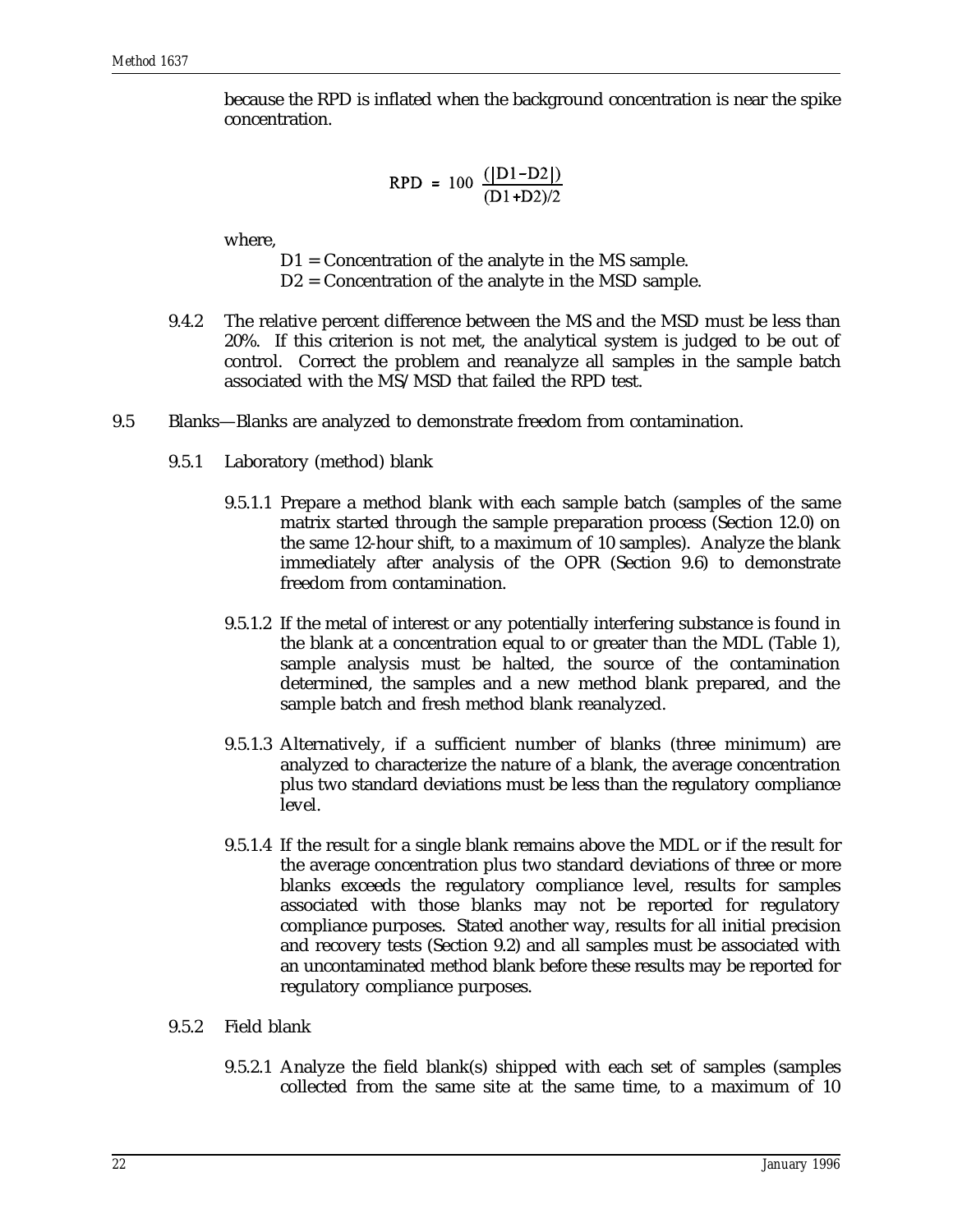because the RPD is inflated when the background concentration is near the spike concentration.

$$RPD = 100 \frac{(|D1-D2|)}{(D1+D2)/2}$$

where,

D1 = Concentration of the analyte in the MS sample.
D2 = Concentration of the analyte in the MSD sample.

9.4.2 The relative percent difference between the MS and the MSD must be less than 20%. If this criterion is not met, the analytical system is judged to be out of control. Correct the problem and reanalyze all samples in the sample batch associated with the MS/MSD that failed the RPD test.

9.5 Blanks—Blanks are analyzed to demonstrate freedom from contamination.

9.5.1 Laboratory (method) blank

9.5.1.1 Prepare a method blank with each sample batch (samples of the same matrix started through the sample preparation process (Section 12.0) on the same 12-hour shift, to a maximum of 10 samples). Analyze the blank immediately after analysis of the OPR (Section 9.6) to demonstrate freedom from contamination.

9.5.1.2 If the metal of interest or any potentially interfering substance is found in the blank at a concentration equal to or greater than the MDL (Table 1), sample analysis must be halted, the source of the contamination determined, the samples and a new method blank prepared, and the sample batch and fresh method blank reanalyzed.

9.5.1.3 Alternatively, if a sufficient number of blanks (three minimum) are analyzed to characterize the nature of a blank, the average concentration plus two standard deviations must be less than the regulatory compliance level.

9.5.1.4 If the result for a single blank remains above the MDL or if the result for the average concentration plus two standard deviations of three or more blanks exceeds the regulatory compliance level, results for samples associated with those blanks may not be reported for regulatory compliance purposes. Stated another way, results for all initial precision and recovery tests (Section 9.2) and all samples must be associated with an uncontaminated method blank before these results may be reported for regulatory compliance purposes.

9.5.2 Field blank

9.5.2.1 Analyze the field blank(s) shipped with each set of samples (samples collected from the same site at the same time, to a maximum of 10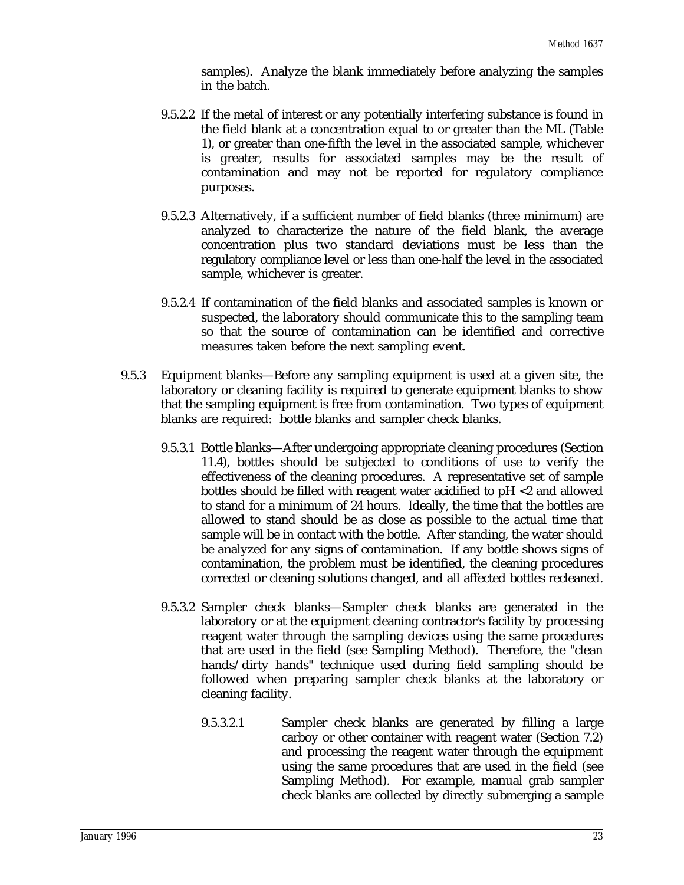samples). Analyze the blank immediately before analyzing the samples in the batch.

9.5.2.2 If the metal of interest or any potentially interfering substance is found in the field blank at a concentration equal to or greater than the ML (Table 1), or greater than one-fifth the level in the associated sample, whichever is greater, results for associated samples may be the result of contamination and may not be reported for regulatory compliance purposes.

9.5.2.3 Alternatively, if a sufficient number of field blanks (three minimum) are analyzed to characterize the nature of the field blank, the average concentration plus two standard deviations must be less than the regulatory compliance level or less than one-half the level in the associated sample, whichever is greater.

9.5.2.4 If contamination of the field blanks and associated samples is known or suspected, the laboratory should communicate this to the sampling team so that the source of contamination can be identified and corrective measures taken before the next sampling event.

9.5.3 Equipment blanks—Before any sampling equipment is used at a given site, the laboratory or cleaning facility is required to generate equipment blanks to show that the sampling equipment is free from contamination. Two types of equipment blanks are required: bottle blanks and sampler check blanks.

9.5.3.1 Bottle blanks—After undergoing appropriate cleaning procedures (Section 11.4), bottles should be subjected to conditions of use to verify the effectiveness of the cleaning procedures. A representative set of sample bottles should be filled with reagent water acidified to pH <2 and allowed to stand for a minimum of 24 hours. Ideally, the time that the bottles are allowed to stand should be as close as possible to the actual time that sample will be in contact with the bottle. After standing, the water should be analyzed for any signs of contamination. If any bottle shows signs of contamination, the problem must be identified, the cleaning procedures corrected or cleaning solutions changed, and all affected bottles recleaned.

9.5.3.2 Sampler check blanks—Sampler check blanks are generated in the laboratory or at the equipment cleaning contractor's facility by processing reagent water through the sampling devices using the same procedures that are used in the field (see Sampling Method). Therefore, the "clean hands/dirty hands" technique used during field sampling should be followed when preparing sampler check blanks at the laboratory or cleaning facility.

9.5.3.2.1 Sampler check blanks are generated by filling a large carboy or other container with reagent water (Section 7.2) and processing the reagent water through the equipment using the same procedures that are used in the field (see Sampling Method). For example, manual grab sampler check blanks are collected by directly submerging a sample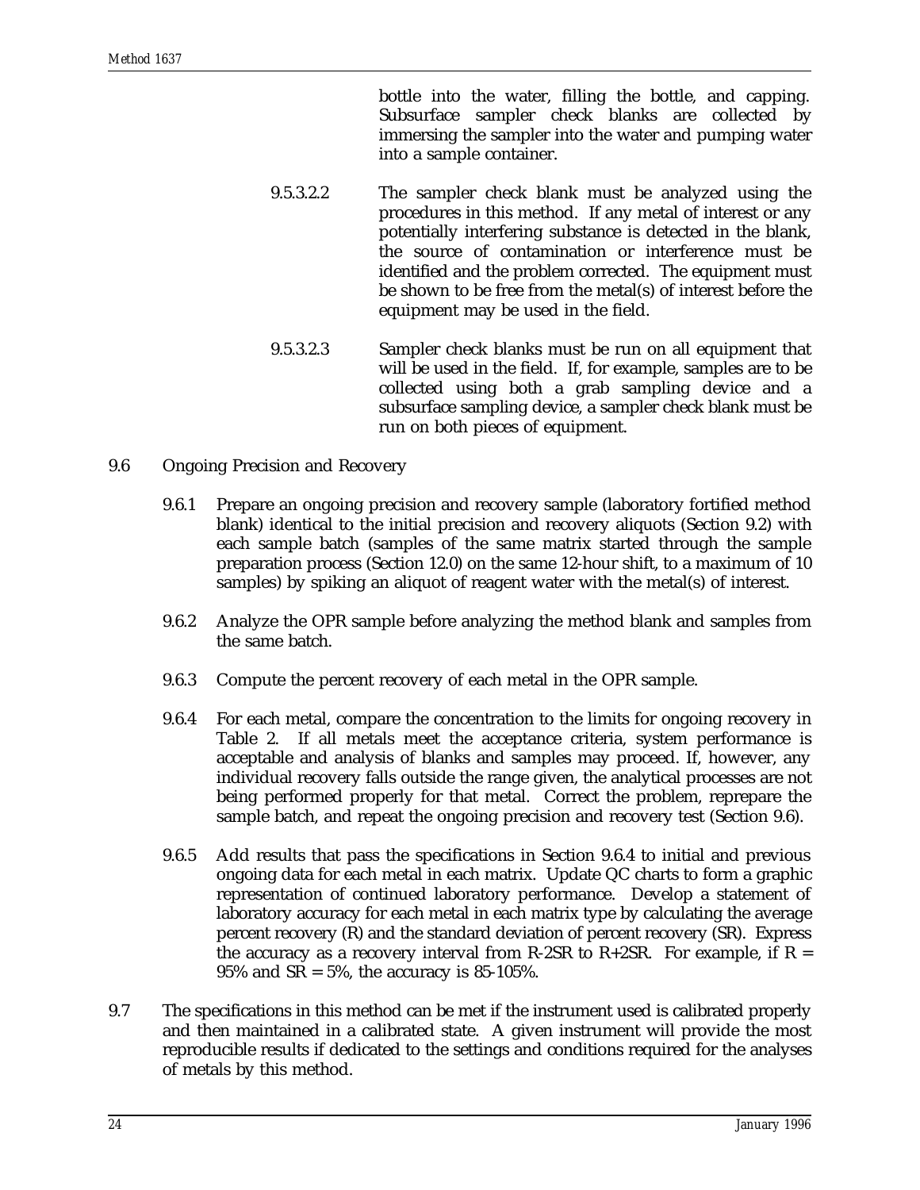bottle into the water, filling the bottle, and capping. Subsurface sampler check blanks are collected by immersing the sampler into the water and pumping water into a sample container.

9.5.3.2.2 The sampler check blank must be analyzed using the procedures in this method. If any metal of interest or any potentially interfering substance is detected in the blank, the source of contamination or interference must be identified and the problem corrected. The equipment must be shown to be free from the metal(s) of interest before the equipment may be used in the field.

9.5.3.2.3 Sampler check blanks must be run on all equipment that will be used in the field. If, for example, samples are to be collected using both a grab sampling device and a subsurface sampling device, a sampler check blank must be run on both pieces of equipment.

9.6 Ongoing Precision and Recovery

9.6.1 Prepare an ongoing precision and recovery sample (laboratory fortified method blank) identical to the initial precision and recovery aliquots (Section 9.2) with each sample batch (samples of the same matrix started through the sample preparation process (Section 12.0) on the same 12-hour shift, to a maximum of 10 samples) by spiking an aliquot of reagent water with the metal(s) of interest.

9.6.2 Analyze the OPR sample before analyzing the method blank and samples from the same batch.

9.6.3 Compute the percent recovery of each metal in the OPR sample.

9.6.4 For each metal, compare the concentration to the limits for ongoing recovery in Table 2. If all metals meet the acceptance criteria, system performance is acceptable and analysis of blanks and samples may proceed. If, however, any individual recovery falls outside the range given, the analytical processes are not being performed properly for that metal. Correct the problem, reprepare the sample batch, and repeat the ongoing precision and recovery test (Section 9.6).

9.6.5 Add results that pass the specifications in Section 9.6.4 to initial and previous ongoing data for each metal in each matrix. Update QC charts to form a graphic representation of continued laboratory performance. Develop a statement of laboratory accuracy for each metal in each matrix type by calculating the average percent recovery (R) and the standard deviation of percent recovery ($S_R$). Express the accuracy as a recovery interval from R-2$S_R$ to R+2$S_R$. For example, if R = 95% and $S_R$ = 5%, the accuracy is 85-105%.

9.7 The specifications in this method can be met if the instrument used is calibrated properly and then maintained in a calibrated state. A given instrument will provide the most reproducible results if dedicated to the settings and conditions required for the analyses of metals by this method.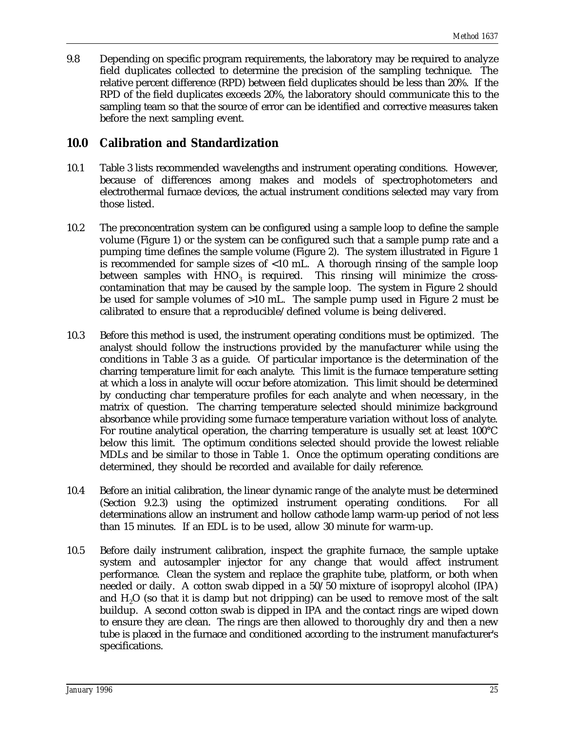9.8 Depending on specific program requirements, the laboratory may be required to analyze field duplicates collected to determine the precision of the sampling technique. The relative percent difference (RPD) between field duplicates should be less than 20%. If the RPD of the field duplicates exceeds 20%, the laboratory should communicate this to the sampling team so that the source of error can be identified and corrective measures taken before the next sampling event.

## 10.0 Calibration and Standardization

10.1 Table 3 lists recommended wavelengths and instrument operating conditions. However, because of differences among makes and models of spectrophotometers and electrothermal furnace devices, the actual instrument conditions selected may vary from those listed.

10.2 The preconcentration system can be configured using a sample loop to define the sample volume (Figure 1) or the system can be configured such that a sample pump rate and a pumping time defines the sample volume (Figure 2). The system illustrated in Figure 1 is recommended for sample sizes of <10 mL. A thorough rinsing of the sample loop between samples with $HNO_3$ is required. This rinsing will minimize the cross-contamination that may be caused by the sample loop. The system in Figure 2 should be used for sample volumes of >10 mL. The sample pump used in Figure 2 must be calibrated to ensure that a reproducible/defined volume is being delivered.

10.3 Before this method is used, the instrument operating conditions must be optimized. The analyst should follow the instructions provided by the manufacturer while using the conditions in Table 3 as a guide. Of particular importance is the determination of the charring temperature limit for each analyte. This limit is the furnace temperature setting at which a loss in analyte will occur before atomization. This limit should be determined by conducting char temperature profiles for each analyte and when necessary, in the matrix of question. The charring temperature selected should minimize background absorbance while providing some furnace temperature variation without loss of analyte. For routine analytical operation, the charring temperature is usually set at least 100°C below this limit. The optimum conditions selected should provide the lowest reliable MDLs and be similar to those in Table 1. Once the optimum operating conditions are determined, they should be recorded and available for daily reference.

10.4 Before an initial calibration, the linear dynamic range of the analyte must be determined (Section 9.2.3) using the optimized instrument operating conditions. For all determinations allow an instrument and hollow cathode lamp warm-up period of not less than 15 minutes. If an EDL is to be used, allow 30 minute for warm-up.

10.5 Before daily instrument calibration, inspect the graphite furnace, the sample uptake system and autosampler injector for any change that would affect instrument performance. Clean the system and replace the graphite tube, platform, or both when needed or daily. A cotton swab dipped in a 50/50 mixture of isopropyl alcohol (IPA) and $H_2O$ (so that it is damp but not dripping) can be used to remove most of the salt buildup. A second cotton swab is dipped in IPA and the contact rings are wiped down to ensure they are clean. The rings are then allowed to thoroughly dry and then a new tube is placed in the furnace and conditioned according to the instrument manufacturer's specifications.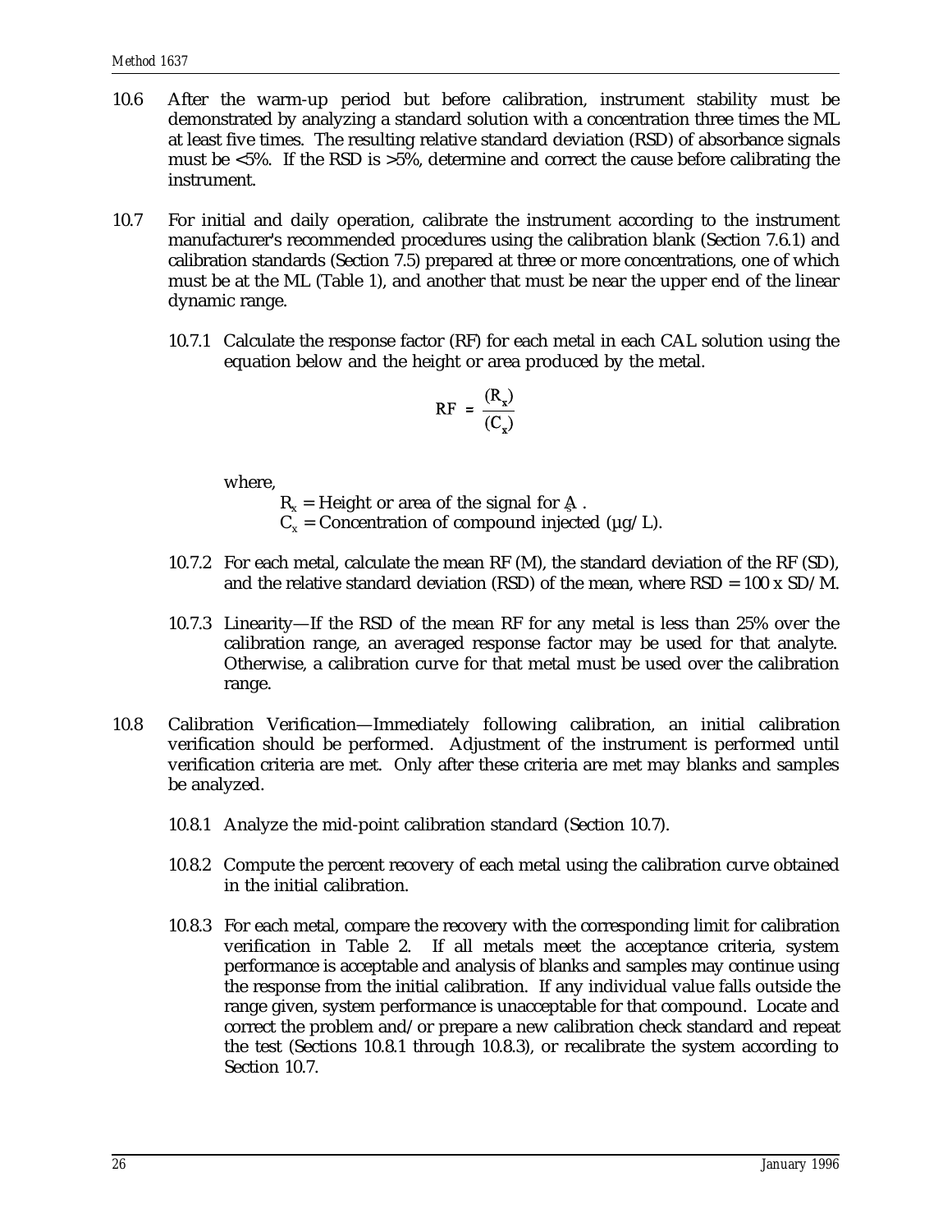10.6 After the warm-up period but before calibration, instrument stability must be demonstrated by analyzing a standard solution with a concentration three times the ML at least five times. The resulting relative standard deviation (RSD) of absorbance signals must be <5%. If the RSD is >5%, determine and correct the cause before calibrating the instrument.

10.7 For initial and daily operation, calibrate the instrument according to the instrument manufacturer's recommended procedures using the calibration blank (Section 7.6.1) and calibration standards (Section 7.5) prepared at three or more concentrations, one of which must be at the ML (Table 1), and another that must be near the upper end of the linear dynamic range.

10.7.1 Calculate the response factor (RF) for each metal in each CAL solution using the equation below and the height or area produced by the metal.

$$RF = \frac{(R_x)}{(C_x)}$$

where,

$R_x$ = Height or area of the signal for $A_s$.
$C_x$ = Concentration of compound injected (µg/L).

10.7.2 For each metal, calculate the mean RF (M), the standard deviation of the RF (SD), and the relative standard deviation (RSD) of the mean, where RSD = 100 x SD/M.

10.7.3 Linearity—If the RSD of the mean RF for any metal is less than 25% over the calibration range, an averaged response factor may be used for that analyte. Otherwise, a calibration curve for that metal must be used over the calibration range.

10.8 Calibration Verification—Immediately following calibration, an initial calibration verification should be performed. Adjustment of the instrument is performed until verification criteria are met. Only after these criteria are met may blanks and samples be analyzed.

10.8.1 Analyze the mid-point calibration standard (Section 10.7).

10.8.2 Compute the percent recovery of each metal using the calibration curve obtained in the initial calibration.

10.8.3 For each metal, compare the recovery with the corresponding limit for calibration verification in Table 2. If all metals meet the acceptance criteria, system performance is acceptable and analysis of blanks and samples may continue using the response from the initial calibration. If any individual value falls outside the range given, system performance is unacceptable for that compound. Locate and correct the problem and/or prepare a new calibration check standard and repeat the test (Sections 10.8.1 through 10.8.3), or recalibrate the system according to Section 10.7.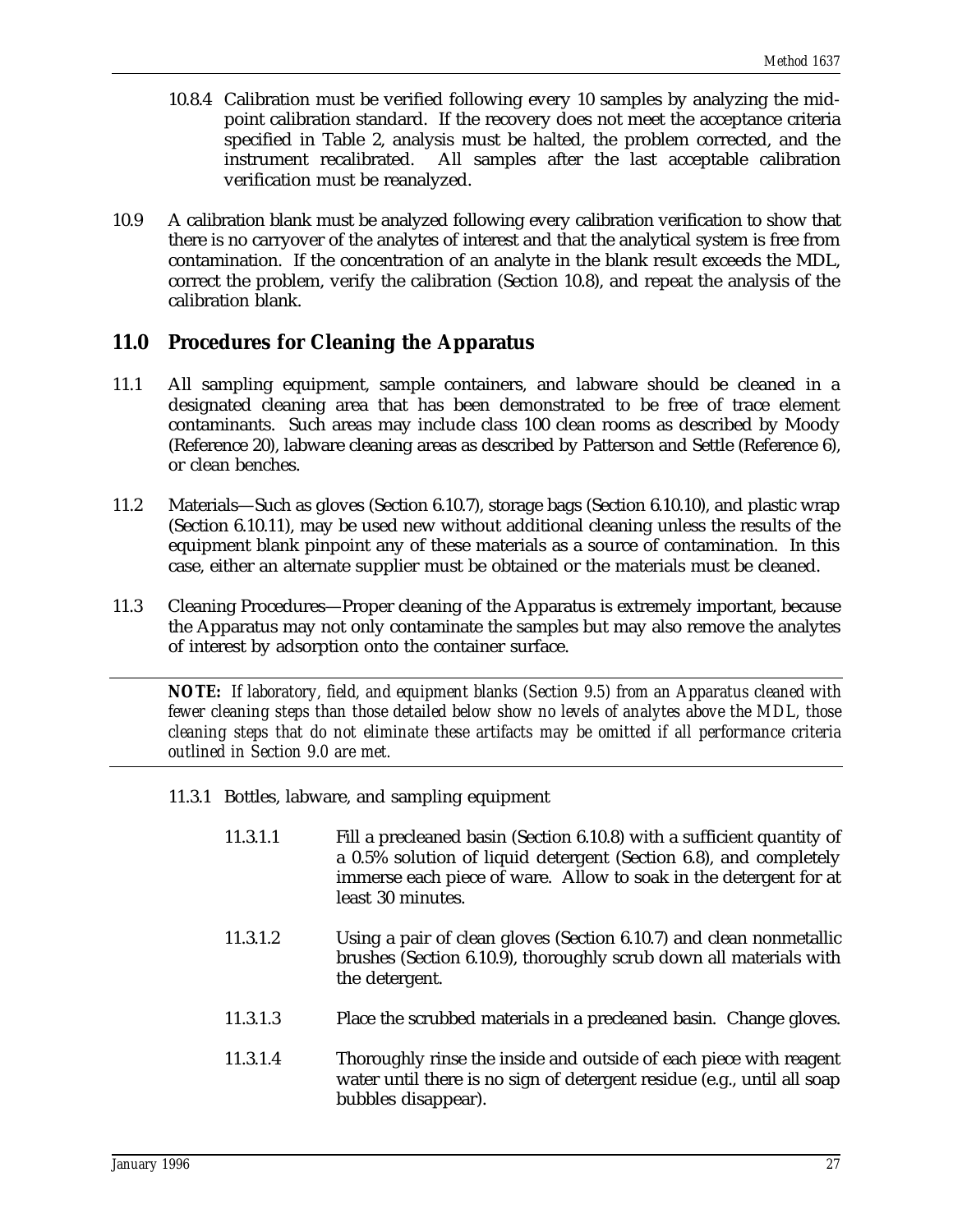10.8.4 Calibration must be verified following every 10 samples by analyzing the mid-point calibration standard. If the recovery does not meet the acceptance criteria specified in Table 2, analysis must be halted, the problem corrected, and the instrument recalibrated. All samples after the last acceptable calibration verification must be reanalyzed.

10.9 A calibration blank must be analyzed following every calibration verification to show that there is no carryover of the analytes of interest and that the analytical system is free from contamination. If the concentration of an analyte in the blank result exceeds the MDL, correct the problem, verify the calibration (Section 10.8), and repeat the analysis of the calibration blank.

## 11.0 Procedures for Cleaning the Apparatus

11.1 All sampling equipment, sample containers, and labware should be cleaned in a designated cleaning area that has been demonstrated to be free of trace element contaminants. Such areas may include class 100 clean rooms as described by Moody (Reference 20), labware cleaning areas as described by Patterson and Settle (Reference 6), or clean benches.

11.2 Materials—Such as gloves (Section 6.10.7), storage bags (Section 6.10.10), and plastic wrap (Section 6.10.11), may be used new without additional cleaning unless the results of the equipment blank pinpoint any of these materials as a source of contamination. In this case, either an alternate supplier must be obtained or the materials must be cleaned.

11.3 Cleaning Procedures—Proper cleaning of the Apparatus is extremely important, because the Apparatus may not only contaminate the samples but may also remove the analytes of interest by adsorption onto the container surface.

---

***NOTE:*** *If laboratory, field, and equipment blanks (Section 9.5) from an Apparatus cleaned with fewer cleaning steps than those detailed below show no levels of analytes above the MDL, those cleaning steps that do not eliminate these artifacts may be omitted if all performance criteria outlined in Section 9.0 are met.*

---

11.3.1 Bottles, labware, and sampling equipment

11.3.1.1 Fill a precleaned basin (Section 6.10.8) with a sufficient quantity of a 0.5% solution of liquid detergent (Section 6.8), and completely immerse each piece of ware. Allow to soak in the detergent for at least 30 minutes.

11.3.1.2 Using a pair of clean gloves (Section 6.10.7) and clean nonmetallic brushes (Section 6.10.9), thoroughly scrub down all materials with the detergent.

11.3.1.3 Place the scrubbed materials in a precleaned basin. Change gloves.

11.3.1.4 Thoroughly rinse the inside and outside of each piece with reagent water until there is no sign of detergent residue (e.g., until all soap bubbles disappear).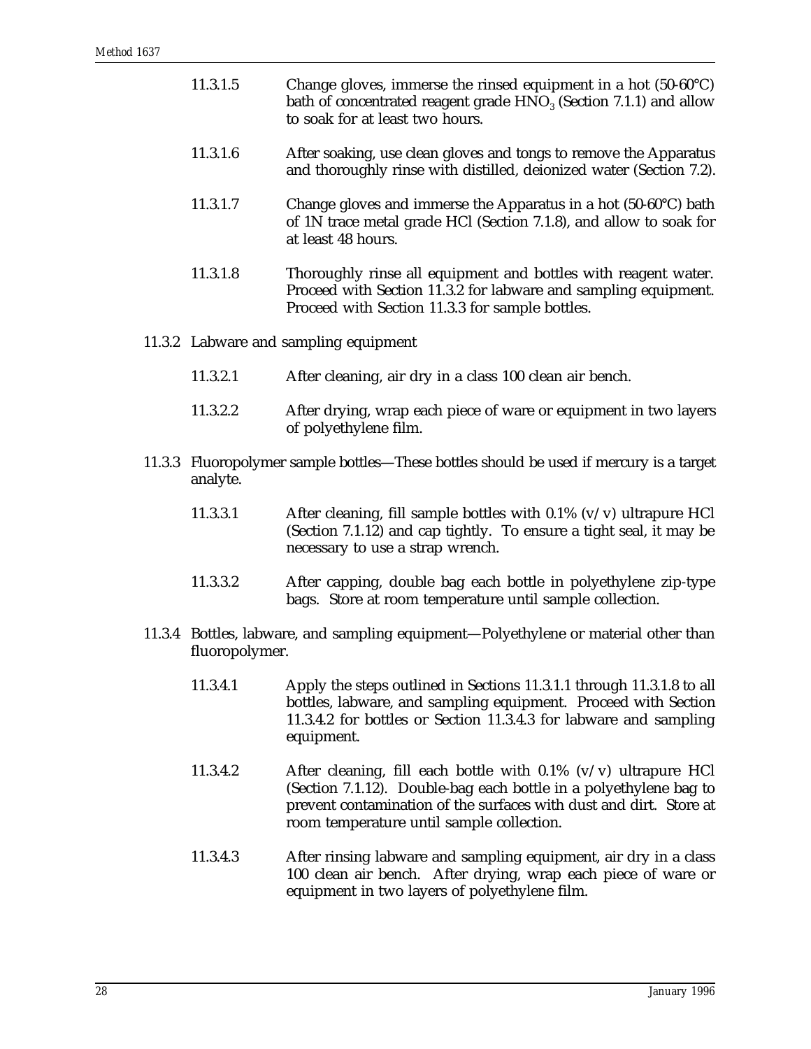11.3.1.5 Change gloves, immerse the rinsed equipment in a hot (50-60°C) bath of concentrated reagent grade $HNO_3$ (Section 7.1.1) and allow to soak for at least two hours.

11.3.1.6 After soaking, use clean gloves and tongs to remove the Apparatus and thoroughly rinse with distilled, deionized water (Section 7.2).

11.3.1.7 Change gloves and immerse the Apparatus in a hot (50-60°C) bath of 1N trace metal grade HCl (Section 7.1.8), and allow to soak for at least 48 hours.

11.3.1.8 Thoroughly rinse all equipment and bottles with reagent water. Proceed with Section 11.3.2 for labware and sampling equipment. Proceed with Section 11.3.3 for sample bottles.

11.3.2 Labware and sampling equipment

11.3.2.1 After cleaning, air dry in a class 100 clean air bench.

11.3.2.2 After drying, wrap each piece of ware or equipment in two layers of polyethylene film.

11.3.3 Fluoropolymer sample bottles—These bottles should be used if mercury is a target analyte.

11.3.3.1 After cleaning, fill sample bottles with 0.1% (v/v) ultrapure HCl (Section 7.1.12) and cap tightly. To ensure a tight seal, it may be necessary to use a strap wrench.

11.3.3.2 After capping, double bag each bottle in polyethylene zip-type bags. Store at room temperature until sample collection.

11.3.4 Bottles, labware, and sampling equipment—Polyethylene or material other than fluoropolymer.

11.3.4.1 Apply the steps outlined in Sections 11.3.1.1 through 11.3.1.8 to all bottles, labware, and sampling equipment. Proceed with Section 11.3.4.2 for bottles or Section 11.3.4.3 for labware and sampling equipment.

11.3.4.2 After cleaning, fill each bottle with 0.1% (v/v) ultrapure HCl (Section 7.1.12). Double-bag each bottle in a polyethylene bag to prevent contamination of the surfaces with dust and dirt. Store at room temperature until sample collection.

11.3.4.3 After rinsing labware and sampling equipment, air dry in a class 100 clean air bench. After drying, wrap each piece of ware or equipment in two layers of polyethylene film.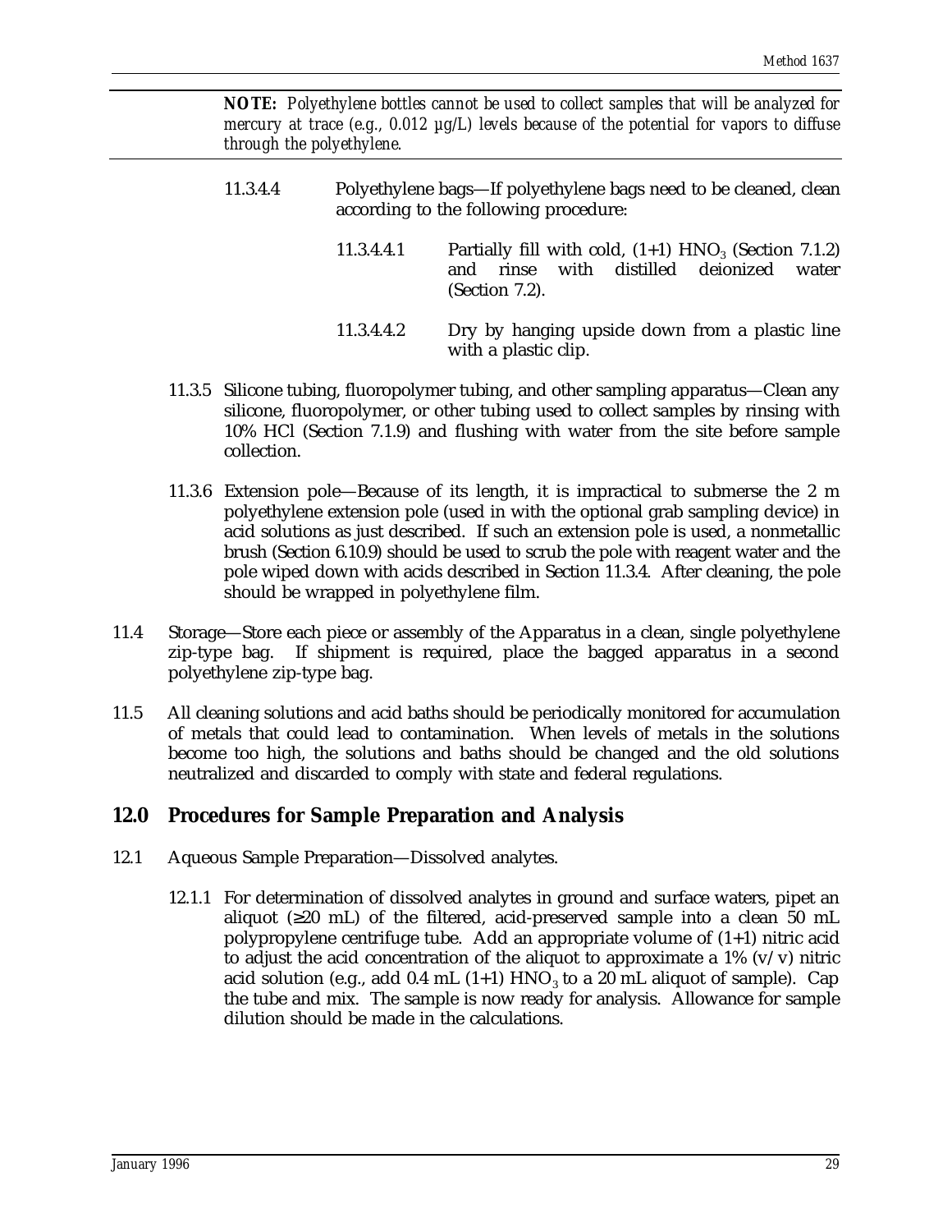**NOTE:** *Polyethylene bottles cannot be used to collect samples that will be analyzed for mercury at trace (e.g., 0.012 µg/L) levels because of the potential for vapors to diffuse through the polyethylene.*

11.3.4.4 Polyethylene bags—If polyethylene bags need to be cleaned, clean according to the following procedure:

11.3.4.4.1 Partially fill with cold, (1+1) $HNO_3$ (Section 7.1.2) and rinse with distilled deionized water (Section 7.2).

11.3.4.4.2 Dry by hanging upside down from a plastic line with a plastic clip.

11.3.5 Silicone tubing, fluoropolymer tubing, and other sampling apparatus—Clean any silicone, fluoropolymer, or other tubing used to collect samples by rinsing with 10% HCl (Section 7.1.9) and flushing with water from the site before sample collection.

11.3.6 Extension pole—Because of its length, it is impractical to submerse the 2 m polyethylene extension pole (used in with the optional grab sampling device) in acid solutions as just described. If such an extension pole is used, a nonmetallic brush (Section 6.10.9) should be used to scrub the pole with reagent water and the pole wiped down with acids described in Section 11.3.4. After cleaning, the pole should be wrapped in polyethylene film.

11.4 Storage—Store each piece or assembly of the Apparatus in a clean, single polyethylene zip-type bag. If shipment is required, place the bagged apparatus in a second polyethylene zip-type bag.

11.5 All cleaning solutions and acid baths should be periodically monitored for accumulation of metals that could lead to contamination. When levels of metals in the solutions become too high, the solutions and baths should be changed and the old solutions neutralized and discarded to comply with state and federal regulations.

## 12.0 Procedures for Sample Preparation and Analysis

12.1 Aqueous Sample Preparation—Dissolved analytes.

12.1.1 For determination of dissolved analytes in ground and surface waters, pipet an aliquot (≥20 mL) of the filtered, acid-preserved sample into a clean 50 mL polypropylene centrifuge tube. Add an appropriate volume of (1+1) nitric acid to adjust the acid concentration of the aliquot to approximate a 1% (v/v) nitric acid solution (e.g., add 0.4 mL (1+1) $HNO_3$ to a 20 mL aliquot of sample). Cap the tube and mix. The sample is now ready for analysis. Allowance for sample dilution should be made in the calculations.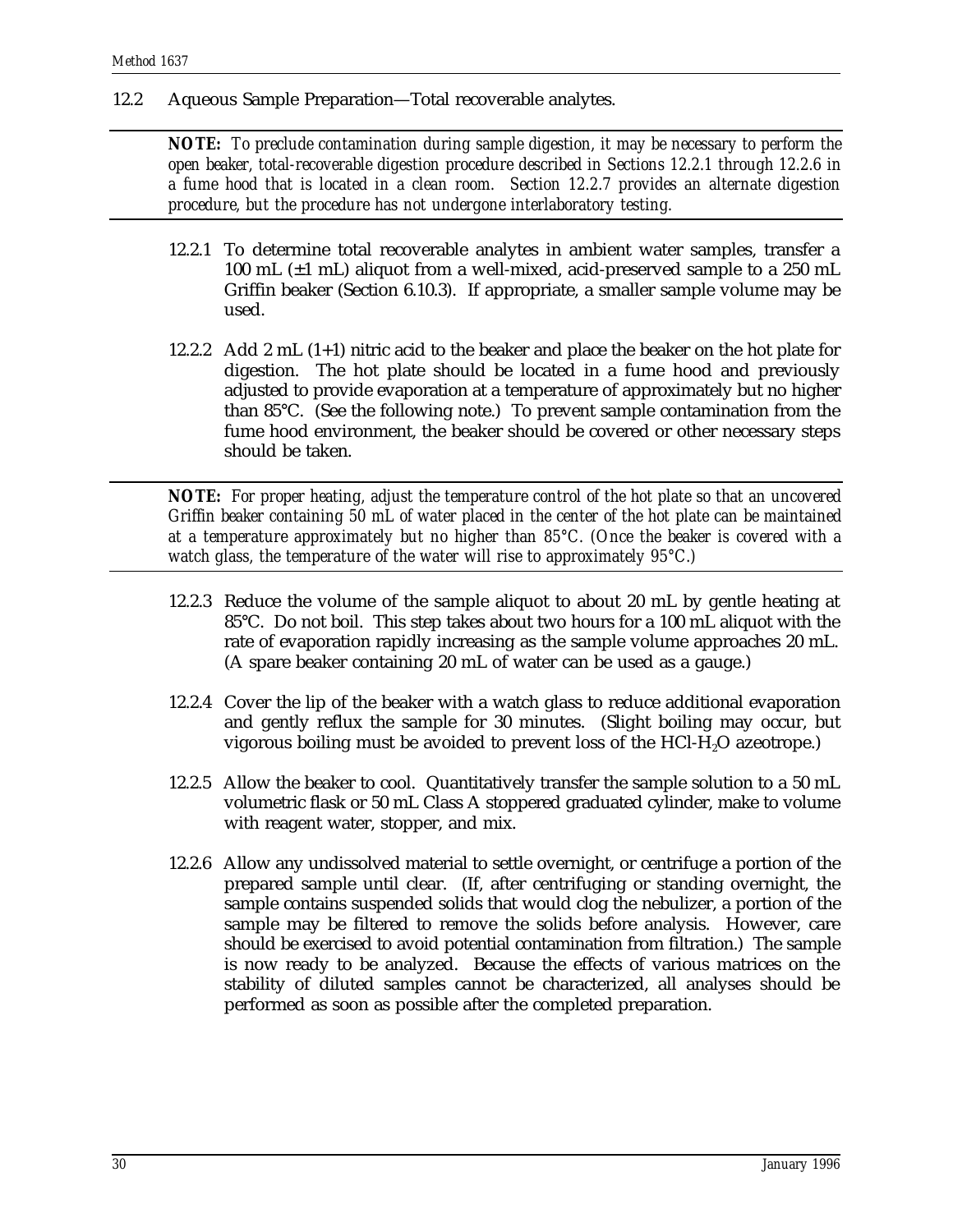## 12.2 Aqueous Sample Preparation—Total recoverable analytes.

***NOTE:*** *To preclude contamination during sample digestion, it may be necessary to perform the open beaker, total-recoverable digestion procedure described in Sections 12.2.1 through 12.2.6 in a fume hood that is located in a clean room. Section 12.2.7 provides an alternate digestion procedure, but the procedure has not undergone interlaboratory testing.*

12.2.1 To determine total recoverable analytes in ambient water samples, transfer a 100 mL (±1 mL) aliquot from a well-mixed, acid-preserved sample to a 250 mL Griffin beaker (Section 6.10.3). If appropriate, a smaller sample volume may be used.

12.2.2 Add 2 mL (1+1) nitric acid to the beaker and place the beaker on the hot plate for digestion. The hot plate should be located in a fume hood and previously adjusted to provide evaporation at a temperature of approximately but no higher than 85°C. (See the following note.) To prevent sample contamination from the fume hood environment, the beaker should be covered or other necessary steps should be taken.

***NOTE:*** *For proper heating, adjust the temperature control of the hot plate so that an uncovered Griffin beaker containing 50 mL of water placed in the center of the hot plate can be maintained at a temperature approximately but no higher than 85°C. (Once the beaker is covered with a watch glass, the temperature of the water will rise to approximately 95°C.)*

12.2.3 Reduce the volume of the sample aliquot to about 20 mL by gentle heating at 85°C. Do not boil. This step takes about two hours for a 100 mL aliquot with the rate of evaporation rapidly increasing as the sample volume approaches 20 mL. (A spare beaker containing 20 mL of water can be used as a gauge.)

12.2.4 Cover the lip of the beaker with a watch glass to reduce additional evaporation and gently reflux the sample for 30 minutes. (Slight boiling may occur, but vigorous boiling must be avoided to prevent loss of the $HCl\text{-}H_2O$ azeotrope.)

12.2.5 Allow the beaker to cool. Quantitatively transfer the sample solution to a 50 mL volumetric flask or 50 mL Class A stoppered graduated cylinder, make to volume with reagent water, stopper, and mix.

12.2.6 Allow any undissolved material to settle overnight, or centrifuge a portion of the prepared sample until clear. (If, after centrifuging or standing overnight, the sample contains suspended solids that would clog the nebulizer, a portion of the sample may be filtered to remove the solids before analysis. However, care should be exercised to avoid potential contamination from filtration.) The sample is now ready to be analyzed. Because the effects of various matrices on the stability of diluted samples cannot be characterized, all analyses should be performed as soon as possible after the completed preparation.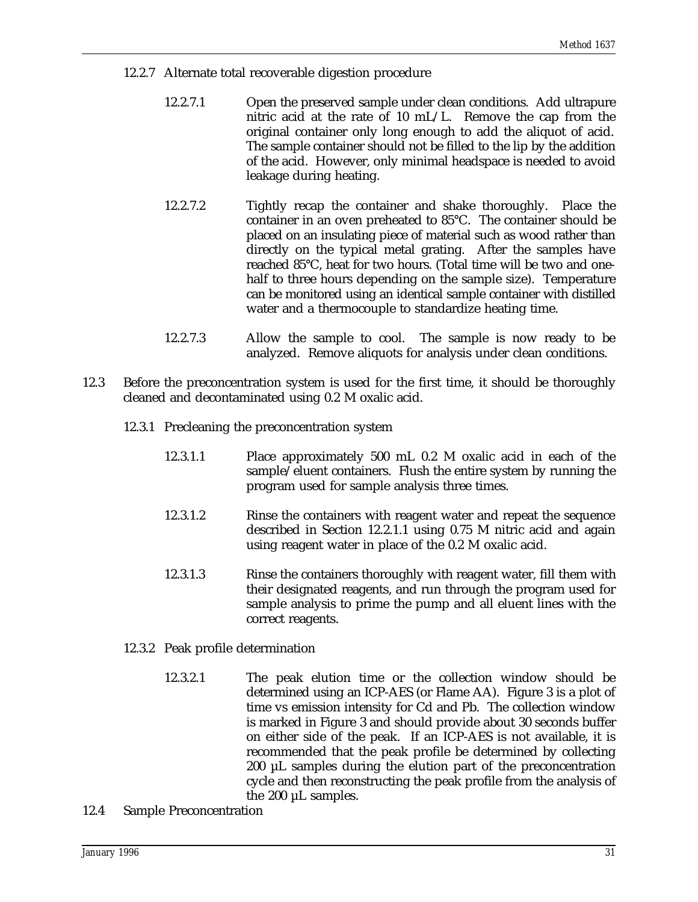12.2.7 Alternate total recoverable digestion procedure

12.2.7.1 Open the preserved sample under clean conditions. Add ultrapure nitric acid at the rate of 10 mL/L. Remove the cap from the original container only long enough to add the aliquot of acid. The sample container should not be filled to the lip by the addition of the acid. However, only minimal headspace is needed to avoid leakage during heating.

12.2.7.2 Tightly recap the container and shake thoroughly. Place the container in an oven preheated to 85°C. The container should be placed on an insulating piece of material such as wood rather than directly on the typical metal grating. After the samples have reached 85°C, heat for two hours. (Total time will be two and one-half to three hours depending on the sample size). Temperature can be monitored using an identical sample container with distilled water and a thermocouple to standardize heating time.

12.2.7.3 Allow the sample to cool. The sample is now ready to be analyzed. Remove aliquots for analysis under clean conditions.

12.3 Before the preconcentration system is used for the first time, it should be thoroughly cleaned and decontaminated using 0.2 M oxalic acid.

12.3.1 Precleaning the preconcentration system

12.3.1.1 Place approximately 500 mL 0.2 M oxalic acid in each of the sample/eluent containers. Flush the entire system by running the program used for sample analysis three times.

12.3.1.2 Rinse the containers with reagent water and repeat the sequence described in Section 12.2.1.1 using 0.75 M nitric acid and again using reagent water in place of the 0.2 M oxalic acid.

12.3.1.3 Rinse the containers thoroughly with reagent water, fill them with their designated reagents, and run through the program used for sample analysis to prime the pump and all eluent lines with the correct reagents.

12.3.2 Peak profile determination

12.3.2.1 The peak elution time or the collection window should be determined using an ICP-AES (or Flame AA). Figure 3 is a plot of time vs emission intensity for Cd and Pb. The collection window is marked in Figure 3 and should provide about 30 seconds buffer on either side of the peak. If an ICP-AES is not available, it is recommended that the peak profile be determined by collecting 200 µL samples during the elution part of the preconcentration cycle and then reconstructing the peak profile from the analysis of the 200 µL samples.

12.4 Sample Preconcentration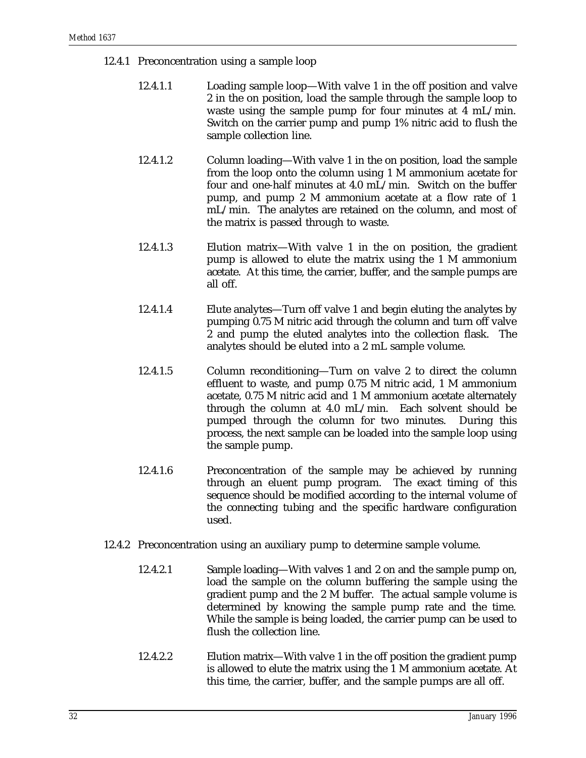12.4.1 Preconcentration using a sample loop

12.4.1.1 Loading sample loop—With valve 1 in the off position and valve 2 in the on position, load the sample through the sample loop to waste using the sample pump for four minutes at 4 mL/min. Switch on the carrier pump and pump 1% nitric acid to flush the sample collection line.

12.4.1.2 Column loading—With valve 1 in the the on position, load the sample from the loop onto the column using 1 M ammonium acetate for four and one-half minutes at 4.0 mL/min. Switch on the buffer pump, and pump 2 M ammonium acetate at a flow rate of 1 mL/min. The analytes are retained on the column, and most of the matrix is passed through to waste.

12.4.1.3 Elution matrix—With valve 1 in the on position, the gradient pump is allowed to elute the matrix using the 1 M ammonium acetate. At this time, the carrier, buffer, and the sample pumps are all off.

12.4.1.4 Elute analytes—Turn off valve 1 and begin eluting the analytes by pumping 0.75 M nitric acid through the column and turn off valve 2 and pump the eluted analytes into the collection flask. The analytes should be eluted into a 2 mL sample volume.

12.4.1.5 Column reconditioning—Turn on valve 2 to direct the column effluent to waste, and pump 0.75 M nitric acid, 1 M ammonium acetate, 0.75 M nitric acid and 1 M ammonium acetate alternately through the column at 4.0 mL/min. Each solvent should be pumped through the column for two minutes. During this process, the next sample can be loaded into the sample loop using the sample pump.

12.4.1.6 Preconcentration of the sample may be achieved by running through an eluent pump program. The exact timing of this sequence should be modified according to the internal volume of the connecting tubing and the specific hardware configuration used.

12.4.2 Preconcentration using an auxiliary pump to determine sample volume.

12.4.2.1 Sample loading—With valves 1 and 2 on and the sample pump on, load the sample on the column buffering the sample using the gradient pump and the 2 M buffer. The actual sample volume is determined by knowing the sample pump rate and the time. While the sample is being loaded, the carrier pump can be used to flush the collection line.

12.4.2.2 Elution matrix—With valve 1 in the off position the gradient pump is allowed to elute the matrix using the 1 M ammonium acetate. At this time, the carrier, buffer, and the sample pumps are all off.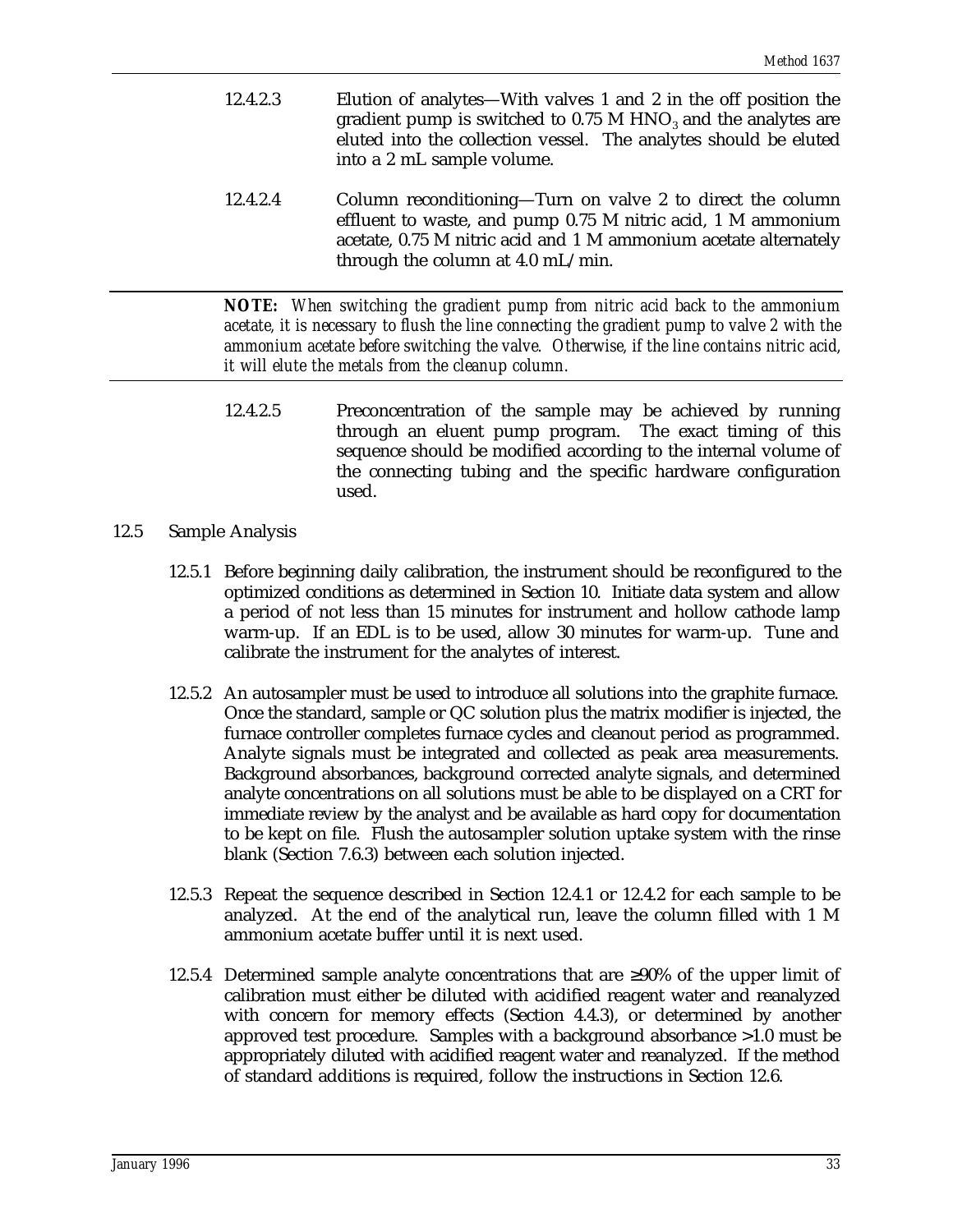12.4.2.3 Elution of analytes—With valves 1 and 2 in the off position the gradient pump is switched to 0.75 M $HNO_3$ and the analytes are eluted into the collection vessel. The analytes should be eluted into a 2 mL sample volume.

12.4.2.4 Column reconditioning—Turn on valve 2 to direct the column effluent to waste, and pump 0.75 M nitric acid, 1 M ammonium acetate, 0.75 M nitric acid and 1 M ammonium acetate alternately through the column at 4.0 mL/min.

---

***NOTE:*** *When switching the gradient pump from nitric acid back to the ammonium acetate, it is necessary to flush the line connecting the gradient pump to valve 2 with the ammonium acetate before switching the valve. Otherwise, if the line contains nitric acid, it will elute the metals from the cleanup column.*

---

12.4.2.5 Preconcentration of the sample may be achieved by running through an eluent pump program. The exact timing of this sequence should be modified according to the internal volume of the connecting tubing and the specific hardware configuration used.

## 12.5 Sample Analysis

12.5.1 Before beginning daily calibration, the instrument should be reconfigured to the optimized conditions as determined in Section 10. Initiate data system and allow a period of not less than 15 minutes for instrument and hollow cathode lamp warm-up. If an EDL is to be used, allow 30 minutes for warm-up. Tune and calibrate the instrument for the analytes of interest.

12.5.2 An autosampler must be used to introduce all solutions into the graphite furnace. Once the standard, sample or QC solution plus the matrix modifier is injected, the furnace controller completes furnace cycles and cleanout period as programmed. Analyte signals must be integrated and collected as peak area measurements. Background absorbances, background corrected analyte signals, and determined analyte concentrations on all solutions must be able to be displayed on a CRT for immediate review by the analyst and be available as hard copy for documentation to be kept on file. Flush the autosampler solution uptake system with the rinse blank (Section 7.6.3) between each solution injected.

12.5.3 Repeat the sequence described in Section 12.4.1 or 12.4.2 for each sample to be analyzed. At the end of the analytical run, leave the column filled with 1 M ammonium acetate buffer until it is next used.

12.5.4 Determined sample analyte concentrations that are ≥90% of the upper limit of calibration must either be diluted with acidified reagent water and reanalyzed with concern for memory effects (Section 4.4.3), or determined by another approved test procedure. Samples with a background absorbance >1.0 must be appropriately diluted with acidified reagent water and reanalyzed. If the method of standard additions is required, follow the instructions in Section 12.6.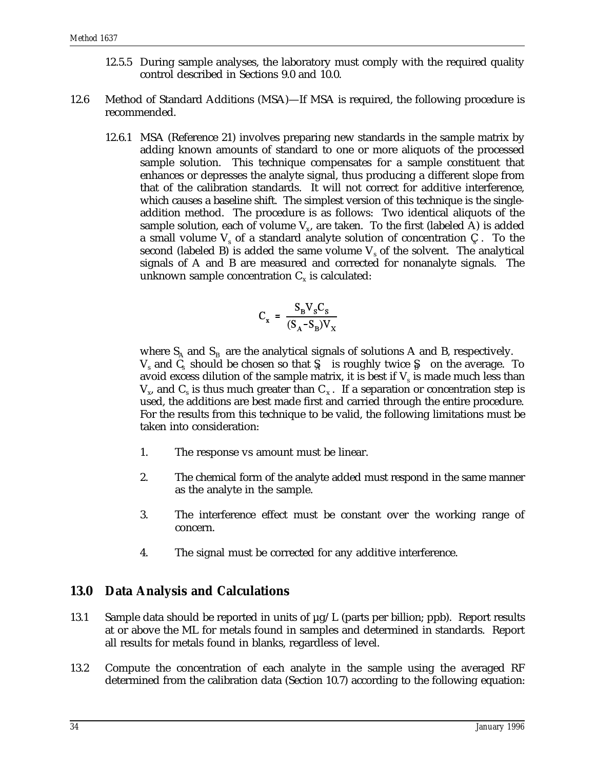12.5.5 During sample analyses, the laboratory must comply with the required quality control described in Sections 9.0 and 10.0.

12.6 Method of Standard Additions (MSA)—If MSA is required, the following procedure is recommended.

12.6.1 MSA (Reference 21) involves preparing new standards in the sample matrix by adding known amounts of standard to one or more aliquots of the processed sample solution. This technique compensates for a sample constituent that enhances or depresses the analyte signal, thus producing a different slope from that of the calibration standards. It will not correct for additive interference, which causes a baseline shift. The simplest version of this technique is the single-addition method. The procedure is as follows: Two identical aliquots of the sample solution, each of volume $V_x$, are taken. To the first (labeled A) is added a small volume $V_s$ of a standard analyte solution of concentration $C_s$. To the second (labeled B) is added the same volume $V_s$ of the solvent. The analytical signals of A and B are measured and corrected for nonanalyte signals. The unknown sample concentration $C_x$ is calculated:

$$C_x = \frac{S_B V_S C_S}{(S_A - S_B) V_X}$$

where $S_A$ and $S_B$ are the analytical signals of solutions A and B, respectively. $V_s$ and $C_s$ should be chosen so that $S_A$ is roughly twice $S_B$ on the average. To avoid excess dilution of the sample matrix, it is best if $V_s$ is made much less than $V_x$, and $C_s$ is thus much greater than $C_x$. If a separation or concentration step is used, the additions are best made first and carried through the entire procedure. For the results from this technique to be valid, the following limitations must be taken into consideration:

1. The response vs amount must be linear.

2. The chemical form of the analyte added must respond in the same manner as the analyte in the sample.

3. The interference effect must be constant over the working range of concern.

4. The signal must be corrected for any additive interference.

## 13.0 Data Analysis and Calculations

13.1 Sample data should be reported in units of µg/L (parts per billion; ppb). Report results at or above the ML for metals found in samples and determined in standards. Report all results for metals found in blanks, regardless of level.

13.2 Compute the concentration of each analyte in the sample using the averaged RF determined from the calibration data (Section 10.7) according to the following equation: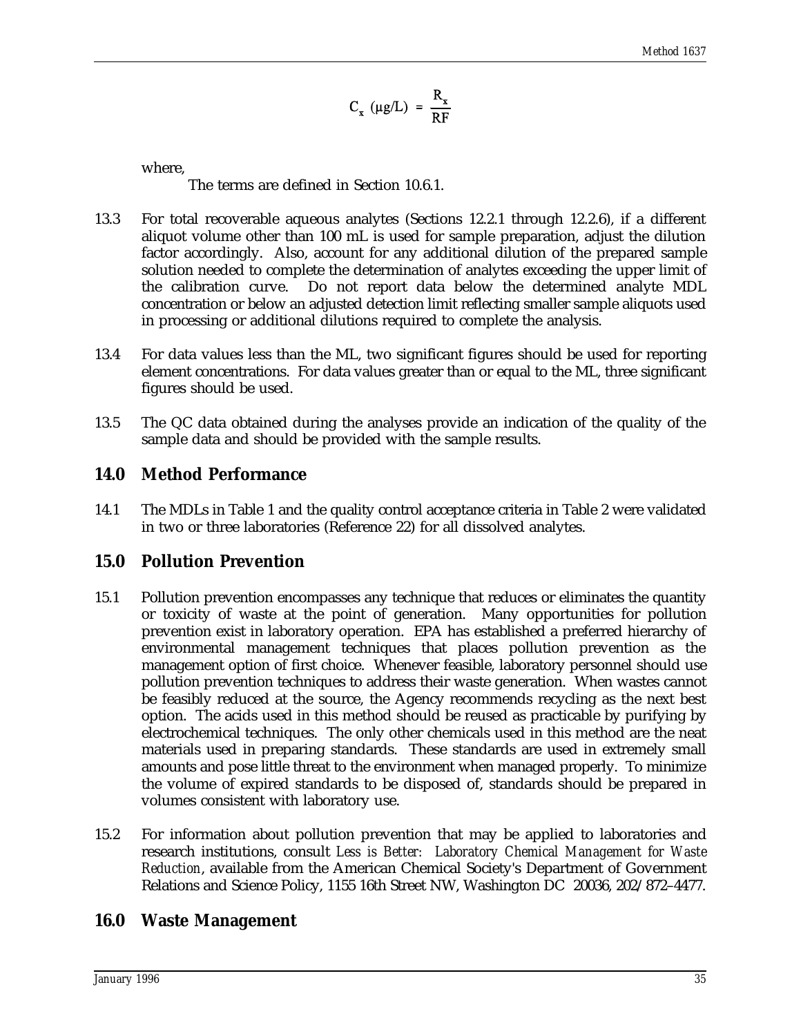$$C_x\ (\mu g/L) = \frac{R_x}{RF}$$

where,

The terms are defined in Section 10.6.1.

13.3 For total recoverable aqueous analytes (Sections 12.2.1 through 12.2.6), if a different aliquot volume other than 100 mL is used for sample preparation, adjust the dilution factor accordingly. Also, account for any additional dilution of the prepared sample solution needed to complete the determination of analytes exceeding the upper limit of the calibration curve. Do not report data below the determined analyte MDL concentration or below an adjusted detection limit reflecting smaller sample aliquots used in processing or additional dilutions required to complete the analysis.

13.4 For data values less than the ML, two significant figures should be used for reporting element concentrations. For data values greater than or equal to the ML, three significant figures should be used.

13.5 The QC data obtained during the analyses provide an indication of the quality of the sample data and should be provided with the sample results.

## 14.0 Method Performance

14.1 The MDLs in Table 1 and the quality control acceptance criteria in Table 2 were validated in two or three laboratories (Reference 22) for all dissolved analytes.

## 15.0 Pollution Prevention

15.1 Pollution prevention encompasses any technique that reduces or eliminates the quantity or toxicity of waste at the point of generation. Many opportunities for pollution prevention exist in laboratory operation. EPA has established a preferred hierarchy of environmental management techniques that places pollution prevention as the management option of first choice. Whenever feasible, laboratory personnel should use pollution prevention techniques to address their waste generation. When wastes cannot be feasibly reduced at the source, the Agency recommends recycling as the next best option. The acids used in this method should be reused as practicable by purifying by electrochemical techniques. The only other chemicals used in this method are the neat materials used in preparing standards. These standards are used in extremely small amounts and pose little threat to the environment when managed properly. To minimize the volume of expired standards to be disposed of, standards should be prepared in volumes consistent with laboratory use.

15.2 For information about pollution prevention that may be applied to laboratories and research institutions, consult *Less is Better: Laboratory Chemical Management for Waste Reduction*, available from the American Chemical Society's Department of Government Relations and Science Policy, 1155 16th Street NW, Washington DC 20036, 202/872–4477.

## 16.0 Waste Management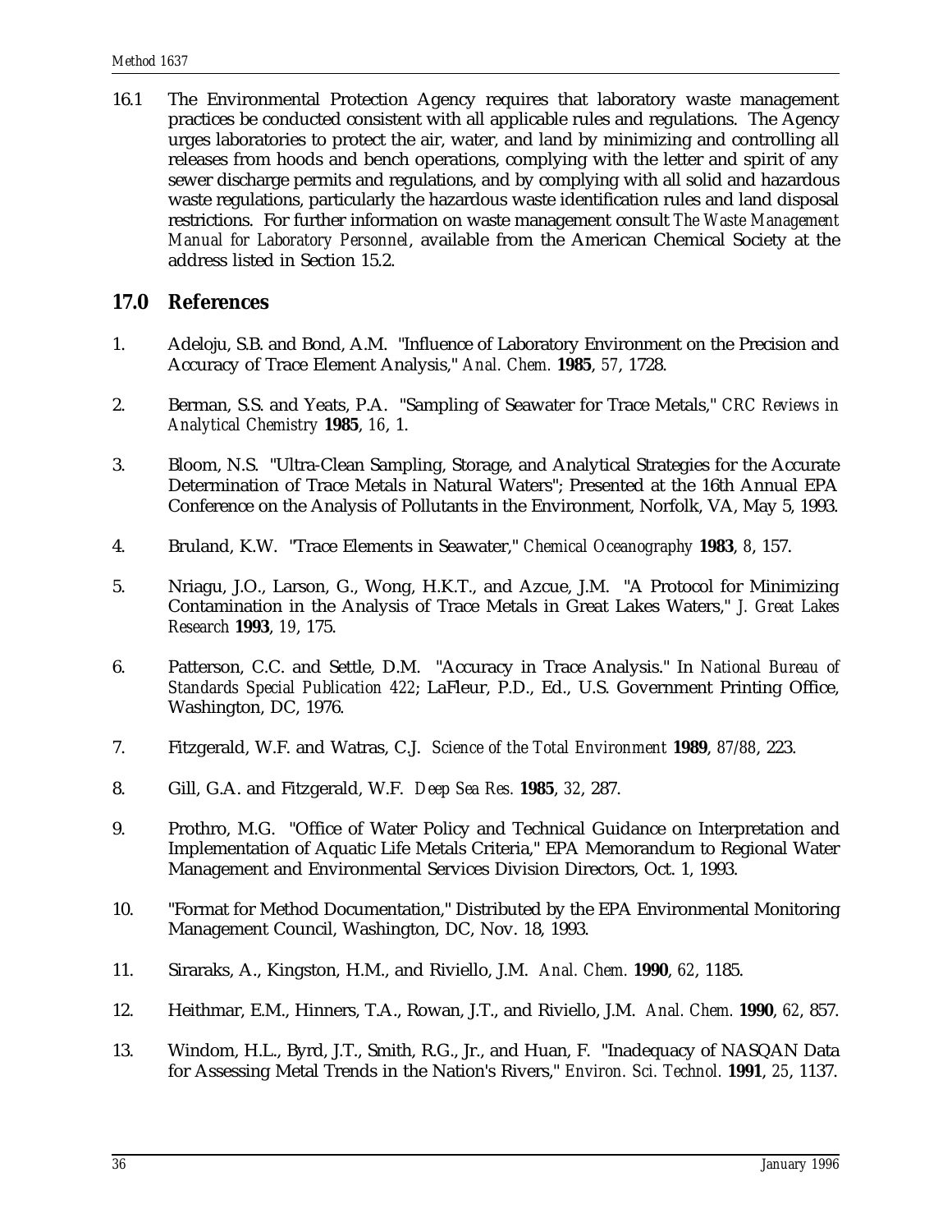16.1 The Environmental Protection Agency requires that laboratory waste management practices be conducted consistent with all applicable rules and regulations. The Agency urges laboratories to protect the air, water, and land by minimizing and controlling all releases from hoods and bench operations, complying with the letter and spirit of any sewer discharge permits and regulations, and by complying with all solid and hazardous waste regulations, particularly the hazardous waste identification rules and land disposal restrictions. For further information on waste management consult *The Waste Management Manual for Laboratory Personnel*, available from the American Chemical Society at the address listed in Section 15.2.

## 17.0 References

1. Adeloju, S.B. and Bond, A.M. "Influence of Laboratory Environment on the Precision and Accuracy of Trace Element Analysis," *Anal. Chem.* **1985**, *57*, 1728.

2. Berman, S.S. and Yeats, P.A. "Sampling of Seawater for Trace Metals," *CRC Reviews in Analytical Chemistry* **1985**, *16*, 1.

3. Bloom, N.S. "Ultra-Clean Sampling, Storage, and Analytical Strategies for the Accurate Determination of Trace Metals in Natural Waters"; Presented at the 16th Annual EPA Conference on the Analysis of Pollutants in the Environment, Norfolk, VA, May 5, 1993.

4. Bruland, K.W. "Trace Elements in Seawater," *Chemical Oceanography* **1983**, *8*, 157.

5. Nriagu, J.O., Larson, G., Wong, H.K.T., and Azcue, J.M. "A Protocol for Minimizing Contamination in the Analysis of Trace Metals in Great Lakes Waters," *J. Great Lakes Research* **1993**, *19*, 175.

6. Patterson, C.C. and Settle, D.M. "Accuracy in Trace Analysis." In *National Bureau of Standards Special Publication 422*; LaFleur, P.D., Ed., U.S. Government Printing Office, Washington, DC, 1976.

7. Fitzgerald, W.F. and Watras, C.J. *Science of the Total Environment* **1989**, *87/88*, 223.

8. Gill, G.A. and Fitzgerald, W.F. *Deep Sea Res.* **1985**, *32*, 287.

9. Prothro, M.G. "Office of Water Policy and Technical Guidance on Interpretation and Implementation of Aquatic Life Metals Criteria," EPA Memorandum to Regional Water Management and Environmental Services Division Directors, Oct. 1, 1993.

10. "Format for Method Documentation," Distributed by the EPA Environmental Monitoring Management Council, Washington, DC, Nov. 18, 1993.

11. Siraraks, A., Kingston, H.M., and Riviello, J.M. *Anal. Chem.* **1990**, *62*, 1185.

12. Heithmar, E.M., Hinners, T.A., Rowan, J.T., and Riviello, J.M. *Anal. Chem.* **1990**, *62*, 857.

13. Windom, H.L., Byrd, J.T., Smith, R.G., Jr., and Huan, F. "Inadequacy of NASQAN Data for Assessing Metal Trends in the Nation's Rivers," *Environ. Sci. Technol.* **1991**, *25*, 1137.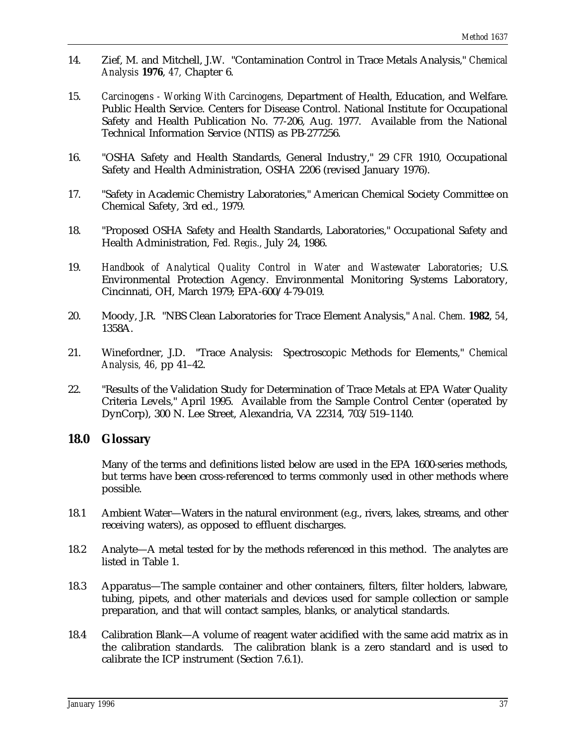14. Zief, M. and Mitchell, J.W. "Contamination Control in Trace Metals Analysis," *Chemical Analysis* **1976**, *47*, Chapter 6.

15. *Carcinogens - Working With Carcinogens,* Department of Health, Education, and Welfare. Public Health Service. Centers for Disease Control. National Institute for Occupational Safety and Health Publication No. 77-206, Aug. 1977. Available from the National Technical Information Service (NTIS) as PB-277256.

16. "OSHA Safety and Health Standards, General Industry," 29 *CFR* 1910, Occupational Safety and Health Administration, OSHA 2206 (revised January 1976).

17. "Safety in Academic Chemistry Laboratories," American Chemical Society Committee on Chemical Safety, 3rd ed., 1979.

18. "Proposed OSHA Safety and Health Standards, Laboratories," Occupational Safety and Health Administration, *Fed. Regis.*, July 24, 1986.

19. *Handbook of Analytical Quality Control in Water and Wastewater Laboratories*; U.S. Environmental Protection Agency. Environmental Monitoring Systems Laboratory, Cincinnati, OH, March 1979; EPA-600/4-79-019.

20. Moody, J.R. "NBS Clean Laboratories for Trace Element Analysis," *Anal. Chem.* **1982**, *54*, 1358A.

21. Winefordner, J.D. "Trace Analysis: Spectroscopic Methods for Elements," *Chemical Analysis*, *46*, pp 41–42.

22. "Results of the Validation Study for Determination of Trace Metals at EPA Water Quality Criteria Levels," April 1995. Available from the Sample Control Center (operated by DynCorp), 300 N. Lee Street, Alexandria, VA 22314, 703/519–1140.

## 18.0 Glossary

Many of the terms and definitions listed below are used in the EPA 1600-series methods, but terms have been cross-referenced to terms commonly used in other methods where possible.

18.1 Ambient Water—Waters in the natural environment (e.g., rivers, lakes, streams, and other receiving waters), as opposed to effluent discharges.

18.2 Analyte—A metal tested for by the methods referenced in this method. The analytes are listed in Table 1.

18.3 Apparatus—The sample container and other containers, filters, filter holders, labware, tubing, pipets, and other materials and devices used for sample collection or sample preparation, and that will contact samples, blanks, or analytical standards.

18.4 Calibration Blank—A volume of reagent water acidified with the same acid matrix as in the calibration standards. The calibration blank is a zero standard and is used to calibrate the ICP instrument (Section 7.6.1).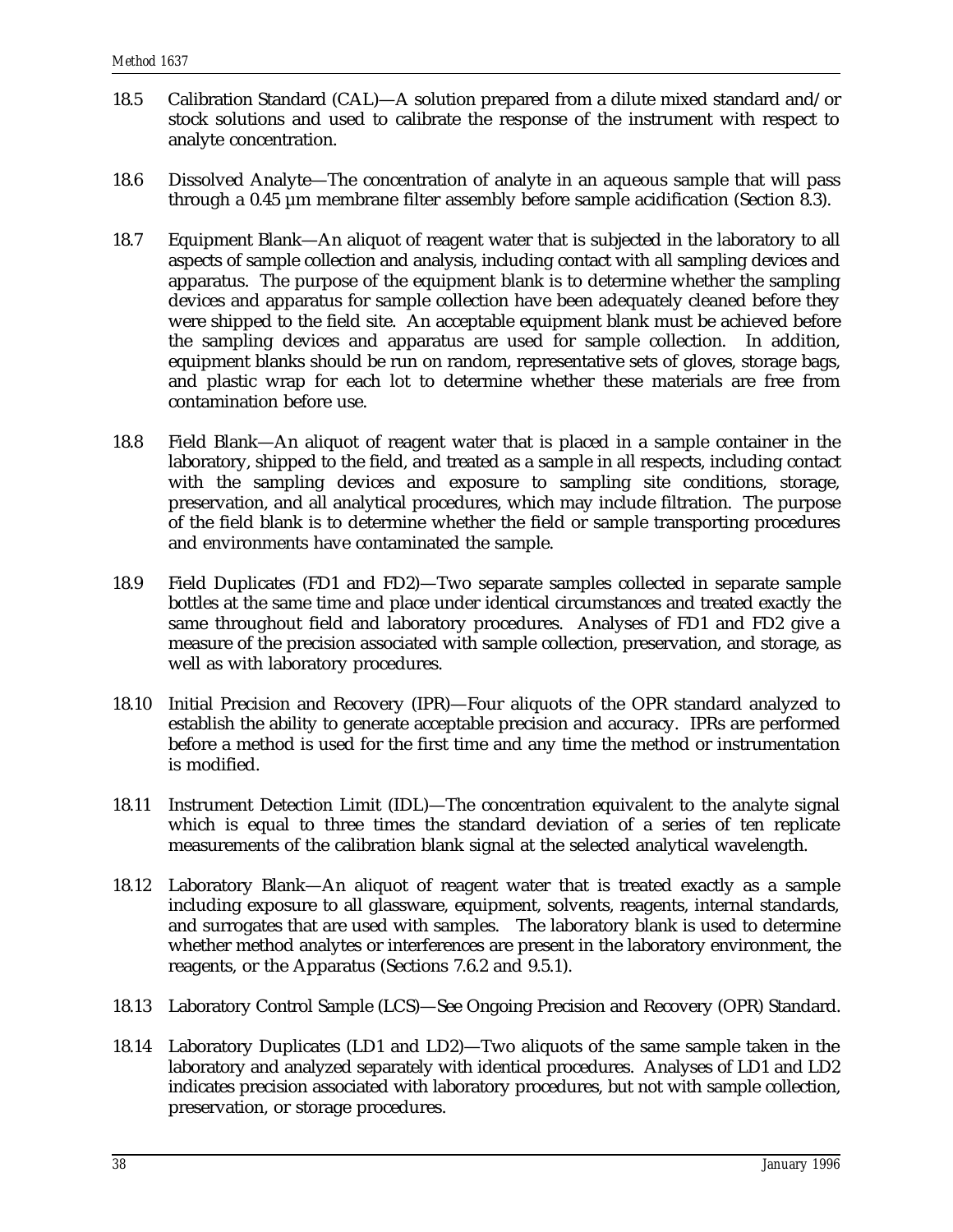18.5 Calibration Standard (CAL)—A solution prepared from a dilute mixed standard and/or stock solutions and used to calibrate the response of the instrument with respect to analyte concentration.

18.6 Dissolved Analyte—The concentration of analyte in an aqueous sample that will pass through a 0.45 µm membrane filter assembly before sample acidification (Section 8.3).

18.7 Equipment Blank—An aliquot of reagent water that is subjected in the laboratory to all aspects of sample collection and analysis, including contact with all sampling devices and apparatus. The purpose of the equipment blank is to determine whether the sampling devices and apparatus for sample collection have been adequately cleaned before they were shipped to the field site. An acceptable equipment blank must be achieved before the sampling devices and apparatus are used for sample collection. In addition, equipment blanks should be run on random, representative sets of gloves, storage bags, and plastic wrap for each lot to determine whether these materials are free from contamination before use.

18.8 Field Blank—An aliquot of reagent water that is placed in a sample container in the laboratory, shipped to the field, and treated as a sample in all respects, including contact with the sampling devices and exposure to sampling site conditions, storage, preservation, and all analytical procedures, which may include filtration. The purpose of the field blank is to determine whether the field or sample transporting procedures and environments have contaminated the sample.

18.9 Field Duplicates (FD1 and FD2)—Two separate samples collected in separate sample bottles at the same time and place under identical circumstances and treated exactly the same throughout field and laboratory procedures. Analyses of FD1 and FD2 give a measure of the precision associated with sample collection, preservation, and storage, as well as with laboratory procedures.

18.10 Initial Precision and Recovery (IPR)—Four aliquots of the OPR standard analyzed to establish the ability to generate acceptable precision and accuracy. IPRs are performed before a method is used for the first time and any time the method or instrumentation is modified.

18.11 Instrument Detection Limit (IDL)—The concentration equivalent to the analyte signal which is equal to three times the standard deviation of a series of ten replicate measurements of the calibration blank signal at the selected analytical wavelength.

18.12 Laboratory Blank—An aliquot of reagent water that is treated exactly as a sample including exposure to all glassware, equipment, solvents, reagents, internal standards, and surrogates that are used with samples. The laboratory blank is used to determine whether method analytes or interferences are present in the laboratory environment, the reagents, or the Apparatus (Sections 7.6.2 and 9.5.1).

18.13 Laboratory Control Sample (LCS)—See Ongoing Precision and Recovery (OPR) Standard.

18.14 Laboratory Duplicates (LD1 and LD2)—Two aliquots of the same sample taken in the laboratory and analyzed separately with identical procedures. Analyses of LD1 and LD2 indicates precision associated with laboratory procedures, but not with sample collection, preservation, or storage procedures.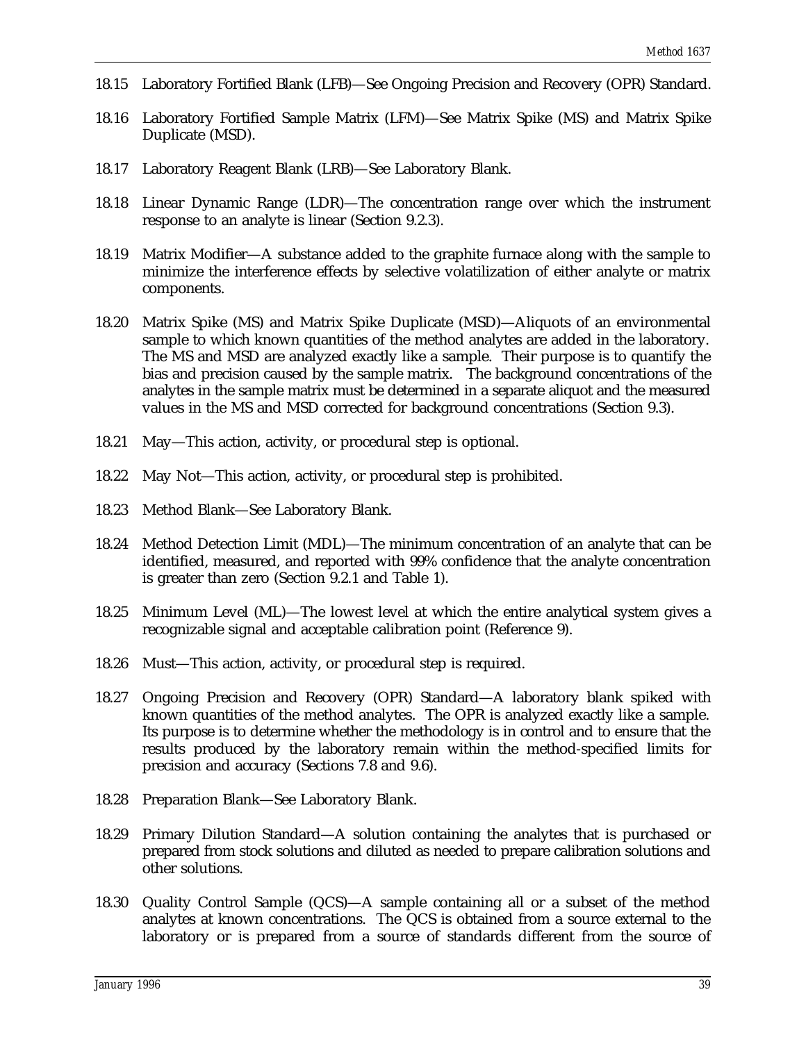18.15 Laboratory Fortified Blank (LFB)—See Ongoing Precision and Recovery (OPR) Standard.

18.16 Laboratory Fortified Sample Matrix (LFM)—See Matrix Spike (MS) and Matrix Spike Duplicate (MSD).

18.17 Laboratory Reagent Blank (LRB)—See Laboratory Blank.

18.18 Linear Dynamic Range (LDR)—The concentration range over which the instrument response to an analyte is linear (Section 9.2.3).

18.19 Matrix Modifier—A substance added to the graphite furnace along with the sample to minimize the interference effects by selective volatilization of either analyte or matrix components.

18.20 Matrix Spike (MS) and Matrix Spike Duplicate (MSD)—Aliquots of an environmental sample to which known quantities of the method analytes are added in the laboratory. The MS and MSD are analyzed exactly like a sample. Their purpose is to quantify the bias and precision caused by the sample matrix. The background concentrations of the analytes in the sample matrix must be determined in a separate aliquot and the measured values in the MS and MSD corrected for background concentrations (Section 9.3).

18.21 May—This action, activity, or procedural step is optional.

18.22 May Not—This action, activity, or procedural step is prohibited.

18.23 Method Blank—See Laboratory Blank.

18.24 Method Detection Limit (MDL)—The minimum concentration of an analyte that can be identified, measured, and reported with 99% confidence that the analyte concentration is greater than zero (Section 9.2.1 and Table 1).

18.25 Minimum Level (ML)—The lowest level at which the entire analytical system gives a recognizable signal and acceptable calibration point (Reference 9).

18.26 Must—This action, activity, or procedural step is required.

18.27 Ongoing Precision and Recovery (OPR) Standard—A laboratory blank spiked with known quantities of the method analytes. The OPR is analyzed exactly like a sample. Its purpose is to determine whether the methodology is in control and to ensure that the results produced by the laboratory remain within the method-specified limits for precision and accuracy (Sections 7.8 and 9.6).

18.28 Preparation Blank—See Laboratory Blank.

18.29 Primary Dilution Standard—A solution containing the analytes that is purchased or prepared from stock solutions and diluted as needed to prepare calibration solutions and other solutions.

18.30 Quality Control Sample (QCS)—A sample containing all or a subset of the method analytes at known concentrations. The QCS is obtained from a source external to the laboratory or is prepared from a source of standards different from the source of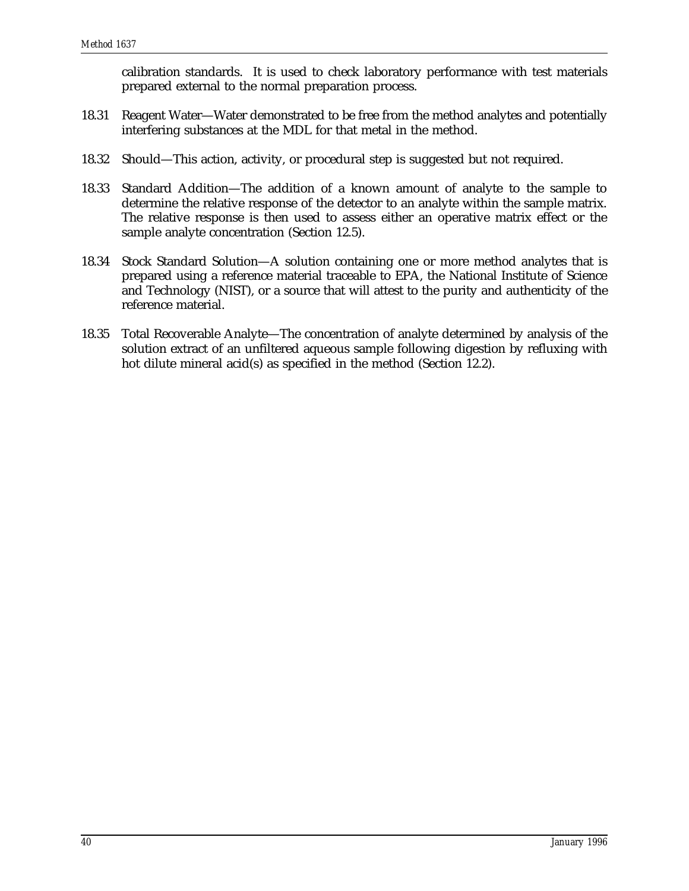calibration standards. It is used to check laboratory performance with test materials prepared external to the normal preparation process.

18.31 Reagent Water—Water demonstrated to be free from the method analytes and potentially interfering substances at the MDL for that metal in the method.

18.32 Should—This action, activity, or procedural step is suggested but not required.

18.33 Standard Addition—The addition of a known amount of analyte to the sample to determine the relative response of the detector to an analyte within the sample matrix. The relative response is then used to assess either an operative matrix effect or the sample analyte concentration (Section 12.5).

18.34 Stock Standard Solution—A solution containing one or more method analytes that is prepared using a reference material traceable to EPA, the National Institute of Science and Technology (NIST), or a source that will attest to the purity and authenticity of the reference material.

18.35 Total Recoverable Analyte—The concentration of analyte determined by analysis of the solution extract of an unfiltered aqueous sample following digestion by refluxing with hot dilute mineral acid(s) as specified in the method (Section 12.2).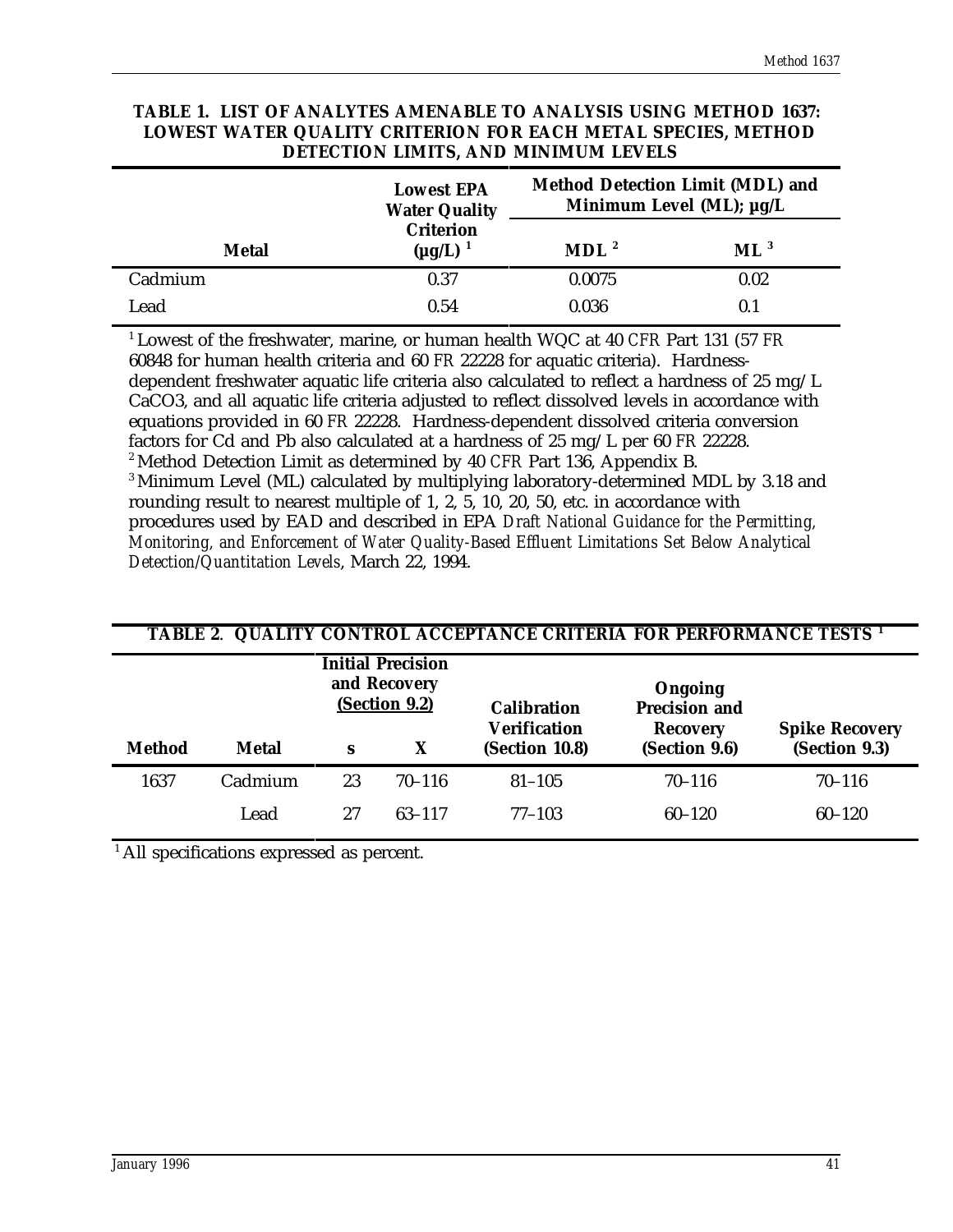**TABLE 1. LIST OF ANALYTES AMENABLE TO ANALYSIS USING METHOD 1637: LOWEST WATER QUALITY CRITERION FOR EACH METAL SPECIES, METHOD DETECTION LIMITS, AND MINIMUM LEVELS**

| Metal | Lowest EPA Water Quality Criterion (µg/L) [1] | Method Detection Limit (MDL) and Minimum Level (ML); µg/L | |
|---|---|---|---|
| | | MDL [2] | ML [3] |
| Cadmium | 0.37 | 0.0075 | 0.02 |
| Lead | 0.54 | 0.036 | 0.1 |

[1] Lowest of the freshwater, marine, or human health WQC at 40 *CFR* Part 131 (57 *FR* 60848 for human health criteria and 60 *FR* 22228 for aquatic criteria). Hardness-dependent freshwater aquatic life criteria also calculated to reflect a hardness of 25 mg/L CaCO3, and all aquatic life criteria adjusted to reflect dissolved levels in accordance with equations provided in 60 *FR* 22228. Hardness-dependent dissolved criteria conversion factors for Cd and Pb also calculated at a hardness of 25 mg/L per 60 *FR* 22228.
[2] Method Detection Limit as determined by 40 *CFR* Part 136, Appendix B.
[3] Minimum Level (ML) calculated by multiplying laboratory-determined MDL by 3.18 and rounding result to nearest multiple of 1, 2, 5, 10, 20, 50, etc. in accordance with procedures used by EAD and described in EPA *Draft National Guidance for the Permitting, Monitoring, and Enforcement of Water Quality-Based Effluent Limitations Set Below Analytical Detection/Quantitation Levels*, March 22, 1994.

**TABLE 2. QUALITY CONTROL ACCEPTANCE CRITERIA FOR PERFORMANCE TESTS [1]**

| Method | Metal | Initial Precision and Recovery (Section 9.2) | | Calibration Verification (Section 10.8) | Ongoing Precision and Recovery (Section 9.6) | Spike Recovery (Section 9.3) |
|---|---|---|---|---|---|---|
| | | s | X | | | |
| 1637 | Cadmium | 23 | 70–116 | 81–105 | 70–116 | 70–116 |
| | Lead | 27 | 63–117 | 77–103 | 60–120 | 60–120 |

[1] All specifications expressed as percent.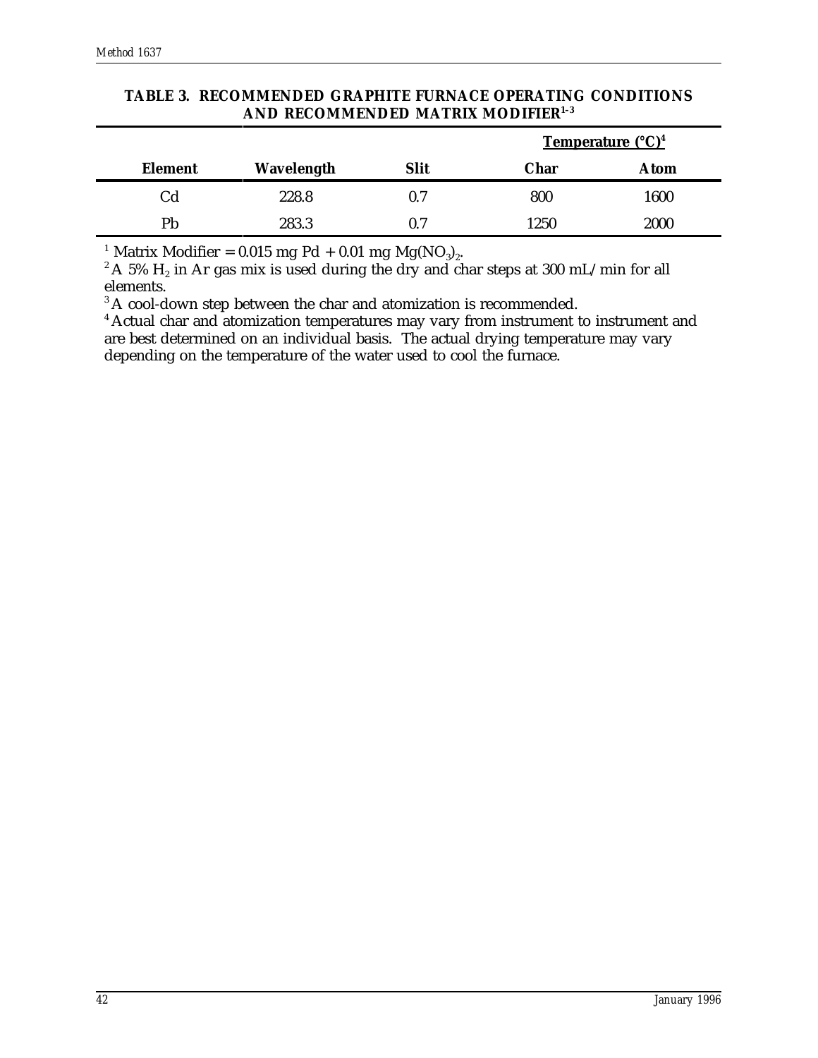**TABLE 3. RECOMMENDED GRAPHITE FURNACE OPERATING CONDITIONS AND RECOMMENDED MATRIX MODIFIER[1-3]**

| | | | Temperature (°C)[4] | |
|---|---|---|---|---|
| **Element** | **Wavelength** | **Slit** | **Char** | **Atom** |
| Cd | 228.8 | 0.7 | 800 | 1600 |
| Pb | 283.3 | 0.7 | 1250 | 2000 |

[1] Matrix Modifier = 0.015 mg Pd + 0.01 mg $Mg(NO_3)_2$.
[2] A 5% $H_2$ in Ar gas mix is used during the dry and char steps at 300 mL/min for all elements.
[3] A cool-down step between the char and atomization is recommended.
[4] Actual char and atomization temperatures may vary from instrument to instrument and are best determined on an individual basis. The actual drying temperature may vary depending on the temperature of the water used to cool the furnace.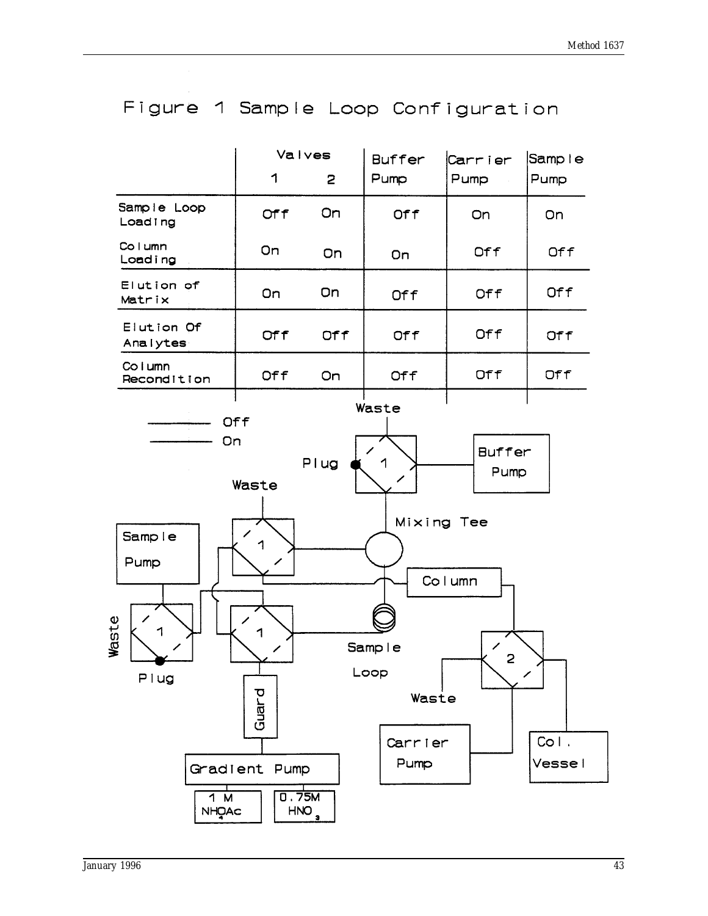# Figure 1 Sample Loop Configuration

| | Valves 1 | Valves 2 | Buffer Pump | Carrier Pump | Sample Pump |
|---|---|---|---|---|---|
| Sample Loop Loading | Off | On | Off | On | On |
| Column Loading | On | On | On | Off | Off |
| Elution of Matrix | On | On | Off | Off | Off |
| Elution Of Analytes | Off | Off | Off | Off | Off |
| Column Recondition | Off | On | Off | Off | Off |

Off

On

Waste

Plug

1

Buffer Pump

Waste

Mixing Tee

Sample Pump

1

Column

Waste

1

1

Sample Loop

2

Plug

Waste

Guard

Carrier Pump

Col. Vessel

Gradient Pump

1 M $NH_4OAc$

0.75M $HNO_3$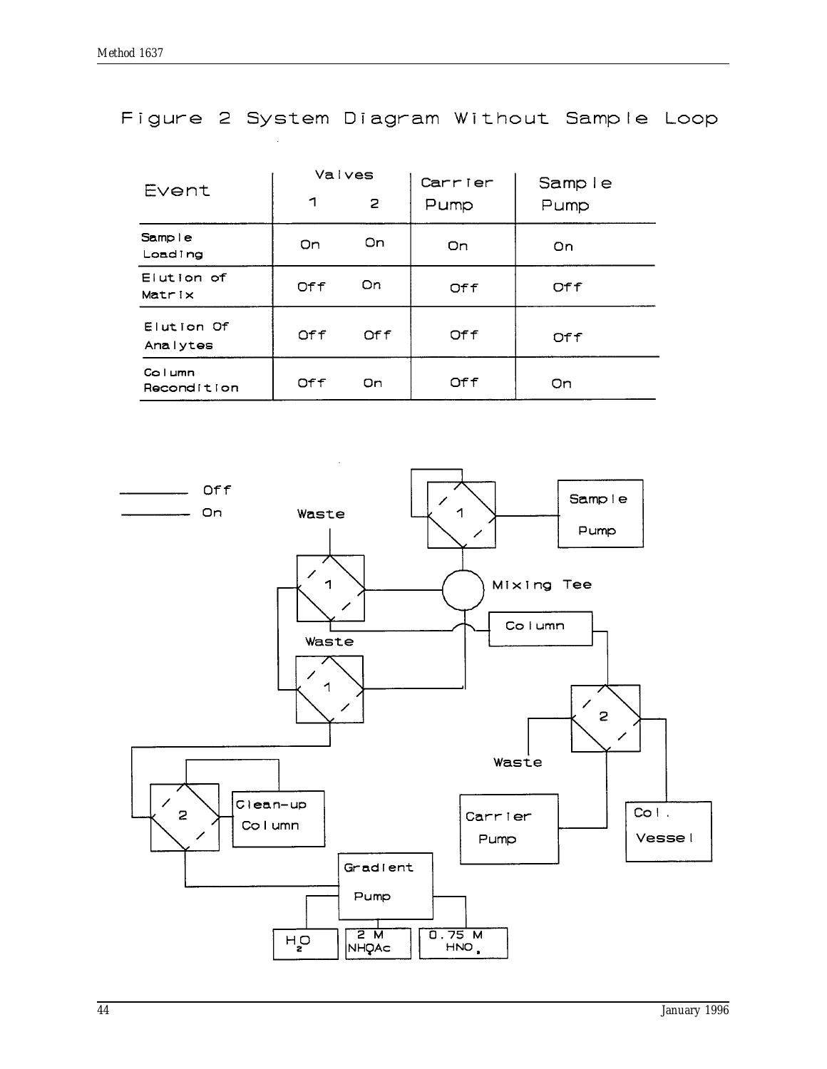# Figure 2 System Diagram Without Sample Loop

| Event | Valves 1 | Valves 2 | Carrier Pump | Sample Pump |
|---|---|---|---|---|
| Sample Loading | On | On | On | On |
| Elution of Matrix | Off | On | Off | Off |
| Elution Of Analytes | Off | Off | Off | Off |
| Column Recondition | Off | On | Off | On |

Off

On

Waste

1

Sample Pump

1

Mixing Tee

Column

Waste

1

2

Waste

2

Clean-up Column

Carrier Pump

Col. Vessel

Gradient Pump

$H_2O$

2 M $NH_4OAc$

0.75 M $HNO_3$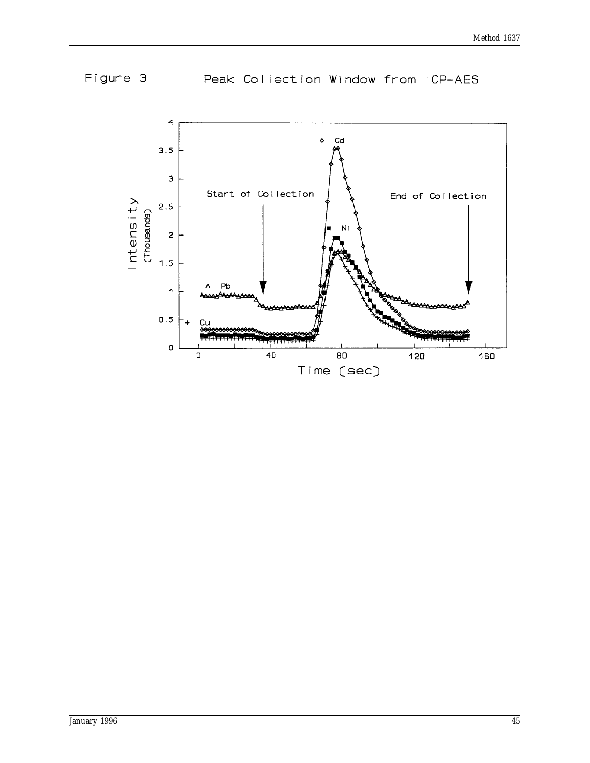Figure 3 Peak Collection Window from ICP-AES

Intensity (Thousands)

4
3.5
3
2.5
2
1.5
1
0.5
0

Cd
Ni
Pb
Cu

Start of Collection

End of Collection

0
40
80
120
160

Time (sec)